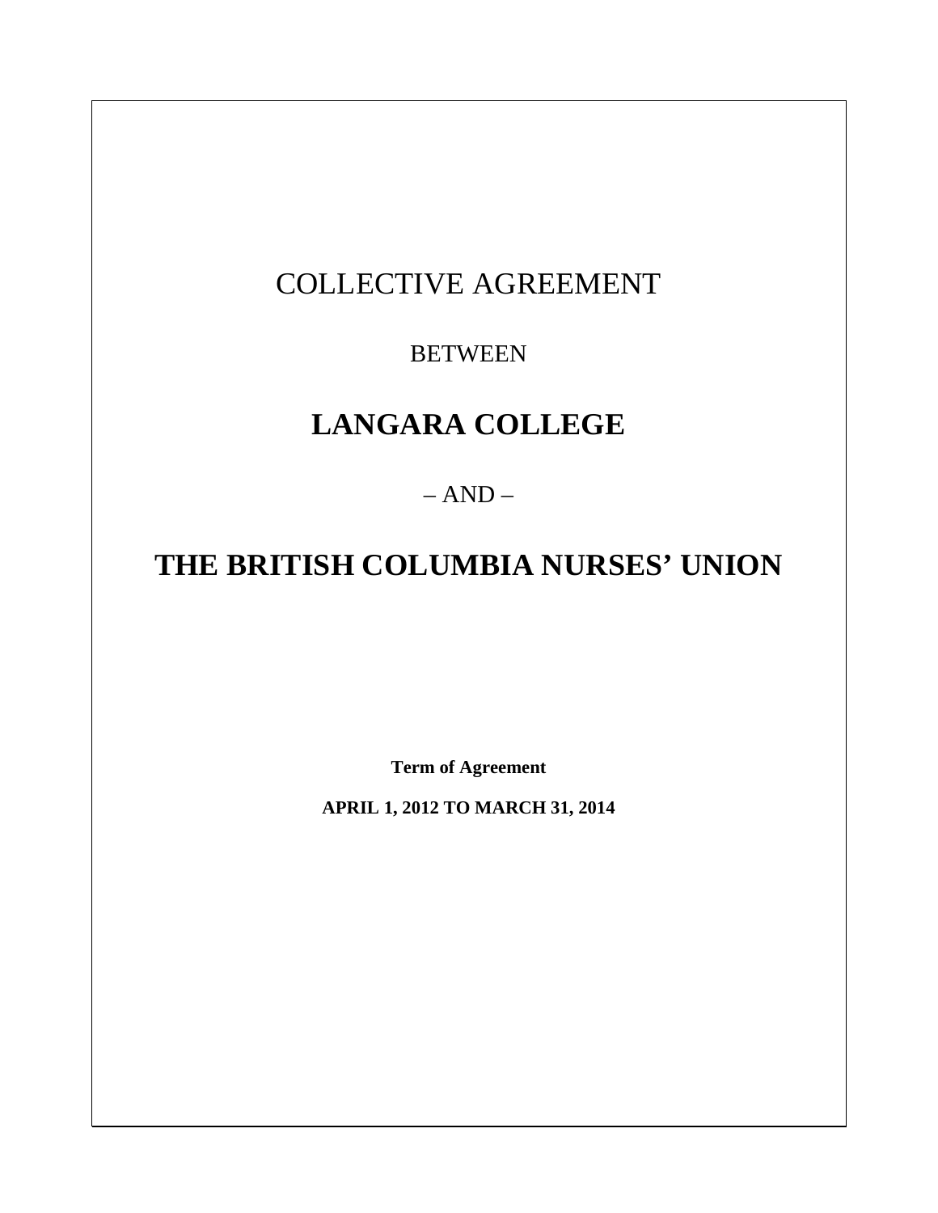# COLLECTIVE AGREEMENT

BETWEEN

# LANGARA COLLEGE

– AND –

# THE BRITISH COLUMBIA NURSES' UNION

**Term of Agreement**

**APRIL 1, 2012 TO MARCH 31, 2014**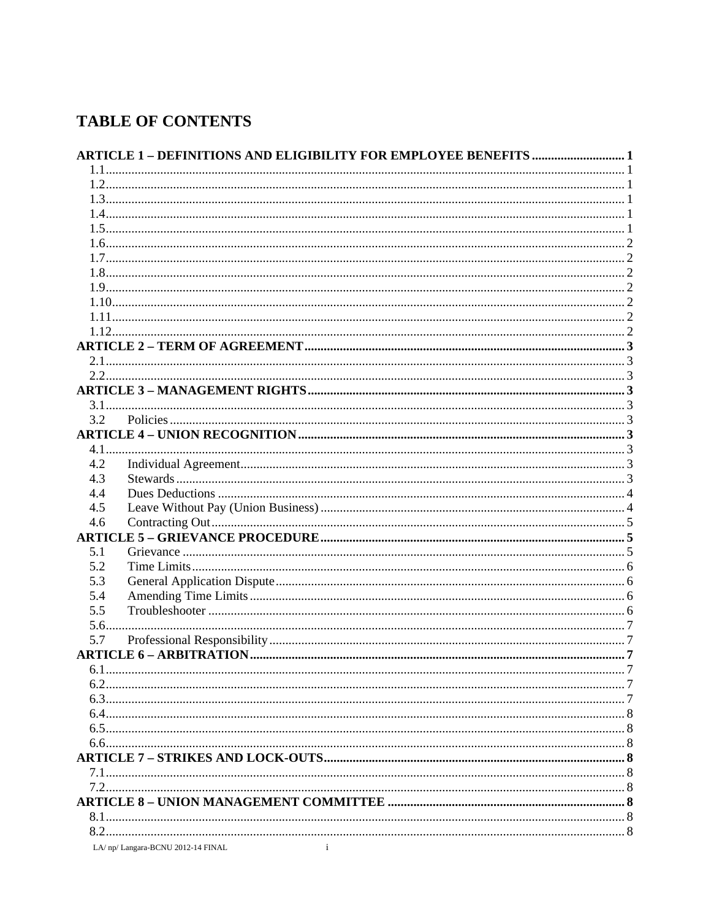# TABLE OF CONTENTS

**ARTICLE 1 – DEFINITIONS AND ELIGIBILITY FOR EMPLOYEE BENEFITS** ..... 1
- 1.1 ..... 1
- 1.2 ..... 1
- 1.3 ..... 1
- 1.4 ..... 1
- 1.5 ..... 1
- 1.6 ..... 2
- 1.7 ..... 2
- 1.8 ..... 2
- 1.9 ..... 2
- 1.10 ..... 2
- 1.11 ..... 2
- 1.12 ..... 2

**ARTICLE 2 – TERM OF AGREEMENT** ..... 3
- 2.1 ..... 3
- 2.2 ..... 3

**ARTICLE 3 – MANAGEMENT RIGHTS** ..... 3
- 3.1 ..... 3
- 3.2 Policies ..... 3

**ARTICLE 4 – UNION RECOGNITION** ..... 3
- 4.1 ..... 3
- 4.2 Individual Agreement ..... 3
- 4.3 Stewards ..... 3
- 4.4 Dues Deductions ..... 4
- 4.5 Leave Without Pay (Union Business) ..... 4
- 4.6 Contracting Out ..... 5

**ARTICLE 5 – GRIEVANCE PROCEDURE** ..... 5
- 5.1 Grievance ..... 5
- 5.2 Time Limits ..... 6
- 5.3 General Application Dispute ..... 6
- 5.4 Amending Time Limits ..... 6
- 5.5 Troubleshooter ..... 6
- 5.6 ..... 7
- 5.7 Professional Responsibility ..... 7

**ARTICLE 6 – ARBITRATION** ..... 7
- 6.1 ..... 7
- 6.2 ..... 7
- 6.3 ..... 7
- 6.4 ..... 8
- 6.5 ..... 8
- 6.6 ..... 8

**ARTICLE 7 – STRIKES AND LOCK-OUTS** ..... 8
- 7.1 ..... 8
- 7.2 ..... 8

**ARTICLE 8 – UNION MANAGEMENT COMMITTEE** ..... 8
- 8.1 ..... 8
- 8.2 ..... 8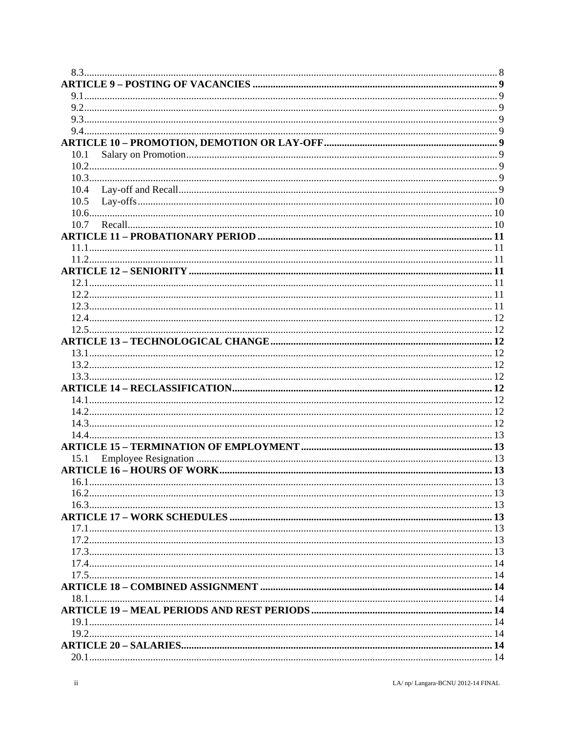8.3 .......... 8

**ARTICLE 9 – POSTING OF VACANCIES .......... 9**

9.1 .......... 9
9.2 .......... 9
9.3 .......... 9
9.4 .......... 9

**ARTICLE 10 – PROMOTION, DEMOTION OR LAY-OFF .......... 9**

10.1 Salary on Promotion .......... 9
10.2 .......... 9
10.3 .......... 9
10.4 Lay-off and Recall .......... 9
10.5 Lay-offs .......... 10
10.6 .......... 10
10.7 Recall .......... 10

**ARTICLE 11 – PROBATIONARY PERIOD .......... 11**

11.1 .......... 11
11.2 .......... 11

**ARTICLE 12 – SENIORITY .......... 11**

12.1 .......... 11
12.2 .......... 11
12.3 .......... 11
12.4 .......... 12
12.5 .......... 12

**ARTICLE 13 – TECHNOLOGICAL CHANGE .......... 12**

13.1 .......... 12
13.2 .......... 12
13.3 .......... 12

**ARTICLE 14 – RECLASSIFICATION .......... 12**

14.1 .......... 12
14.2 .......... 12
14.3 .......... 12
14.4 .......... 13

**ARTICLE 15 – TERMINATION OF EMPLOYMENT .......... 13**

15.1 Employee Resignation .......... 13

**ARTICLE 16 – HOURS OF WORK .......... 13**

16.1 .......... 13
16.2 .......... 13
16.3 .......... 13

**ARTICLE 17 – WORK SCHEDULES .......... 13**

17.1 .......... 13
17.2 .......... 13
17.3 .......... 13
17.4 .......... 14
17.5 .......... 14

**ARTICLE 18 – COMBINED ASSIGNMENT .......... 14**

18.1 .......... 14

**ARTICLE 19 – MEAL PERIODS AND REST PERIODS .......... 14**

19.1 .......... 14
19.2 .......... 14

**ARTICLE 20 – SALARIES .......... 14**

20.1 .......... 14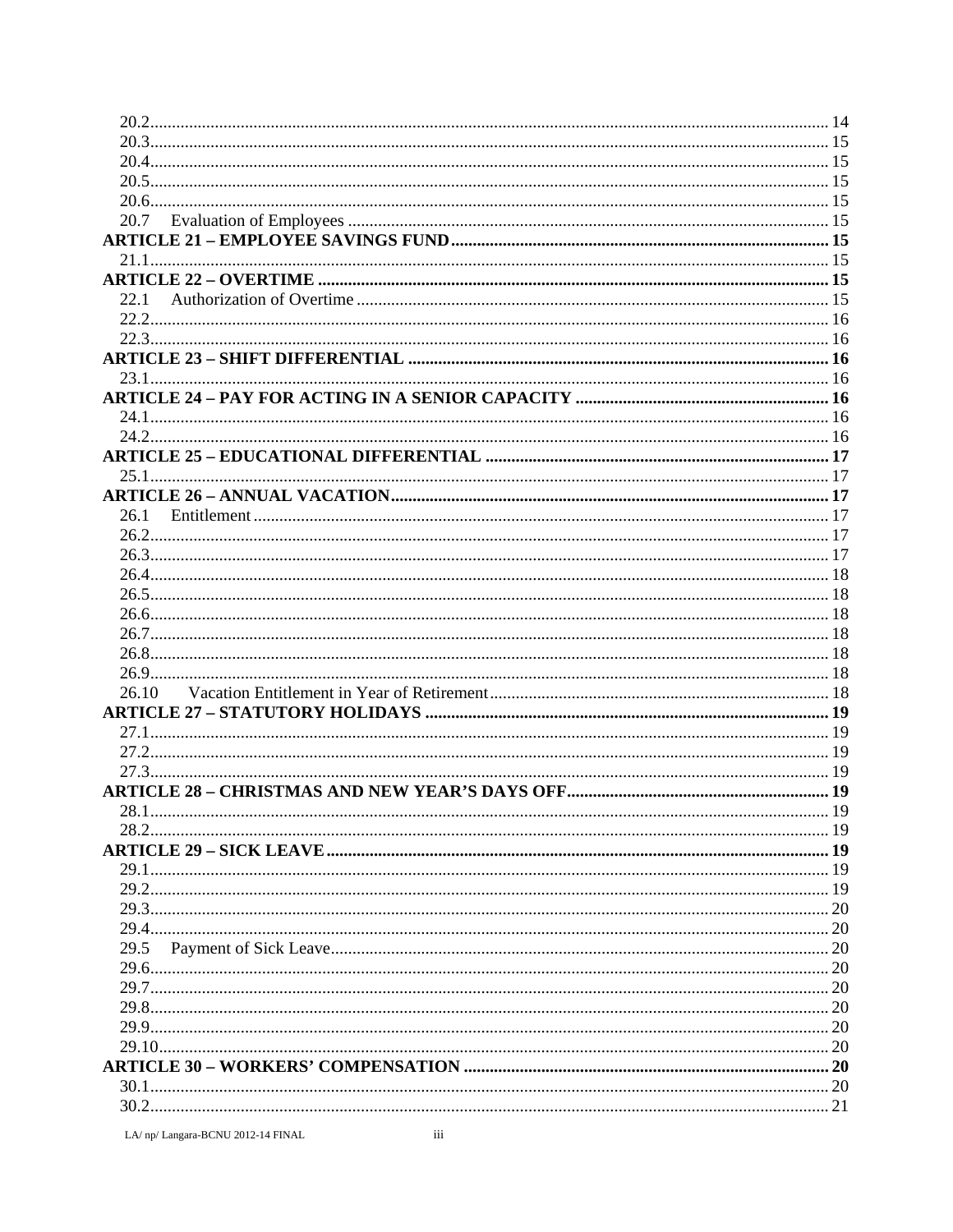20.2 ............................................................ 14
20.3 ............................................................ 15
20.4 ............................................................ 15
20.5 ............................................................ 15
20.6 ............................................................ 15
20.7 Evaluation of Employees ............................................................ 15

**ARTICLE 21 – EMPLOYEE SAVINGS FUND ............................................................ 15**

21.1 ............................................................ 15

**ARTICLE 22 – OVERTIME ............................................................ 15**

22.1 Authorization of Overtime ............................................................ 15
22.2 ............................................................ 16
22.3 ............................................................ 16

**ARTICLE 23 – SHIFT DIFFERENTIAL ............................................................ 16**

23.1 ............................................................ 16

**ARTICLE 24 – PAY FOR ACTING IN A SENIOR CAPACITY ............................................................ 16**

24.1 ............................................................ 16
24.2 ............................................................ 16

**ARTICLE 25 – EDUCATIONAL DIFFERENTIAL ............................................................ 17**

25.1 ............................................................ 17

**ARTICLE 26 – ANNUAL VACATION ............................................................ 17**

26.1 Entitlement ............................................................ 17
26.2 ............................................................ 17
26.3 ............................................................ 17
26.4 ............................................................ 18
26.5 ............................................................ 18
26.6 ............................................................ 18
26.7 ............................................................ 18
26.8 ............................................................ 18
26.9 ............................................................ 18
26.10 Vacation Entitlement in Year of Retirement ............................................................ 18

**ARTICLE 27 – STATUTORY HOLIDAYS ............................................................ 19**

27.1 ............................................................ 19
27.2 ............................................................ 19
27.3 ............................................................ 19

**ARTICLE 28 – CHRISTMAS AND NEW YEAR'S DAYS OFF ............................................................ 19**

28.1 ............................................................ 19
28.2 ............................................................ 19

**ARTICLE 29 – SICK LEAVE ............................................................ 19**

29.1 ............................................................ 19
29.2 ............................................................ 19
29.3 ............................................................ 20
29.4 ............................................................ 20
29.5 Payment of Sick Leave ............................................................ 20
29.6 ............................................................ 20
29.7 ............................................................ 20
29.8 ............................................................ 20
29.9 ............................................................ 20
29.10 ............................................................ 20

**ARTICLE 30 – WORKERS' COMPENSATION ............................................................ 20**

30.1 ............................................................ 20
30.2 ............................................................ 21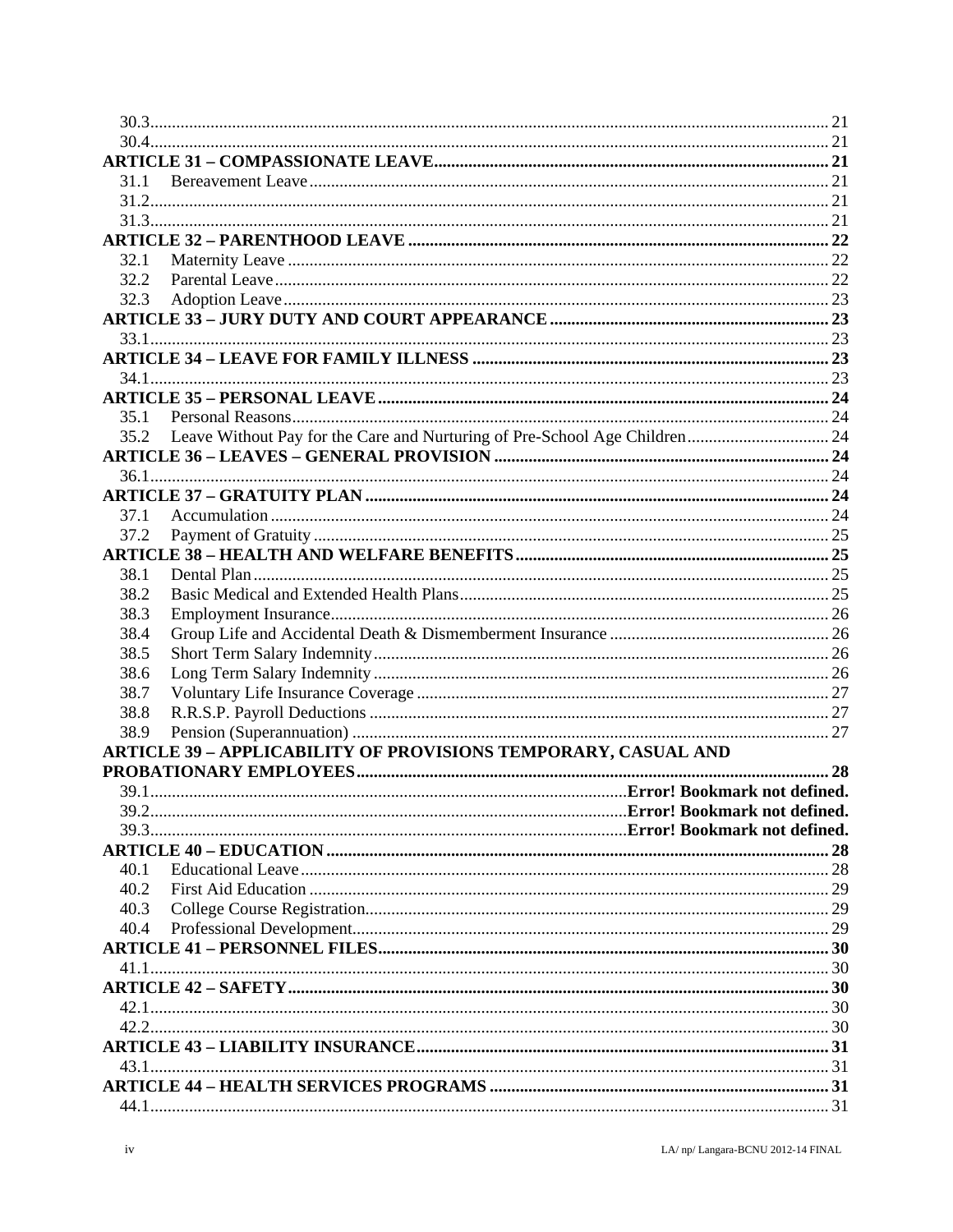30.3 ............................................................................................................................................. 21
30.4 ............................................................................................................................................. 21
**ARTICLE 31 – COMPASSIONATE LEAVE** ........................................................................................... **21**
31.1 Bereavement Leave ........................................................................................................................ 21
31.2 ............................................................................................................................................. 21
31.3 ............................................................................................................................................. 21
**ARTICLE 32 – PARENTHOOD LEAVE** ................................................................................................ **22**
32.1 Maternity Leave ............................................................................................................................. 22
32.2 Parental Leave ................................................................................................................................ 22
32.3 Adoption Leave .............................................................................................................................. 23
**ARTICLE 33 – JURY DUTY AND COURT APPEARANCE** ................................................................ **23**
33.1 ............................................................................................................................................. 23
**ARTICLE 34 – LEAVE FOR FAMILY ILLNESS** .................................................................................. **23**
34.1 ............................................................................................................................................. 23
**ARTICLE 35 – PERSONAL LEAVE** ........................................................................................................ **24**
35.1 Personal Reasons ............................................................................................................................ 24
35.2 Leave Without Pay for the Care and Nurturing of Pre-School Age Children ................................ 24
**ARTICLE 36 – LEAVES – GENERAL PROVISION** ............................................................................. **24**
36.1 ............................................................................................................................................. 24
**ARTICLE 37 – GRATUITY PLAN** ........................................................................................................... **24**
37.1 Accumulation ................................................................................................................................. 24
37.2 Payment of Gratuity ....................................................................................................................... 25
**ARTICLE 38 – HEALTH AND WELFARE BENEFITS** ........................................................................ **25**
38.1 Dental Plan ..................................................................................................................................... 25
38.2 Basic Medical and Extended Health Plans ..................................................................................... 25
38.3 Employment Insurance ................................................................................................................... 26
38.4 Group Life and Accidental Death & Dismemberment Insurance .................................................. 26
38.5 Short Term Salary Indemnity ......................................................................................................... 26
38.6 Long Term Salary Indemnity ......................................................................................................... 26
38.7 Voluntary Life Insurance Coverage ............................................................................................... 27
38.8 R.R.S.P. Payroll Deductions .......................................................................................................... 27
38.9 Pension (Superannuation) .............................................................................................................. 27
**ARTICLE 39 – APPLICABILITY OF PROVISIONS TEMPORARY, CASUAL AND PROBATIONARY EMPLOYEES** ............................................................................................................. **28**
39.1 ....................................................................................................... **Error! Bookmark not defined.**
39.2 ....................................................................................................... **Error! Bookmark not defined.**
39.3 ....................................................................................................... **Error! Bookmark not defined.**
**ARTICLE 40 – EDUCATION** .................................................................................................................... **28**
40.1 Educational Leave .......................................................................................................................... 28
40.2 First Aid Education ........................................................................................................................ 29
40.3 College Course Registration ........................................................................................................... 29
40.4 Professional Development .............................................................................................................. 29
**ARTICLE 41 – PERSONNEL FILES** ........................................................................................................ **30**
41.1 ............................................................................................................................................. 30
**ARTICLE 42 – SAFETY** ............................................................................................................................. **30**
42.1 ............................................................................................................................................. 30
42.2 ............................................................................................................................................. 30
**ARTICLE 43 – LIABILITY INSURANCE** ............................................................................................... **31**
43.1 ............................................................................................................................................. 31
**ARTICLE 44 – HEALTH SERVICES PROGRAMS** .............................................................................. **31**
44.1 ............................................................................................................................................. 31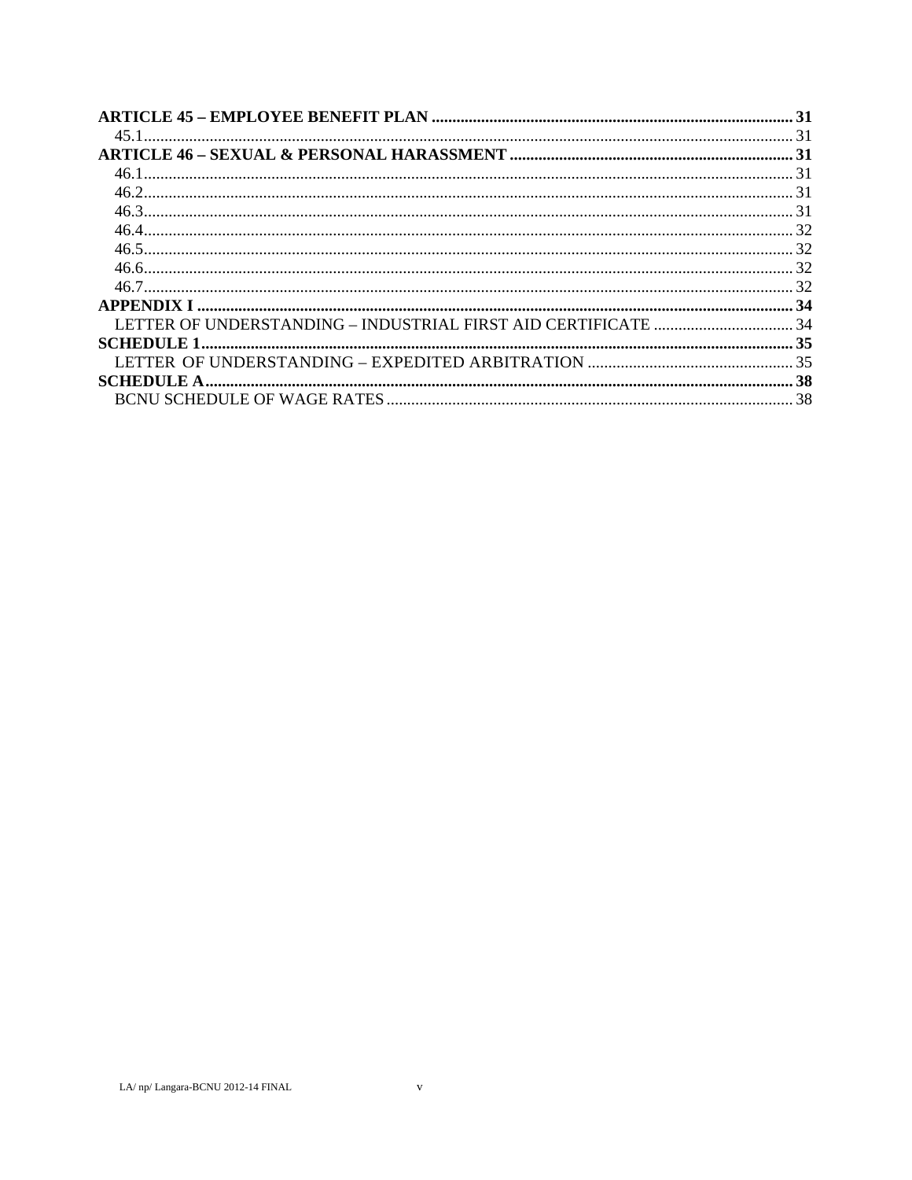**ARTICLE 45 – EMPLOYEE BENEFIT PLAN** ........................................................................................ **31**
45.1 ............................................................................................................................................. 31
**ARTICLE 46 – SEXUAL & PERSONAL HARASSMENT** .................................................................... **31**
46.1 ............................................................................................................................................. 31
46.2 ............................................................................................................................................. 31
46.3 ............................................................................................................................................. 31
46.4 ............................................................................................................................................. 32
46.5 ............................................................................................................................................. 32
46.6 ............................................................................................................................................. 32
46.7 ............................................................................................................................................. 32
**APPENDIX I** ................................................................................................................................. **34**
LETTER OF UNDERSTANDING – INDUSTRIAL FIRST AID CERTIFICATE .................................. 34
**SCHEDULE 1** ................................................................................................................................ **35**
LETTER OF UNDERSTANDING – EXPEDITED ARBITRATION ................................................. 35
**SCHEDULE A** ................................................................................................................................ **38**
BCNU SCHEDULE OF WAGE RATES ........................................................................................ 38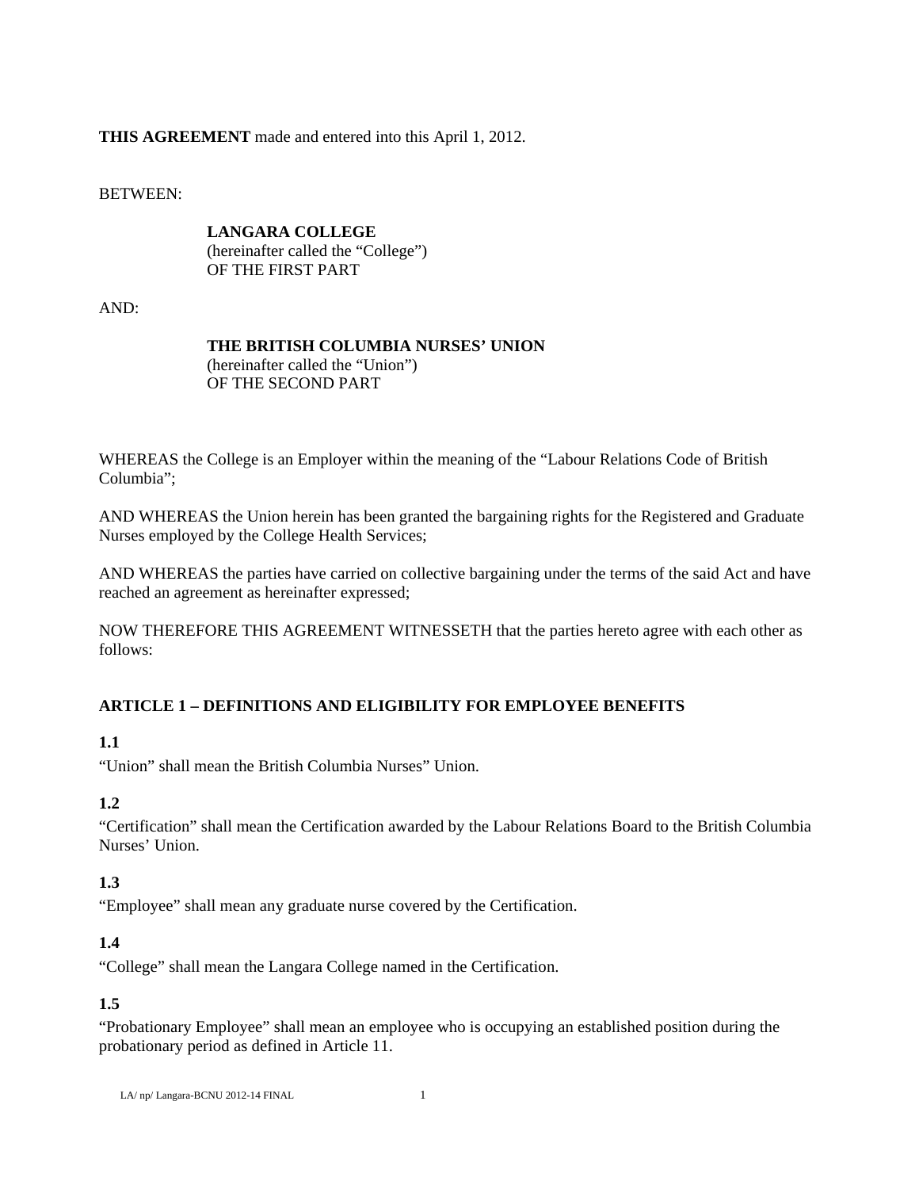**THIS AGREEMENT** made and entered into this April 1, 2012.

BETWEEN:

**LANGARA COLLEGE**
(hereinafter called the “College”)
OF THE FIRST PART

AND:

**THE BRITISH COLUMBIA NURSES’ UNION**
(hereinafter called the “Union”)
OF THE SECOND PART

WHEREAS the College is an Employer within the meaning of the “Labour Relations Code of British Columbia”;

AND WHEREAS the Union herein has been granted the bargaining rights for the Registered and Graduate Nurses employed by the College Health Services;

AND WHEREAS the parties have carried on collective bargaining under the terms of the said Act and have reached an agreement as hereinafter expressed;

NOW THEREFORE THIS AGREEMENT WITNESSETH that the parties hereto agree with each other as follows:

## ARTICLE 1 – DEFINITIONS AND ELIGIBILITY FOR EMPLOYEE BENEFITS

### 1.1

“Union” shall mean the British Columbia Nurses” Union.

### 1.2

“Certification” shall mean the Certification awarded by the Labour Relations Board to the British Columbia Nurses’ Union.

### 1.3

“Employee” shall mean any graduate nurse covered by the Certification.

### 1.4

“College” shall mean the Langara College named in the Certification.

### 1.5

“Probationary Employee” shall mean an employee who is occupying an established position during the probationary period as defined in Article 11.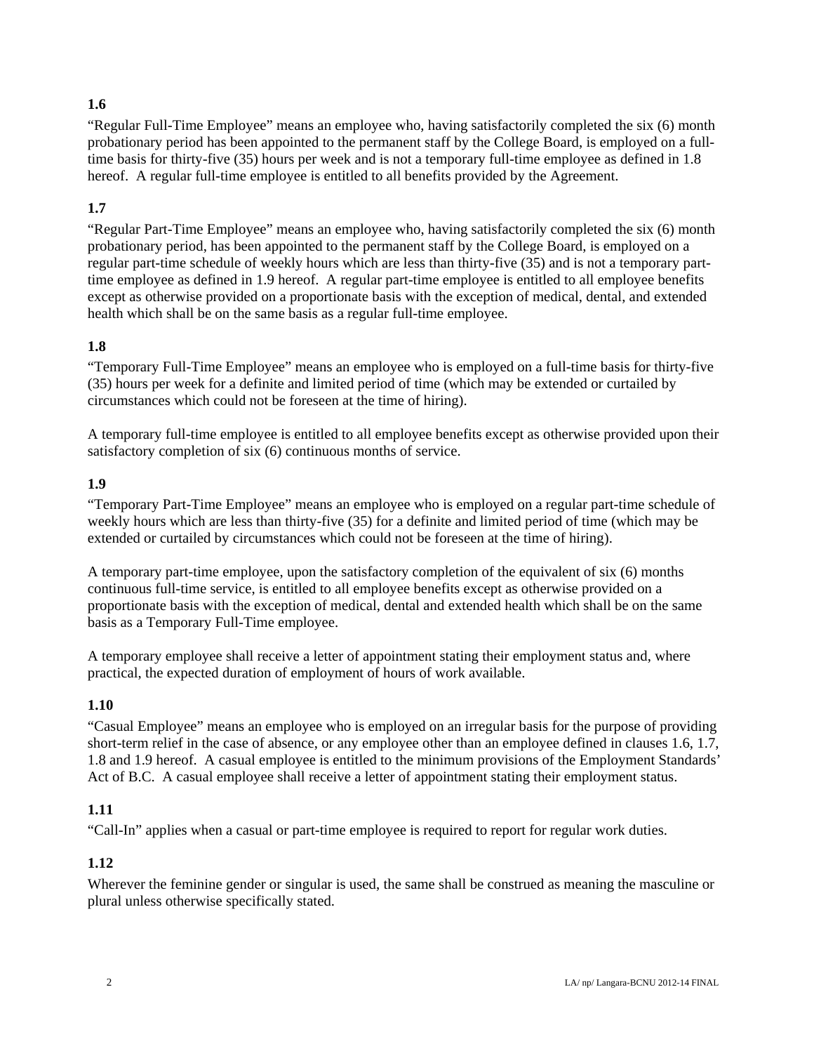**1.6**

"Regular Full-Time Employee" means an employee who, having satisfactorily completed the six (6) month probationary period has been appointed to the permanent staff by the College Board, is employed on a full-time basis for thirty-five (35) hours per week and is not a temporary full-time employee as defined in 1.8 hereof. A regular full-time employee is entitled to all benefits provided by the Agreement.

**1.7**

"Regular Part-Time Employee" means an employee who, having satisfactorily completed the six (6) month probationary period, has been appointed to the permanent staff by the College Board, is employed on a regular part-time schedule of weekly hours which are less than thirty-five (35) and is not a temporary part-time employee as defined in 1.9 hereof. A regular part-time employee is entitled to all employee benefits except as otherwise provided on a proportionate basis with the exception of medical, dental, and extended health which shall be on the same basis as a regular full-time employee.

**1.8**

"Temporary Full-Time Employee" means an employee who is employed on a full-time basis for thirty-five (35) hours per week for a definite and limited period of time (which may be extended or curtailed by circumstances which could not be foreseen at the time of hiring).

A temporary full-time employee is entitled to all employee benefits except as otherwise provided upon their satisfactory completion of six (6) continuous months of service.

**1.9**

"Temporary Part-Time Employee" means an employee who is employed on a regular part-time schedule of weekly hours which are less than thirty-five (35) for a definite and limited period of time (which may be extended or curtailed by circumstances which could not be foreseen at the time of hiring).

A temporary part-time employee, upon the satisfactory completion of the equivalent of six (6) months continuous full-time service, is entitled to all employee benefits except as otherwise provided on a proportionate basis with the exception of medical, dental and extended health which shall be on the same basis as a Temporary Full-Time employee.

A temporary employee shall receive a letter of appointment stating their employment status and, where practical, the expected duration of employment of hours of work available.

**1.10**

"Casual Employee" means an employee who is employed on an irregular basis for the purpose of providing short-term relief in the case of absence, or any employee other than an employee defined in clauses 1.6, 1.7, 1.8 and 1.9 hereof. A casual employee is entitled to the minimum provisions of the Employment Standards' Act of B.C. A casual employee shall receive a letter of appointment stating their employment status.

**1.11**

"Call-In" applies when a casual or part-time employee is required to report for regular work duties.

**1.12**

Wherever the feminine gender or singular is used, the same shall be construed as meaning the masculine or plural unless otherwise specifically stated.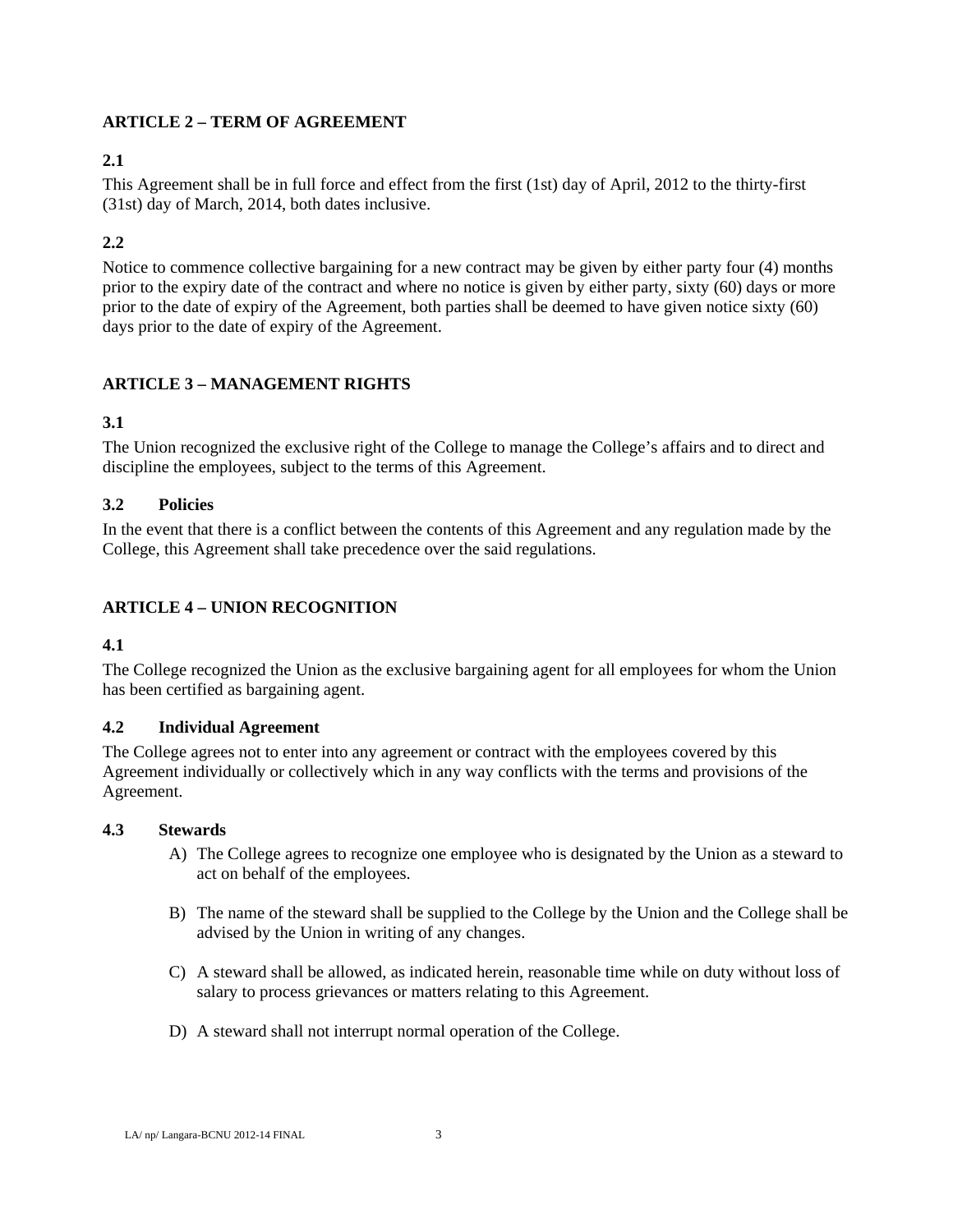## ARTICLE 2 – TERM OF AGREEMENT

### 2.1

This Agreement shall be in full force and effect from the first (1st) day of April, 2012 to the thirty-first (31st) day of March, 2014, both dates inclusive.

### 2.2

Notice to commence collective bargaining for a new contract may be given by either party four (4) months prior to the expiry date of the contract and where no notice is given by either party, sixty (60) days or more prior to the date of expiry of the Agreement, both parties shall be deemed to have given notice sixty (60) days prior to the date of expiry of the Agreement.

## ARTICLE 3 – MANAGEMENT RIGHTS

### 3.1

The Union recognized the exclusive right of the College to manage the College's affairs and to direct and discipline the employees, subject to the terms of this Agreement.

### 3.2 Policies

In the event that there is a conflict between the contents of this Agreement and any regulation made by the College, this Agreement shall take precedence over the said regulations.

## ARTICLE 4 – UNION RECOGNITION

### 4.1

The College recognized the Union as the exclusive bargaining agent for all employees for whom the Union has been certified as bargaining agent.

### 4.2 Individual Agreement

The College agrees not to enter into any agreement or contract with the employees covered by this Agreement individually or collectively which in any way conflicts with the terms and provisions of the Agreement.

### 4.3 Stewards

A) The College agrees to recognize one employee who is designated by the Union as a steward to act on behalf of the employees.

B) The name of the steward shall be supplied to the College by the Union and the College shall be advised by the Union in writing of any changes.

C) A steward shall be allowed, as indicated herein, reasonable time while on duty without loss of salary to process grievances or matters relating to this Agreement.

D) A steward shall not interrupt normal operation of the College.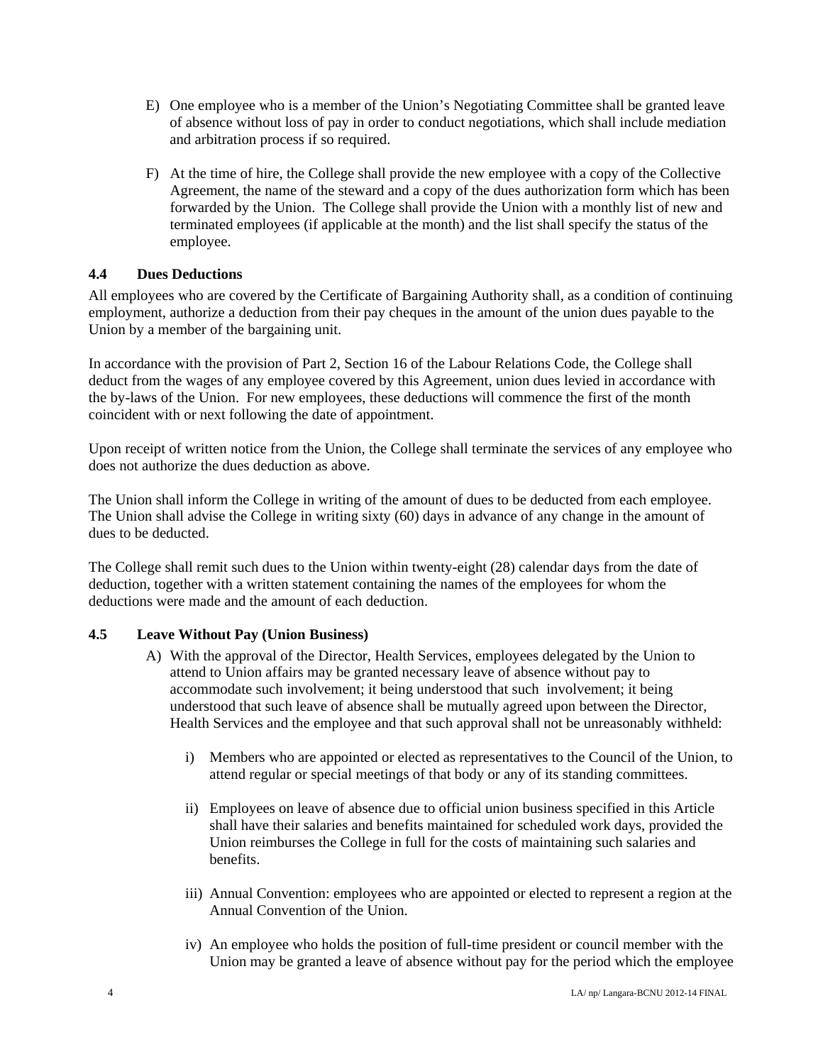E) One employee who is a member of the Union's Negotiating Committee shall be granted leave of absence without loss of pay in order to conduct negotiations, which shall include mediation and arbitration process if so required.

F) At the time of hire, the College shall provide the new employee with a copy of the Collective Agreement, the name of the steward and a copy of the dues authorization form which has been forwarded by the Union. The College shall provide the Union with a monthly list of new and terminated employees (if applicable at the month) and the list shall specify the status of the employee.

### 4.4 Dues Deductions

All employees who are covered by the Certificate of Bargaining Authority shall, as a condition of continuing employment, authorize a deduction from their pay cheques in the amount of the union dues payable to the Union by a member of the bargaining unit.

In accordance with the provision of Part 2, Section 16 of the Labour Relations Code, the College shall deduct from the wages of any employee covered by this Agreement, union dues levied in accordance with the by-laws of the Union. For new employees, these deductions will commence the first of the month coincident with or next following the date of appointment.

Upon receipt of written notice from the Union, the College shall terminate the services of any employee who does not authorize the dues deduction as above.

The Union shall inform the College in writing of the amount of dues to be deducted from each employee. The Union shall advise the College in writing sixty (60) days in advance of any change in the amount of dues to be deducted.

The College shall remit such dues to the Union within twenty-eight (28) calendar days from the date of deduction, together with a written statement containing the names of the employees for whom the deductions were made and the amount of each deduction.

### 4.5 Leave Without Pay (Union Business)

A) With the approval of the Director, Health Services, employees delegated by the Union to attend to Union affairs may be granted necessary leave of absence without pay to accommodate such involvement; it being understood that such involvement; it being understood that such leave of absence shall be mutually agreed upon between the Director, Health Services and the employee and that such approval shall not be unreasonably withheld:

   i) Members who are appointed or elected as representatives to the Council of the Union, to attend regular or special meetings of that body or any of its standing committees.

   ii) Employees on leave of absence due to official union business specified in this Article shall have their salaries and benefits maintained for scheduled work days, provided the Union reimburses the College in full for the costs of maintaining such salaries and benefits.

   iii) Annual Convention: employees who are appointed or elected to represent a region at the Annual Convention of the Union.

   iv) An employee who holds the position of full-time president or council member with the Union may be granted a leave of absence without pay for the period which the employee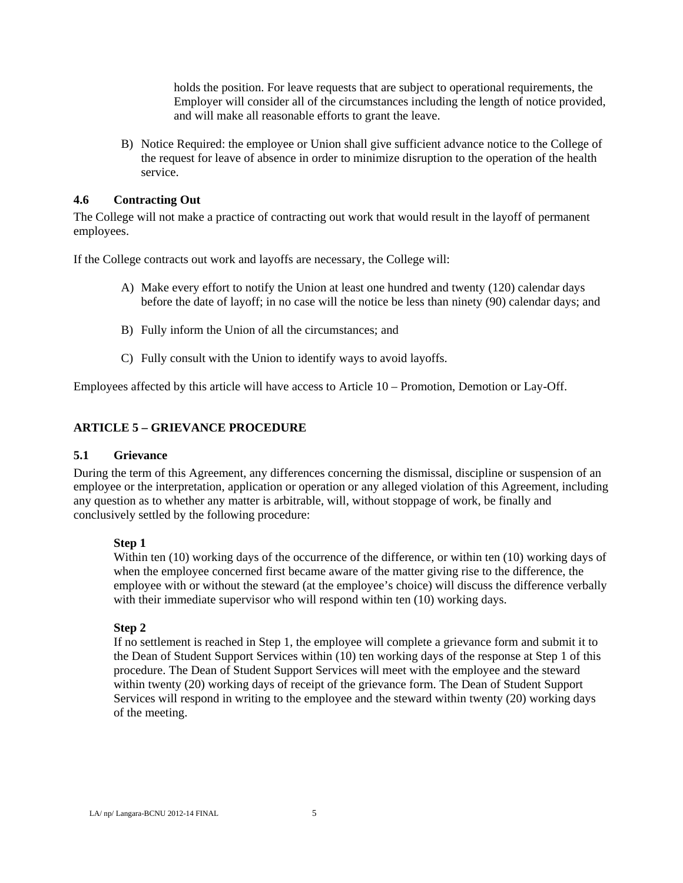holds the position. For leave requests that are subject to operational requirements, the Employer will consider all of the circumstances including the length of notice provided, and will make all reasonable efforts to grant the leave.

B) Notice Required: the employee or Union shall give sufficient advance notice to the College of the request for leave of absence in order to minimize disruption to the operation of the health service.

### 4.6 Contracting Out

The College will not make a practice of contracting out work that would result in the layoff of permanent employees.

If the College contracts out work and layoffs are necessary, the College will:

A) Make every effort to notify the Union at least one hundred and twenty (120) calendar days before the date of layoff; in no case will the notice be less than ninety (90) calendar days; and

B) Fully inform the Union of all the circumstances; and

C) Fully consult with the Union to identify ways to avoid layoffs.

Employees affected by this article will have access to Article 10 – Promotion, Demotion or Lay-Off.

## ARTICLE 5 – GRIEVANCE PROCEDURE

### 5.1 Grievance

During the term of this Agreement, any differences concerning the dismissal, discipline or suspension of an employee or the interpretation, application or operation or any alleged violation of this Agreement, including any question as to whether any matter is arbitrable, will, without stoppage of work, be finally and conclusively settled by the following procedure:

**Step 1**
Within ten (10) working days of the occurrence of the difference, or within ten (10) working days of when the employee concerned first became aware of the matter giving rise to the difference, the employee with or without the steward (at the employee's choice) will discuss the difference verbally with their immediate supervisor who will respond within ten (10) working days.

**Step 2**
If no settlement is reached in Step 1, the employee will complete a grievance form and submit it to the Dean of Student Support Services within (10) ten working days of the response at Step 1 of this procedure. The Dean of Student Support Services will meet with the employee and the steward within twenty (20) working days of receipt of the grievance form. The Dean of Student Support Services will respond in writing to the employee and the steward within twenty (20) working days of the meeting.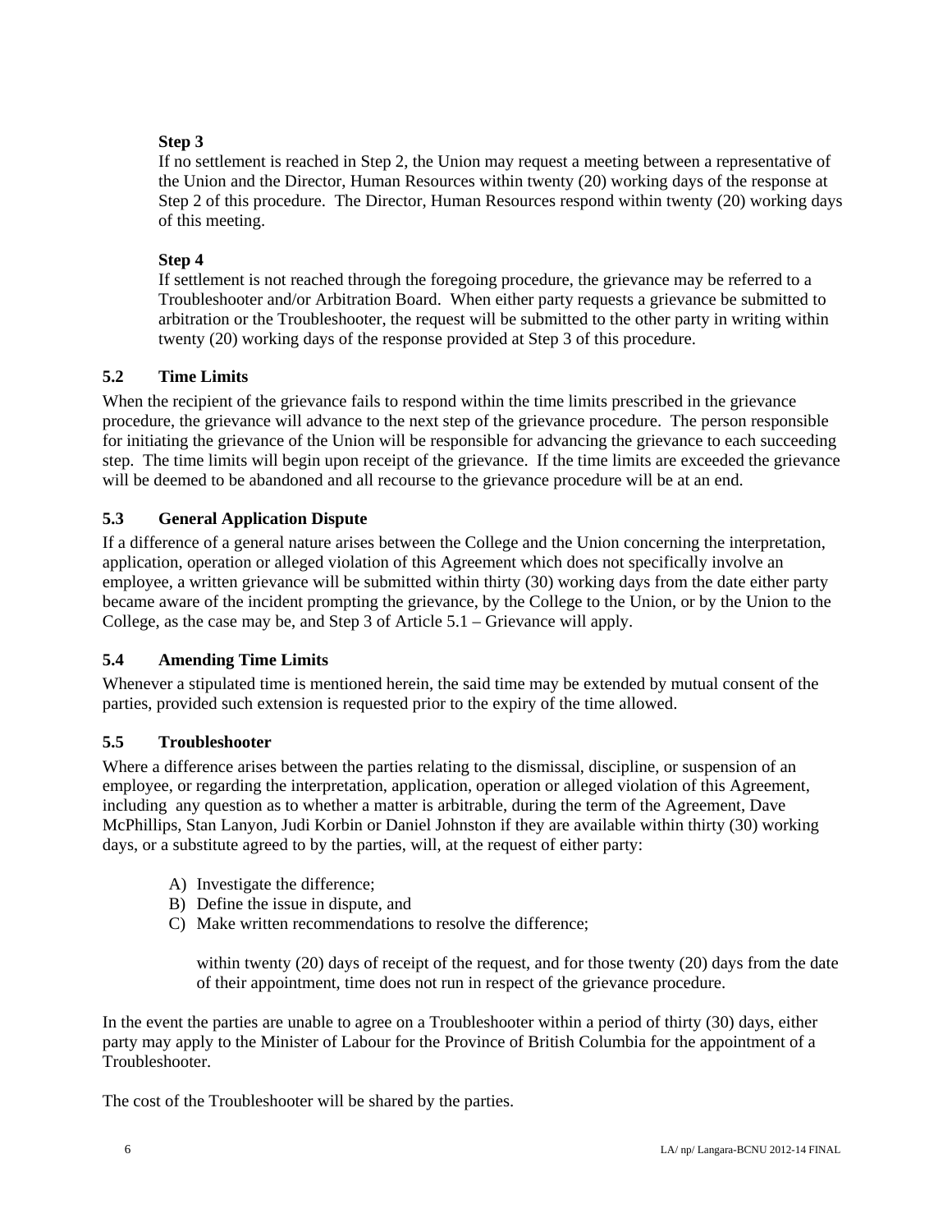**Step 3**

If no settlement is reached in Step 2, the Union may request a meeting between a representative of the Union and the Director, Human Resources within twenty (20) working days of the response at Step 2 of this procedure. The Director, Human Resources respond within twenty (20) working days of this meeting.

**Step 4**

If settlement is not reached through the foregoing procedure, the grievance may be referred to a Troubleshooter and/or Arbitration Board. When either party requests a grievance be submitted to arbitration or the Troubleshooter, the request will be submitted to the other party in writing within twenty (20) working days of the response provided at Step 3 of this procedure.

### 5.2 Time Limits

When the recipient of the grievance fails to respond within the time limits prescribed in the grievance procedure, the grievance will advance to the next step of the grievance procedure. The person responsible for initiating the grievance of the Union will be responsible for advancing the grievance to each succeeding step. The time limits will begin upon receipt of the grievance. If the time limits are exceeded the grievance will be deemed to be abandoned and all recourse to the grievance procedure will be at an end.

### 5.3 General Application Dispute

If a difference of a general nature arises between the College and the Union concerning the interpretation, application, operation or alleged violation of this Agreement which does not specifically involve an employee, a written grievance will be submitted within thirty (30) working days from the date either party became aware of the incident prompting the grievance, by the College to the Union, or by the Union to the College, as the case may be, and Step 3 of Article 5.1 – Grievance will apply.

### 5.4 Amending Time Limits

Whenever a stipulated time is mentioned herein, the said time may be extended by mutual consent of the parties, provided such extension is requested prior to the expiry of the time allowed.

### 5.5 Troubleshooter

Where a difference arises between the parties relating to the dismissal, discipline, or suspension of an employee, or regarding the interpretation, application, operation or alleged violation of this Agreement, including any question as to whether a matter is arbitrable, during the term of the Agreement, Dave McPhillips, Stan Lanyon, Judi Korbin or Daniel Johnston if they are available within thirty (30) working days, or a substitute agreed to by the parties, will, at the request of either party:

A) Investigate the difference;
B) Define the issue in dispute, and
C) Make written recommendations to resolve the difference;

within twenty (20) days of receipt of the request, and for those twenty (20) days from the date of their appointment, time does not run in respect of the grievance procedure.

In the event the parties are unable to agree on a Troubleshooter within a period of thirty (30) days, either party may apply to the Minister of Labour for the Province of British Columbia for the appointment of a Troubleshooter.

The cost of the Troubleshooter will be shared by the parties.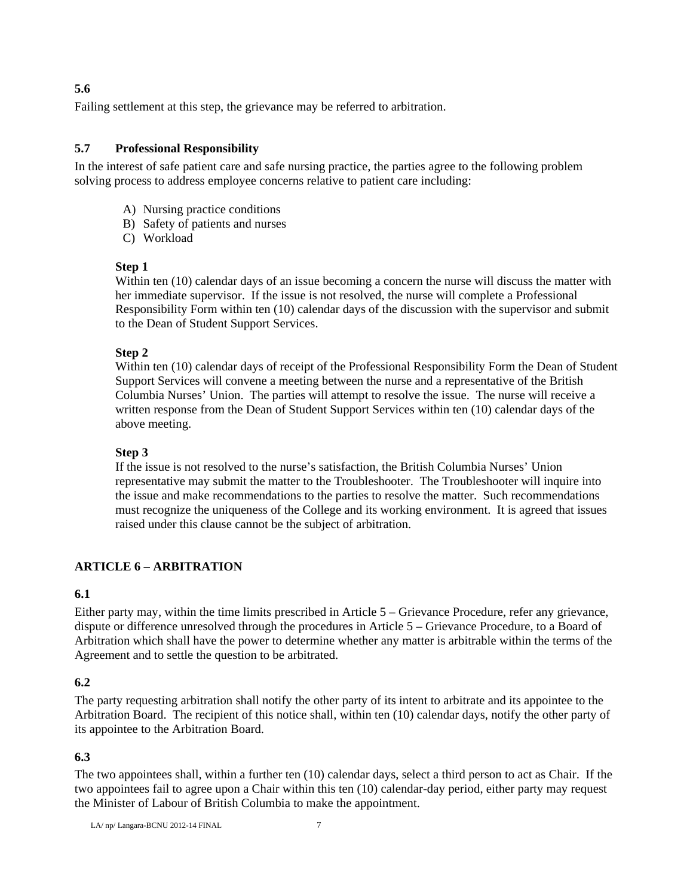**5.6**

Failing settlement at this step, the grievance may be referred to arbitration.

**5.7 Professional Responsibility**

In the interest of safe patient care and safe nursing practice, the parties agree to the following problem solving process to address employee concerns relative to patient care including:

A) Nursing practice conditions
B) Safety of patients and nurses
C) Workload

**Step 1**

Within ten (10) calendar days of an issue becoming a concern the nurse will discuss the matter with her immediate supervisor. If the issue is not resolved, the nurse will complete a Professional Responsibility Form within ten (10) calendar days of the discussion with the supervisor and submit to the Dean of Student Support Services.

**Step 2**

Within ten (10) calendar days of receipt of the Professional Responsibility Form the Dean of Student Support Services will convene a meeting between the nurse and a representative of the British Columbia Nurses' Union. The parties will attempt to resolve the issue. The nurse will receive a written response from the Dean of Student Support Services within ten (10) calendar days of the above meeting.

**Step 3**

If the issue is not resolved to the nurse's satisfaction, the British Columbia Nurses' Union representative may submit the matter to the Troubleshooter. The Troubleshooter will inquire into the issue and make recommendations to the parties to resolve the matter. Such recommendations must recognize the uniqueness of the College and its working environment. It is agreed that issues raised under this clause cannot be the subject of arbitration.

## ARTICLE 6 – ARBITRATION

**6.1**

Either party may, within the time limits prescribed in Article 5 – Grievance Procedure, refer any grievance, dispute or difference unresolved through the procedures in Article 5 – Grievance Procedure, to a Board of Arbitration which shall have the power to determine whether any matter is arbitrable within the terms of the Agreement and to settle the question to be arbitrated.

**6.2**

The party requesting arbitration shall notify the other party of its intent to arbitrate and its appointee to the Arbitration Board. The recipient of this notice shall, within ten (10) calendar days, notify the other party of its appointee to the Arbitration Board.

**6.3**

The two appointees shall, within a further ten (10) calendar days, select a third person to act as Chair. If the two appointees fail to agree upon a Chair within this ten (10) calendar-day period, either party may request the Minister of Labour of British Columbia to make the appointment.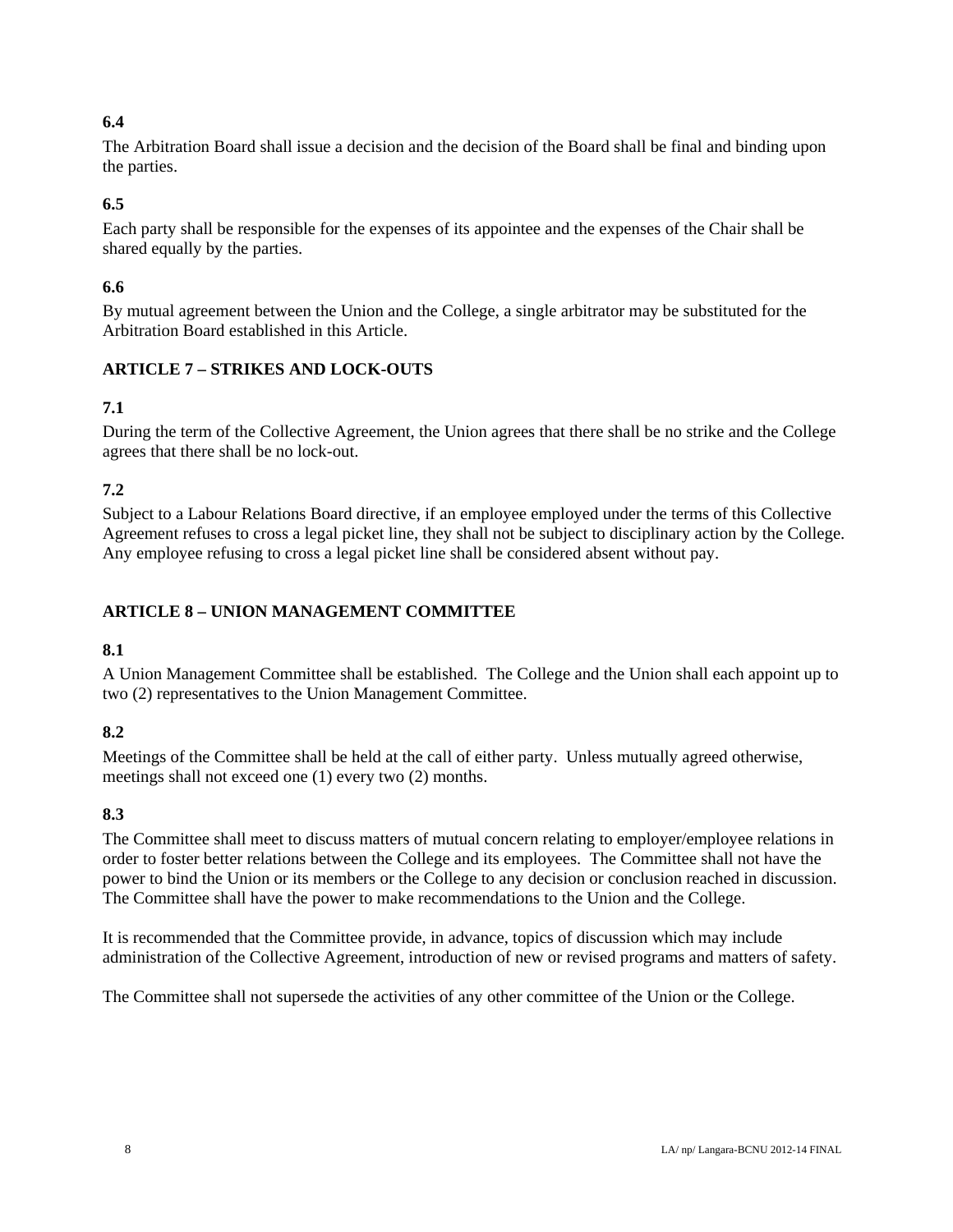**6.4**

The Arbitration Board shall issue a decision and the decision of the Board shall be final and binding upon the parties.

**6.5**

Each party shall be responsible for the expenses of its appointee and the expenses of the Chair shall be shared equally by the parties.

**6.6**

By mutual agreement between the Union and the College, a single arbitrator may be substituted for the Arbitration Board established in this Article.

## ARTICLE 7 – STRIKES AND LOCK-OUTS

**7.1**

During the term of the Collective Agreement, the Union agrees that there shall be no strike and the College agrees that there shall be no lock-out.

**7.2**

Subject to a Labour Relations Board directive, if an employee employed under the terms of this Collective Agreement refuses to cross a legal picket line, they shall not be subject to disciplinary action by the College. Any employee refusing to cross a legal picket line shall be considered absent without pay.

## ARTICLE 8 – UNION MANAGEMENT COMMITTEE

**8.1**

A Union Management Committee shall be established. The College and the Union shall each appoint up to two (2) representatives to the Union Management Committee.

**8.2**

Meetings of the Committee shall be held at the call of either party. Unless mutually agreed otherwise, meetings shall not exceed one (1) every two (2) months.

**8.3**

The Committee shall meet to discuss matters of mutual concern relating to employer/employee relations in order to foster better relations between the College and its employees. The Committee shall not have the power to bind the Union or its members or the College to any decision or conclusion reached in discussion. The Committee shall have the power to make recommendations to the Union and the College.

It is recommended that the Committee provide, in advance, topics of discussion which may include administration of the Collective Agreement, introduction of new or revised programs and matters of safety.

The Committee shall not supersede the activities of any other committee of the Union or the College.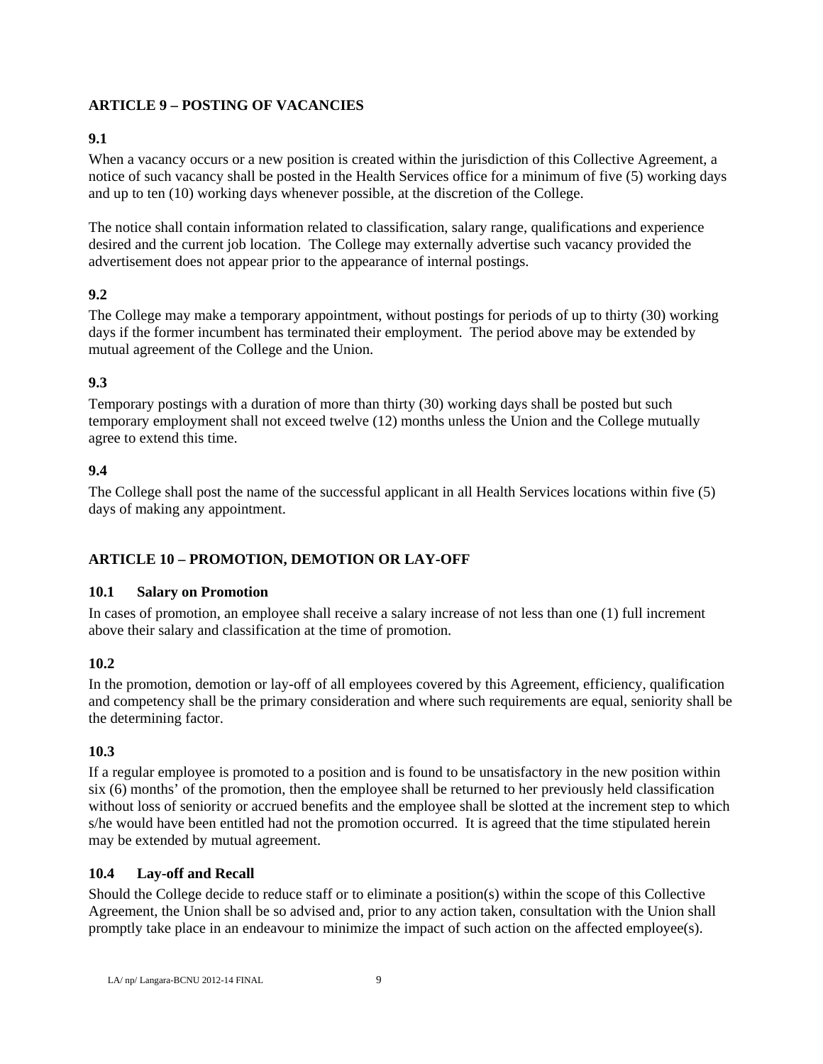## ARTICLE 9 – POSTING OF VACANCIES

### 9.1

When a vacancy occurs or a new position is created within the jurisdiction of this Collective Agreement, a notice of such vacancy shall be posted in the Health Services office for a minimum of five (5) working days and up to ten (10) working days whenever possible, at the discretion of the College.

The notice shall contain information related to classification, salary range, qualifications and experience desired and the current job location. The College may externally advertise such vacancy provided the advertisement does not appear prior to the appearance of internal postings.

### 9.2

The College may make a temporary appointment, without postings for periods of up to thirty (30) working days if the former incumbent has terminated their employment. The period above may be extended by mutual agreement of the College and the Union.

### 9.3

Temporary postings with a duration of more than thirty (30) working days shall be posted but such temporary employment shall not exceed twelve (12) months unless the Union and the College mutually agree to extend this time.

### 9.4

The College shall post the name of the successful applicant in all Health Services locations within five (5) days of making any appointment.

## ARTICLE 10 – PROMOTION, DEMOTION OR LAY-OFF

### 10.1 Salary on Promotion

In cases of promotion, an employee shall receive a salary increase of not less than one (1) full increment above their salary and classification at the time of promotion.

### 10.2

In the promotion, demotion or lay-off of all employees covered by this Agreement, efficiency, qualification and competency shall be the primary consideration and where such requirements are equal, seniority shall be the determining factor.

### 10.3

If a regular employee is promoted to a position and is found to be unsatisfactory in the new position within six (6) months' of the promotion, then the employee shall be returned to her previously held classification without loss of seniority or accrued benefits and the employee shall be slotted at the increment step to which s/he would have been entitled had not the promotion occurred. It is agreed that the time stipulated herein may be extended by mutual agreement.

### 10.4 Lay-off and Recall

Should the College decide to reduce staff or to eliminate a position(s) within the scope of this Collective Agreement, the Union shall be so advised and, prior to any action taken, consultation with the Union shall promptly take place in an endeavour to minimize the impact of such action on the affected employee(s).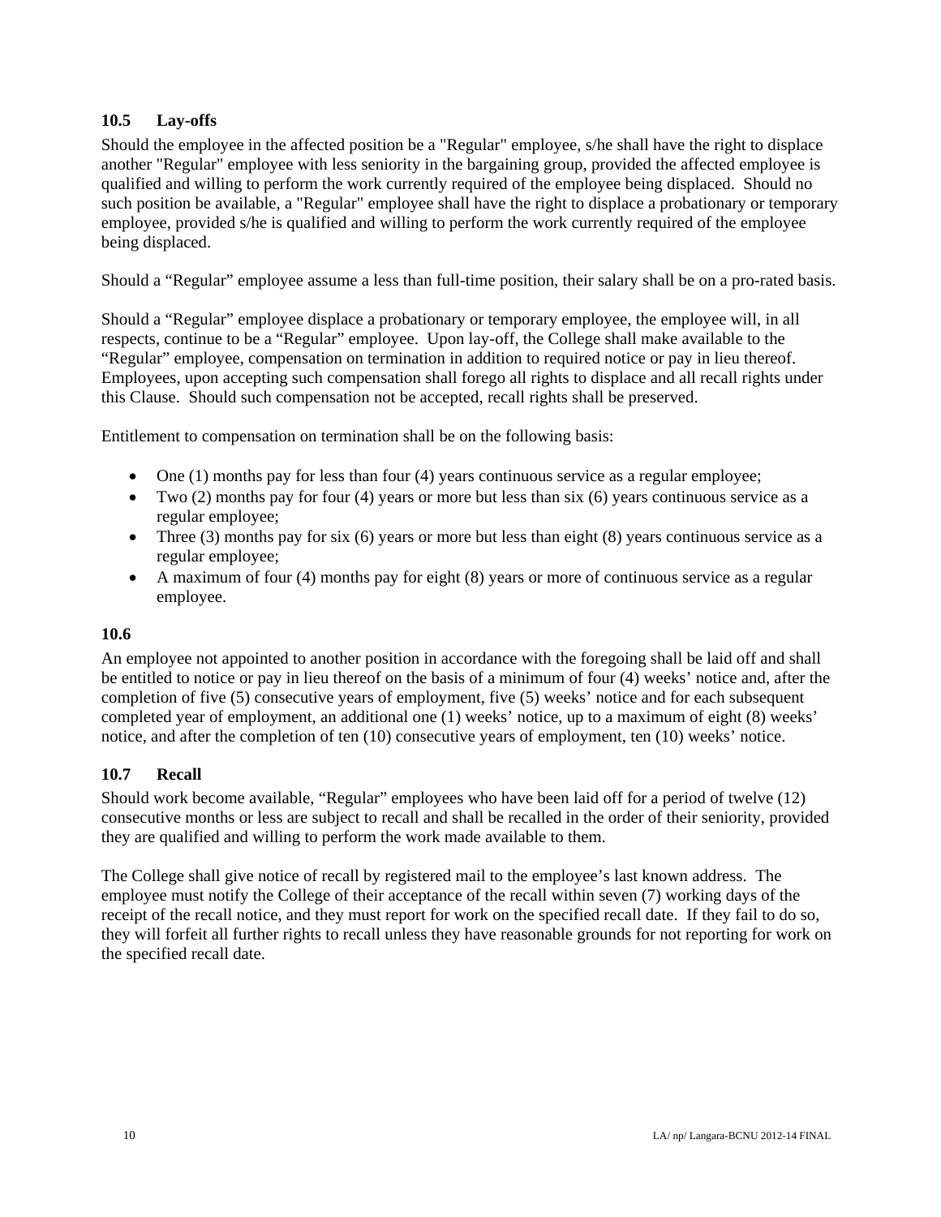### 10.5 Lay-offs

Should the employee in the affected position be a "Regular" employee, s/he shall have the right to displace another "Regular" employee with less seniority in the bargaining group, provided the affected employee is qualified and willing to perform the work currently required of the employee being displaced. Should no such position be available, a "Regular" employee shall have the right to displace a probationary or temporary employee, provided s/he is qualified and willing to perform the work currently required of the employee being displaced.

Should a “Regular” employee assume a less than full-time position, their salary shall be on a pro-rated basis.

Should a “Regular” employee displace a probationary or temporary employee, the employee will, in all respects, continue to be a “Regular” employee. Upon lay-off, the College shall make available to the “Regular” employee, compensation on termination in addition to required notice or pay in lieu thereof. Employees, upon accepting such compensation shall forego all rights to displace and all recall rights under this Clause. Should such compensation not be accepted, recall rights shall be preserved.

Entitlement to compensation on termination shall be on the following basis:

- One (1) months pay for less than four (4) years continuous service as a regular employee;
- Two (2) months pay for four (4) years or more but less than six (6) years continuous service as a regular employee;
- Three (3) months pay for six (6) years or more but less than eight (8) years continuous service as a regular employee;
- A maximum of four (4) months pay for eight (8) years or more of continuous service as a regular employee.

### 10.6

An employee not appointed to another position in accordance with the foregoing shall be laid off and shall be entitled to notice or pay in lieu thereof on the basis of a minimum of four (4) weeks’ notice and, after the completion of five (5) consecutive years of employment, five (5) weeks’ notice and for each subsequent completed year of employment, an additional one (1) weeks’ notice, up to a maximum of eight (8) weeks’ notice, and after the completion of ten (10) consecutive years of employment, ten (10) weeks’ notice.

### 10.7 Recall

Should work become available, “Regular” employees who have been laid off for a period of twelve (12) consecutive months or less are subject to recall and shall be recalled in the order of their seniority, provided they are qualified and willing to perform the work made available to them.

The College shall give notice of recall by registered mail to the employee’s last known address. The employee must notify the College of their acceptance of the recall within seven (7) working days of the receipt of the recall notice, and they must report for work on the specified recall date. If they fail to do so, they will forfeit all further rights to recall unless they have reasonable grounds for not reporting for work on the specified recall date.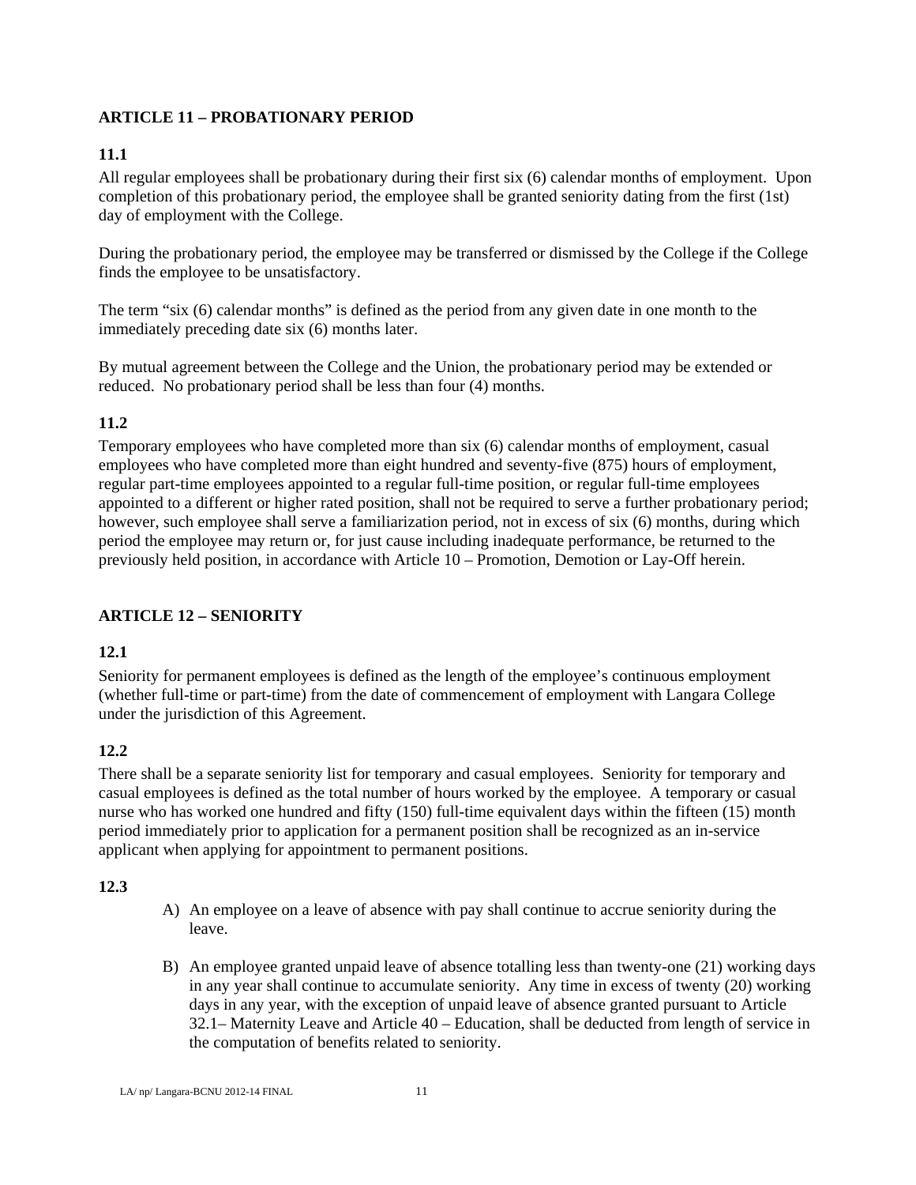## ARTICLE 11 – PROBATIONARY PERIOD

### 11.1

All regular employees shall be probationary during their first six (6) calendar months of employment. Upon completion of this probationary period, the employee shall be granted seniority dating from the first (1st) day of employment with the College.

During the probationary period, the employee may be transferred or dismissed by the College if the College finds the employee to be unsatisfactory.

The term "six (6) calendar months" is defined as the period from any given date in one month to the immediately preceding date six (6) months later.

By mutual agreement between the College and the Union, the probationary period may be extended or reduced. No probationary period shall be less than four (4) months.

### 11.2

Temporary employees who have completed more than six (6) calendar months of employment, casual employees who have completed more than eight hundred and seventy-five (875) hours of employment, regular part-time employees appointed to a regular full-time position, or regular full-time employees appointed to a different or higher rated position, shall not be required to serve a further probationary period; however, such employee shall serve a familiarization period, not in excess of six (6) months, during which period the employee may return or, for just cause including inadequate performance, be returned to the previously held position, in accordance with Article 10 – Promotion, Demotion or Lay-Off herein.

## ARTICLE 12 – SENIORITY

### 12.1

Seniority for permanent employees is defined as the length of the employee's continuous employment (whether full-time or part-time) from the date of commencement of employment with Langara College under the jurisdiction of this Agreement.

### 12.2

There shall be a separate seniority list for temporary and casual employees. Seniority for temporary and casual employees is defined as the total number of hours worked by the employee. A temporary or casual nurse who has worked one hundred and fifty (150) full-time equivalent days within the fifteen (15) month period immediately prior to application for a permanent position shall be recognized as an in-service applicant when applying for appointment to permanent positions.

### 12.3

A) An employee on a leave of absence with pay shall continue to accrue seniority during the leave.

B) An employee granted unpaid leave of absence totalling less than twenty-one (21) working days in any year shall continue to accumulate seniority. Any time in excess of twenty (20) working days in any year, with the exception of unpaid leave of absence granted pursuant to Article 32.1– Maternity Leave and Article 40 – Education, shall be deducted from length of service in the computation of benefits related to seniority.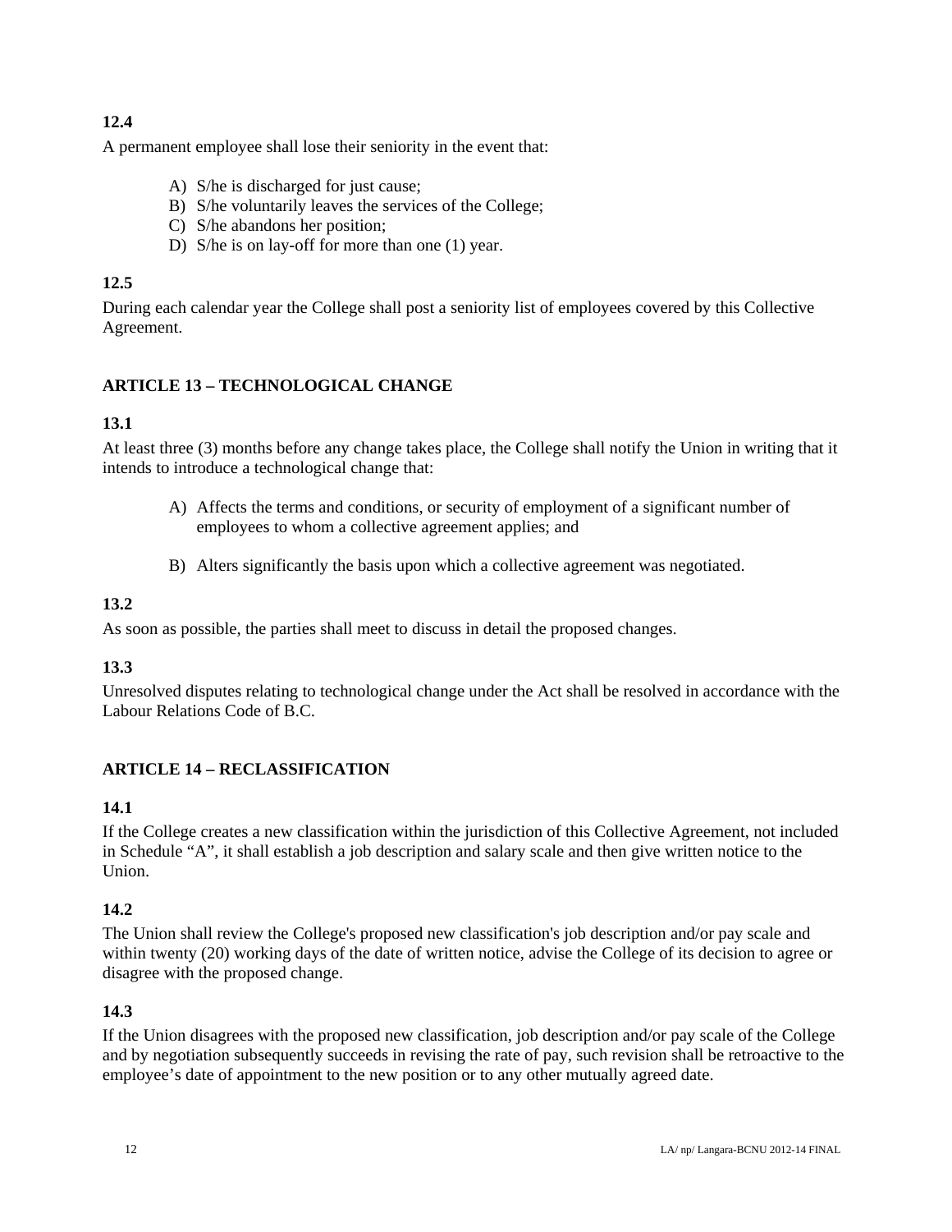**12.4**

A permanent employee shall lose their seniority in the event that:

A) S/he is discharged for just cause;
B) S/he voluntarily leaves the services of the College;
C) S/he abandons her position;
D) S/he is on lay-off for more than one (1) year.

**12.5**

During each calendar year the College shall post a seniority list of employees covered by this Collective Agreement.

## ARTICLE 13 – TECHNOLOGICAL CHANGE

**13.1**

At least three (3) months before any change takes place, the College shall notify the Union in writing that it intends to introduce a technological change that:

A) Affects the terms and conditions, or security of employment of a significant number of employees to whom a collective agreement applies; and

B) Alters significantly the basis upon which a collective agreement was negotiated.

**13.2**

As soon as possible, the parties shall meet to discuss in detail the proposed changes.

**13.3**

Unresolved disputes relating to technological change under the Act shall be resolved in accordance with the Labour Relations Code of B.C.

## ARTICLE 14 – RECLASSIFICATION

**14.1**

If the College creates a new classification within the jurisdiction of this Collective Agreement, not included in Schedule "A", it shall establish a job description and salary scale and then give written notice to the Union.

**14.2**

The Union shall review the College's proposed new classification's job description and/or pay scale and within twenty (20) working days of the date of written notice, advise the College of its decision to agree or disagree with the proposed change.

**14.3**

If the Union disagrees with the proposed new classification, job description and/or pay scale of the College and by negotiation subsequently succeeds in revising the rate of pay, such revision shall be retroactive to the employee's date of appointment to the new position or to any other mutually agreed date.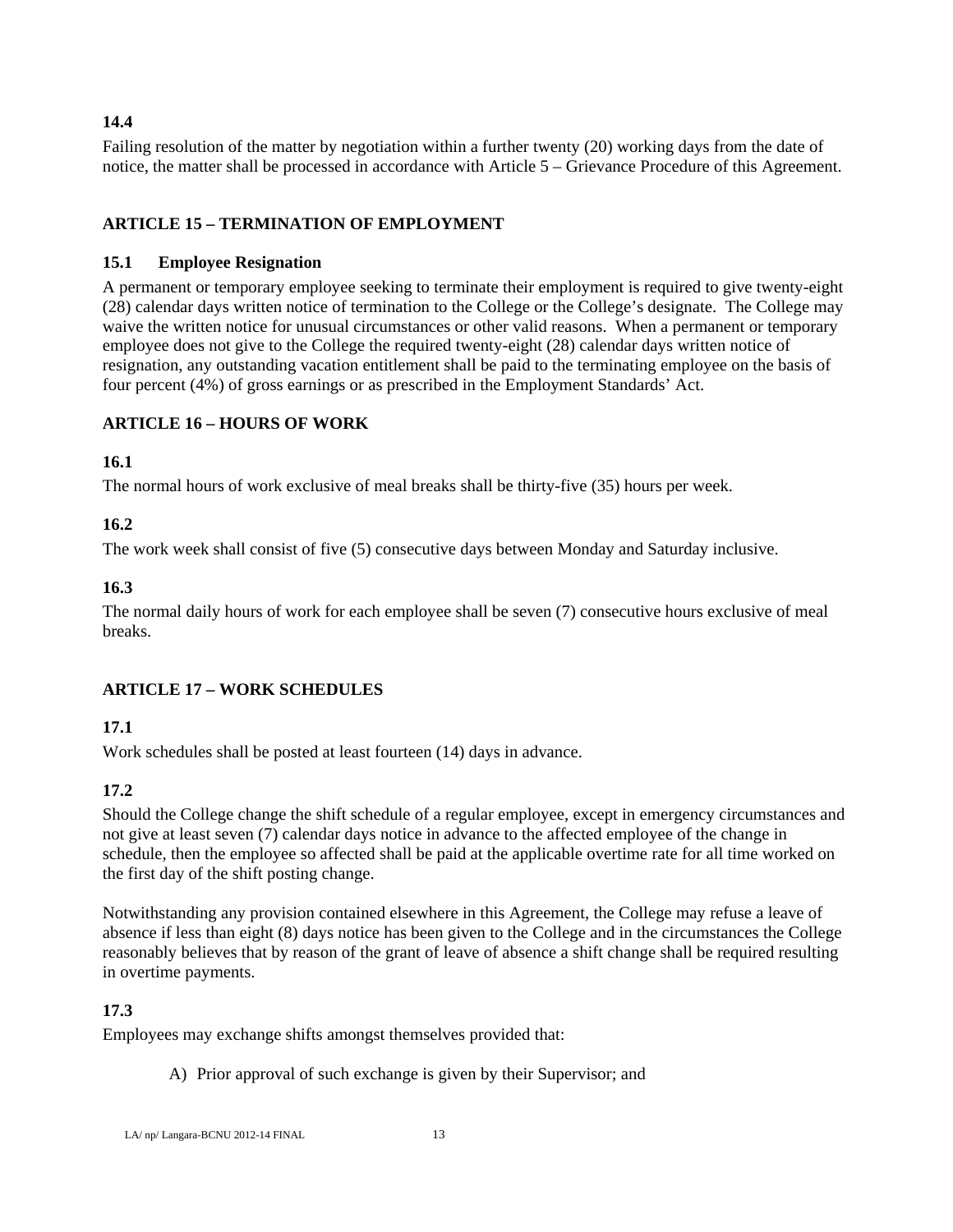**14.4**

Failing resolution of the matter by negotiation within a further twenty (20) working days from the date of notice, the matter shall be processed in accordance with Article 5 – Grievance Procedure of this Agreement.

## ARTICLE 15 – TERMINATION OF EMPLOYMENT

### 15.1 Employee Resignation

A permanent or temporary employee seeking to terminate their employment is required to give twenty-eight (28) calendar days written notice of termination to the College or the College's designate. The College may waive the written notice for unusual circumstances or other valid reasons. When a permanent or temporary employee does not give to the College the required twenty-eight (28) calendar days written notice of resignation, any outstanding vacation entitlement shall be paid to the terminating employee on the basis of four percent (4%) of gross earnings or as prescribed in the Employment Standards' Act.

## ARTICLE 16 – HOURS OF WORK

**16.1**

The normal hours of work exclusive of meal breaks shall be thirty-five (35) hours per week.

**16.2**

The work week shall consist of five (5) consecutive days between Monday and Saturday inclusive.

**16.3**

The normal daily hours of work for each employee shall be seven (7) consecutive hours exclusive of meal breaks.

## ARTICLE 17 – WORK SCHEDULES

**17.1**

Work schedules shall be posted at least fourteen (14) days in advance.

**17.2**

Should the College change the shift schedule of a regular employee, except in emergency circumstances and not give at least seven (7) calendar days notice in advance to the affected employee of the change in schedule, then the employee so affected shall be paid at the applicable overtime rate for all time worked on the first day of the shift posting change.

Notwithstanding any provision contained elsewhere in this Agreement, the College may refuse a leave of absence if less than eight (8) days notice has been given to the College and in the circumstances the College reasonably believes that by reason of the grant of leave of absence a shift change shall be required resulting in overtime payments.

**17.3**

Employees may exchange shifts amongst themselves provided that:

A) Prior approval of such exchange is given by their Supervisor; and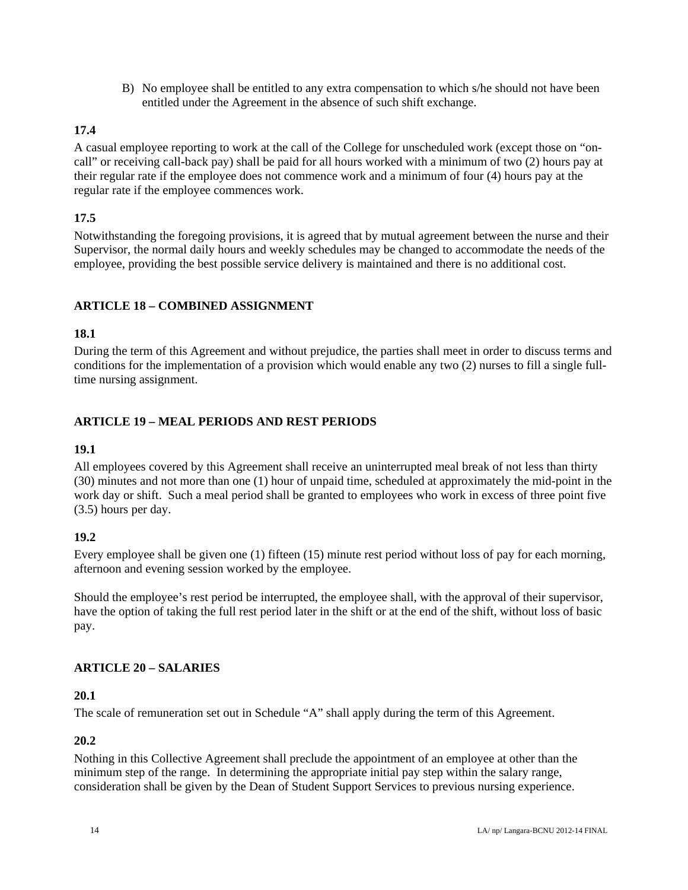B) No employee shall be entitled to any extra compensation to which s/he should not have been entitled under the Agreement in the absence of such shift exchange.

**17.4**

A casual employee reporting to work at the call of the College for unscheduled work (except those on "on-call" or receiving call-back pay) shall be paid for all hours worked with a minimum of two (2) hours pay at their regular rate if the employee does not commence work and a minimum of four (4) hours pay at the regular rate if the employee commences work.

**17.5**

Notwithstanding the foregoing provisions, it is agreed that by mutual agreement between the nurse and their Supervisor, the normal daily hours and weekly schedules may be changed to accommodate the needs of the employee, providing the best possible service delivery is maintained and there is no additional cost.

## ARTICLE 18 – COMBINED ASSIGNMENT

**18.1**

During the term of this Agreement and without prejudice, the parties shall meet in order to discuss terms and conditions for the implementation of a provision which would enable any two (2) nurses to fill a single full-time nursing assignment.

## ARTICLE 19 – MEAL PERIODS AND REST PERIODS

**19.1**

All employees covered by this Agreement shall receive an uninterrupted meal break of not less than thirty (30) minutes and not more than one (1) hour of unpaid time, scheduled at approximately the mid-point in the work day or shift. Such a meal period shall be granted to employees who work in excess of three point five (3.5) hours per day.

**19.2**

Every employee shall be given one (1) fifteen (15) minute rest period without loss of pay for each morning, afternoon and evening session worked by the employee.

Should the employee's rest period be interrupted, the employee shall, with the approval of their supervisor, have the option of taking the full rest period later in the shift or at the end of the shift, without loss of basic pay.

## ARTICLE 20 – SALARIES

**20.1**

The scale of remuneration set out in Schedule "A" shall apply during the term of this Agreement.

**20.2**

Nothing in this Collective Agreement shall preclude the appointment of an employee at other than the minimum step of the range. In determining the appropriate initial pay step within the salary range, consideration shall be given by the Dean of Student Support Services to previous nursing experience.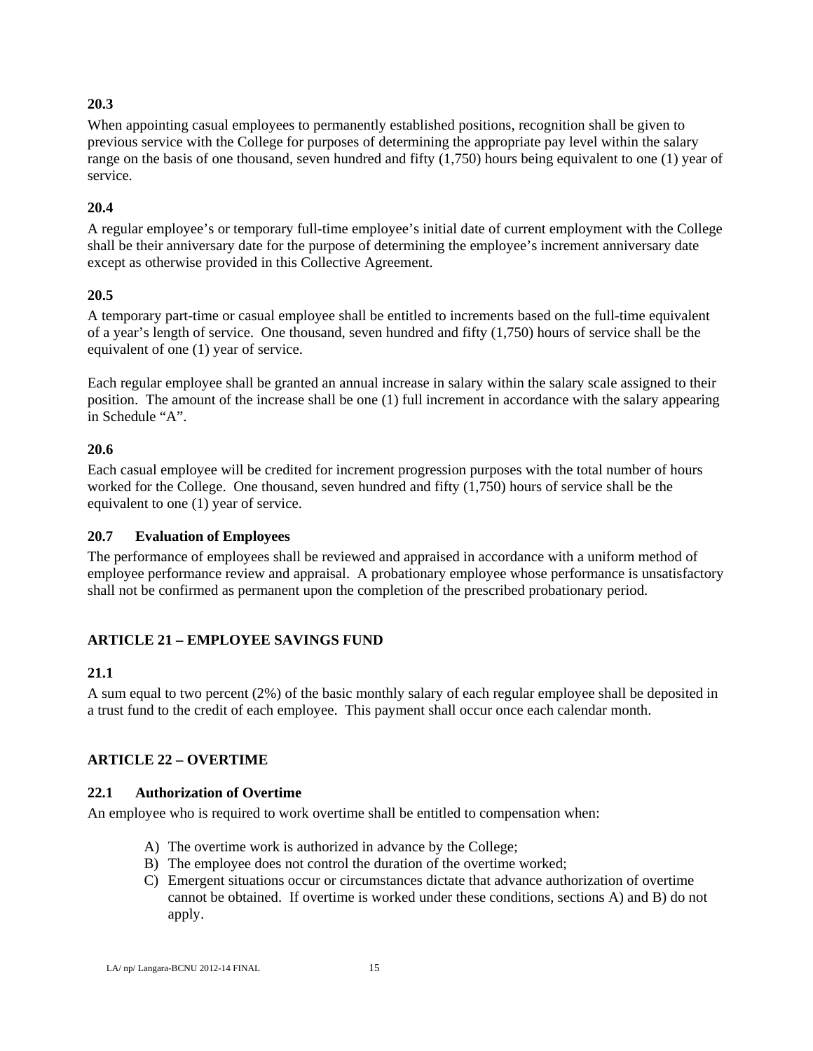### 20.3

When appointing casual employees to permanently established positions, recognition shall be given to previous service with the College for purposes of determining the appropriate pay level within the salary range on the basis of one thousand, seven hundred and fifty (1,750) hours being equivalent to one (1) year of service.

### 20.4

A regular employee's or temporary full-time employee's initial date of current employment with the College shall be their anniversary date for the purpose of determining the employee's increment anniversary date except as otherwise provided in this Collective Agreement.

### 20.5

A temporary part-time or casual employee shall be entitled to increments based on the full-time equivalent of a year's length of service. One thousand, seven hundred and fifty (1,750) hours of service shall be the equivalent of one (1) year of service.

Each regular employee shall be granted an annual increase in salary within the salary scale assigned to their position. The amount of the increase shall be one (1) full increment in accordance with the salary appearing in Schedule "A".

### 20.6

Each casual employee will be credited for increment progression purposes with the total number of hours worked for the College. One thousand, seven hundred and fifty (1,750) hours of service shall be the equivalent to one (1) year of service.

### 20.7 Evaluation of Employees

The performance of employees shall be reviewed and appraised in accordance with a uniform method of employee performance review and appraisal. A probationary employee whose performance is unsatisfactory shall not be confirmed as permanent upon the completion of the prescribed probationary period.

## ARTICLE 21 – EMPLOYEE SAVINGS FUND

### 21.1

A sum equal to two percent (2%) of the basic monthly salary of each regular employee shall be deposited in a trust fund to the credit of each employee. This payment shall occur once each calendar month.

## ARTICLE 22 – OVERTIME

### 22.1 Authorization of Overtime

An employee who is required to work overtime shall be entitled to compensation when:

A) The overtime work is authorized in advance by the College;
B) The employee does not control the duration of the overtime worked;
C) Emergent situations occur or circumstances dictate that advance authorization of overtime cannot be obtained. If overtime is worked under these conditions, sections A) and B) do not apply.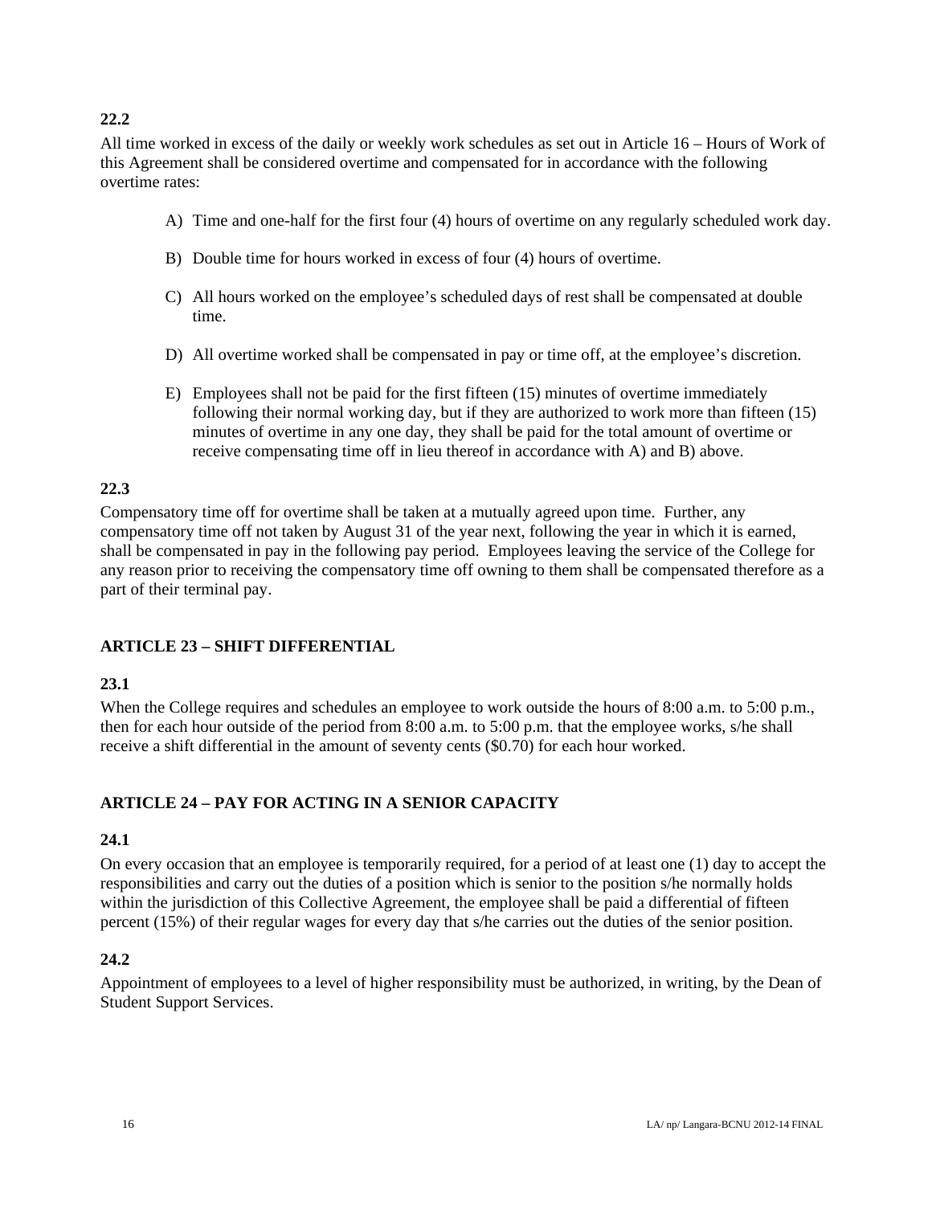**22.2**

All time worked in excess of the daily or weekly work schedules as set out in Article 16 – Hours of Work of this Agreement shall be considered overtime and compensated for in accordance with the following overtime rates:

A) Time and one-half for the first four (4) hours of overtime on any regularly scheduled work day.

B) Double time for hours worked in excess of four (4) hours of overtime.

C) All hours worked on the employee's scheduled days of rest shall be compensated at double time.

D) All overtime worked shall be compensated in pay or time off, at the employee's discretion.

E) Employees shall not be paid for the first fifteen (15) minutes of overtime immediately following their normal working day, but if they are authorized to work more than fifteen (15) minutes of overtime in any one day, they shall be paid for the total amount of overtime or receive compensating time off in lieu thereof in accordance with A) and B) above.

**22.3**

Compensatory time off for overtime shall be taken at a mutually agreed upon time. Further, any compensatory time off not taken by August 31 of the year next, following the year in which it is earned, shall be compensated in pay in the following pay period. Employees leaving the service of the College for any reason prior to receiving the compensatory time off owning to them shall be compensated therefore as a part of their terminal pay.

## ARTICLE 23 – SHIFT DIFFERENTIAL

**23.1**

When the College requires and schedules an employee to work outside the hours of 8:00 a.m. to 5:00 p.m., then for each hour outside of the period from 8:00 a.m. to 5:00 p.m. that the employee works, s/he shall receive a shift differential in the amount of seventy cents ($0.70) for each hour worked.

## ARTICLE 24 – PAY FOR ACTING IN A SENIOR CAPACITY

**24.1**

On every occasion that an employee is temporarily required, for a period of at least one (1) day to accept the responsibilities and carry out the duties of a position which is senior to the position s/he normally holds within the jurisdiction of this Collective Agreement, the employee shall be paid a differential of fifteen percent (15%) of their regular wages for every day that s/he carries out the duties of the senior position.

**24.2**

Appointment of employees to a level of higher responsibility must be authorized, in writing, by the Dean of Student Support Services.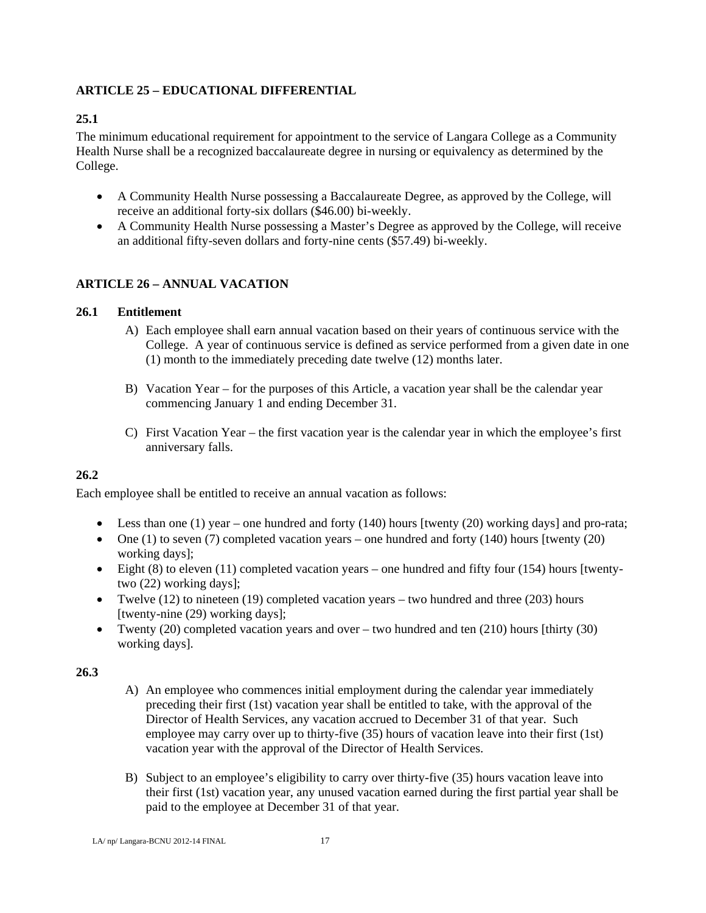## ARTICLE 25 – EDUCATIONAL DIFFERENTIAL

### 25.1

The minimum educational requirement for appointment to the service of Langara College as a Community Health Nurse shall be a recognized baccalaureate degree in nursing or equivalency as determined by the College.

- A Community Health Nurse possessing a Baccalaureate Degree, as approved by the College, will receive an additional forty-six dollars ($46.00) bi-weekly.
- A Community Health Nurse possessing a Master's Degree as approved by the College, will receive an additional fifty-seven dollars and forty-nine cents ($57.49) bi-weekly.

## ARTICLE 26 – ANNUAL VACATION

### 26.1 Entitlement

A) Each employee shall earn annual vacation based on their years of continuous service with the College. A year of continuous service is defined as service performed from a given date in one (1) month to the immediately preceding date twelve (12) months later.

B) Vacation Year – for the purposes of this Article, a vacation year shall be the calendar year commencing January 1 and ending December 31.

C) First Vacation Year – the first vacation year is the calendar year in which the employee's first anniversary falls.

### 26.2

Each employee shall be entitled to receive an annual vacation as follows:

- Less than one (1) year – one hundred and forty (140) hours [twenty (20) working days] and pro-rata;
- One (1) to seven (7) completed vacation years – one hundred and forty (140) hours [twenty (20) working days];
- Eight (8) to eleven (11) completed vacation years – one hundred and fifty four (154) hours [twenty-two (22) working days];
- Twelve (12) to nineteen (19) completed vacation years – two hundred and three (203) hours [twenty-nine (29) working days];
- Twenty (20) completed vacation years and over – two hundred and ten (210) hours [thirty (30) working days].

### 26.3

A) An employee who commences initial employment during the calendar year immediately preceding their first (1st) vacation year shall be entitled to take, with the approval of the Director of Health Services, any vacation accrued to December 31 of that year. Such employee may carry over up to thirty-five (35) hours of vacation leave into their first (1st) vacation year with the approval of the Director of Health Services.

B) Subject to an employee's eligibility to carry over thirty-five (35) hours vacation leave into their first (1st) vacation year, any unused vacation earned during the first partial year shall be paid to the employee at December 31 of that year.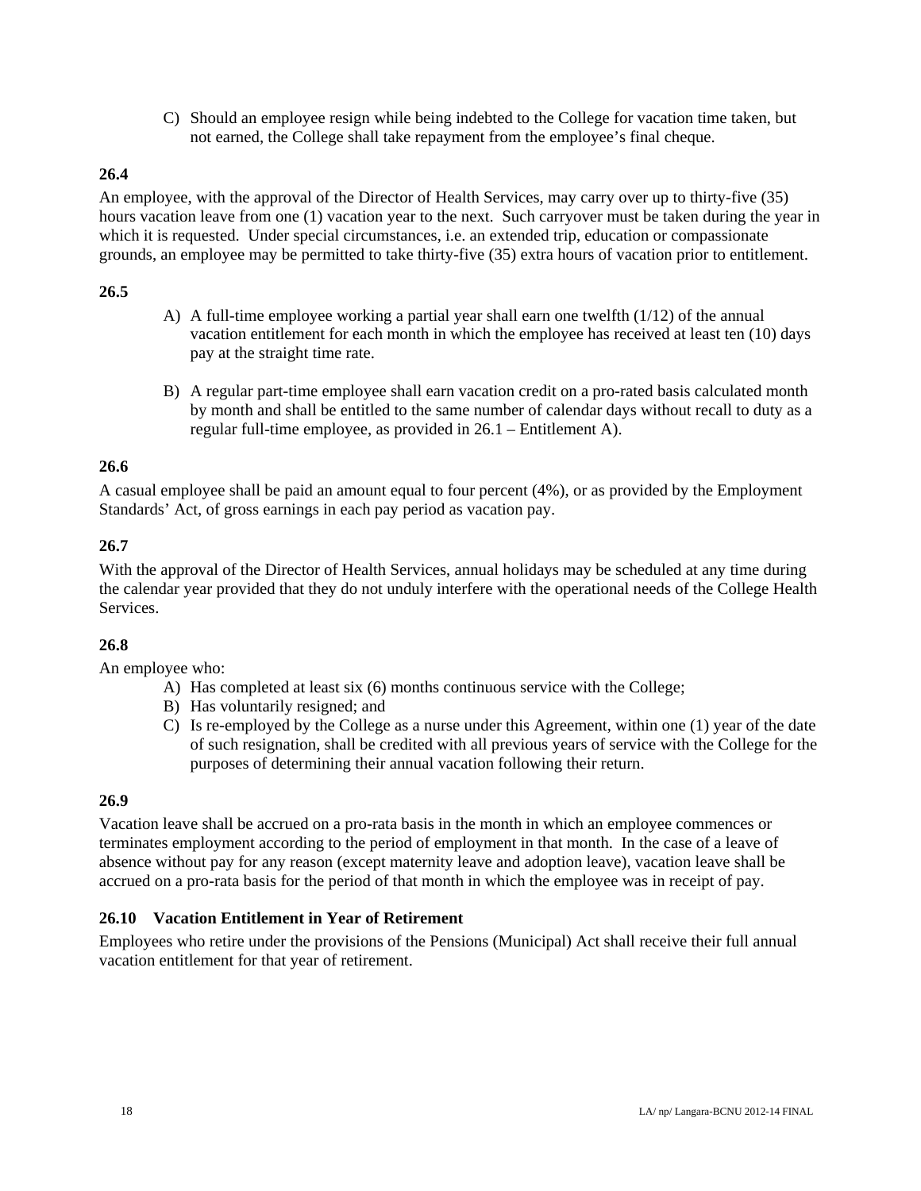C) Should an employee resign while being indebted to the College for vacation time taken, but not earned, the College shall take repayment from the employee's final cheque.

**26.4**

An employee, with the approval of the Director of Health Services, may carry over up to thirty-five (35) hours vacation leave from one (1) vacation year to the next. Such carryover must be taken during the year in which it is requested. Under special circumstances, i.e. an extended trip, education or compassionate grounds, an employee may be permitted to take thirty-five (35) extra hours of vacation prior to entitlement.

**26.5**

A) A full-time employee working a partial year shall earn one twelfth (1/12) of the annual vacation entitlement for each month in which the employee has received at least ten (10) days pay at the straight time rate.

B) A regular part-time employee shall earn vacation credit on a pro-rated basis calculated month by month and shall be entitled to the same number of calendar days without recall to duty as a regular full-time employee, as provided in 26.1 – Entitlement A).

**26.6**

A casual employee shall be paid an amount equal to four percent (4%), or as provided by the Employment Standards' Act, of gross earnings in each pay period as vacation pay.

**26.7**

With the approval of the Director of Health Services, annual holidays may be scheduled at any time during the calendar year provided that they do not unduly interfere with the operational needs of the College Health Services.

**26.8**

An employee who:

A) Has completed at least six (6) months continuous service with the College;
B) Has voluntarily resigned; and
C) Is re-employed by the College as a nurse under this Agreement, within one (1) year of the date of such resignation, shall be credited with all previous years of service with the College for the purposes of determining their annual vacation following their return.

**26.9**

Vacation leave shall be accrued on a pro-rata basis in the month in which an employee commences or terminates employment according to the period of employment in that month. In the case of a leave of absence without pay for any reason (except maternity leave and adoption leave), vacation leave shall be accrued on a pro-rata basis for the period of that month in which the employee was in receipt of pay.

**26.10 Vacation Entitlement in Year of Retirement**

Employees who retire under the provisions of the Pensions (Municipal) Act shall receive their full annual vacation entitlement for that year of retirement.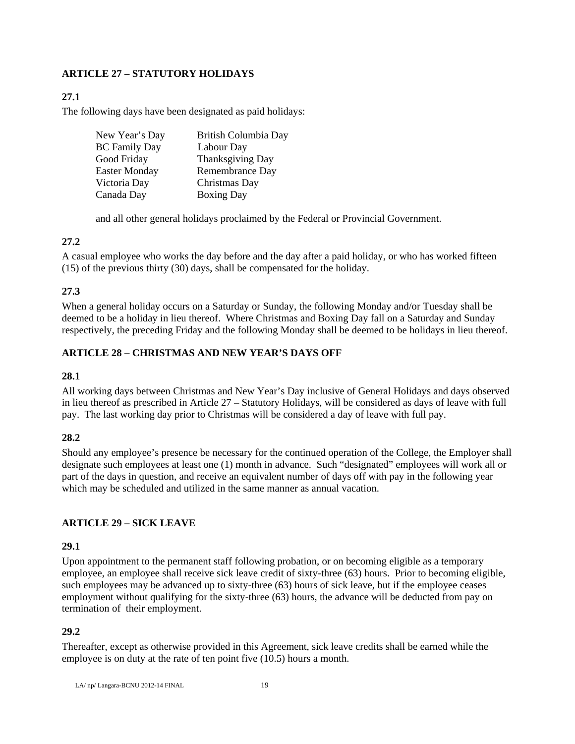## ARTICLE 27 – STATUTORY HOLIDAYS

### 27.1

The following days have been designated as paid holidays:

| | |
|---|---|
| New Year's Day | British Columbia Day |
| BC Family Day | Labour Day |
| Good Friday | Thanksgiving Day |
| Easter Monday | Remembrance Day |
| Victoria Day | Christmas Day |
| Canada Day | Boxing Day |

and all other general holidays proclaimed by the Federal or Provincial Government.

### 27.2

A casual employee who works the day before and the day after a paid holiday, or who has worked fifteen (15) of the previous thirty (30) days, shall be compensated for the holiday.

### 27.3

When a general holiday occurs on a Saturday or Sunday, the following Monday and/or Tuesday shall be deemed to be a holiday in lieu thereof. Where Christmas and Boxing Day fall on a Saturday and Sunday respectively, the preceding Friday and the following Monday shall be deemed to be holidays in lieu thereof.

## ARTICLE 28 – CHRISTMAS AND NEW YEAR'S DAYS OFF

### 28.1

All working days between Christmas and New Year's Day inclusive of General Holidays and days observed in lieu thereof as prescribed in Article 27 – Statutory Holidays, will be considered as days of leave with full pay. The last working day prior to Christmas will be considered a day of leave with full pay.

### 28.2

Should any employee's presence be necessary for the continued operation of the College, the Employer shall designate such employees at least one (1) month in advance. Such "designated" employees will work all or part of the days in question, and receive an equivalent number of days off with pay in the following year which may be scheduled and utilized in the same manner as annual vacation.

## ARTICLE 29 – SICK LEAVE

### 29.1

Upon appointment to the permanent staff following probation, or on becoming eligible as a temporary employee, an employee shall receive sick leave credit of sixty-three (63) hours. Prior to becoming eligible, such employees may be advanced up to sixty-three (63) hours of sick leave, but if the employee ceases employment without qualifying for the sixty-three (63) hours, the advance will be deducted from pay on termination of their employment.

### 29.2

Thereafter, except as otherwise provided in this Agreement, sick leave credits shall be earned while the employee is on duty at the rate of ten point five (10.5) hours a month.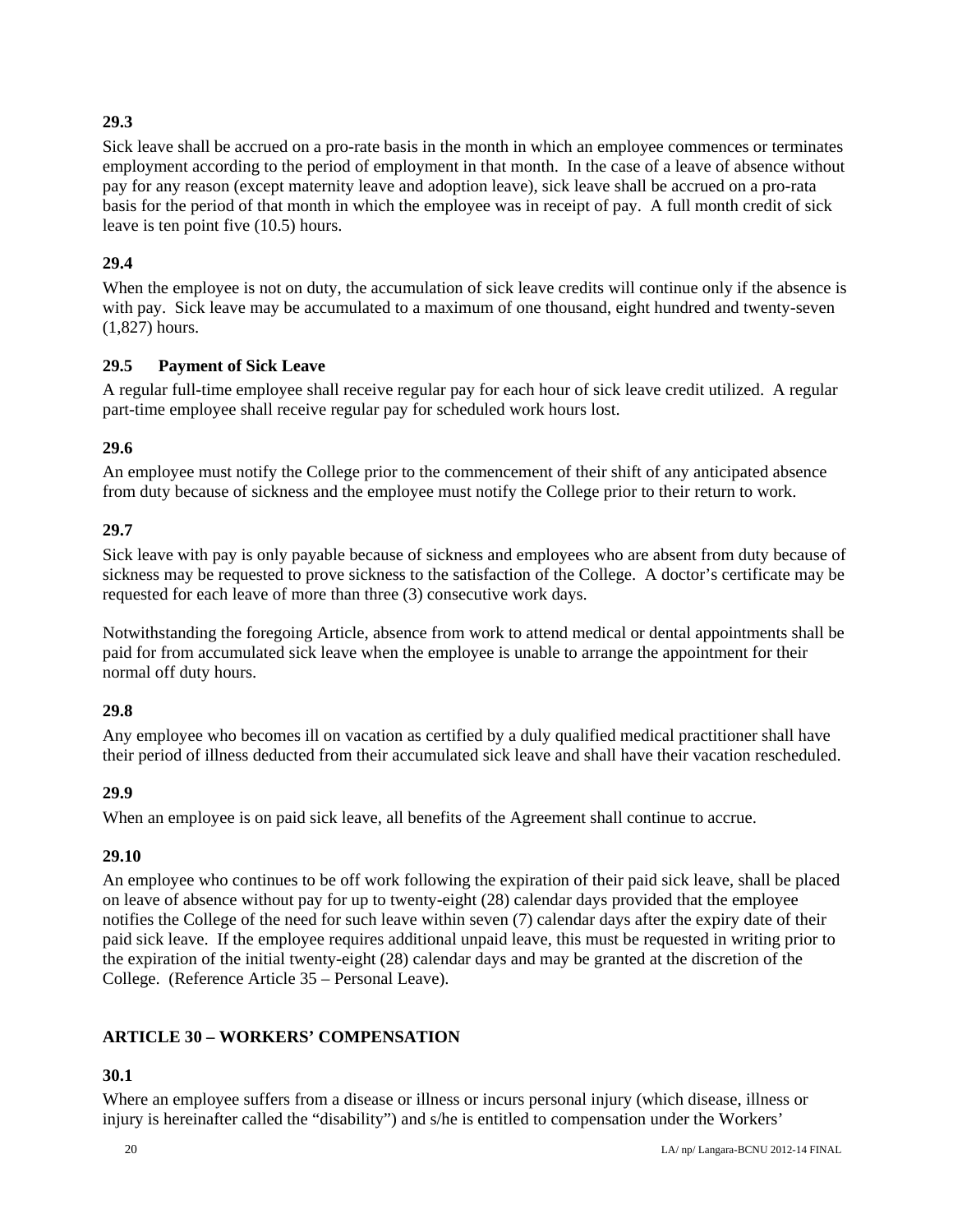### 29.3

Sick leave shall be accrued on a pro-rate basis in the month in which an employee commences or terminates employment according to the period of employment in that month. In the case of a leave of absence without pay for any reason (except maternity leave and adoption leave), sick leave shall be accrued on a pro-rata basis for the period of that month in which the employee was in receipt of pay. A full month credit of sick leave is ten point five (10.5) hours.

### 29.4

When the employee is not on duty, the accumulation of sick leave credits will continue only if the absence is with pay. Sick leave may be accumulated to a maximum of one thousand, eight hundred and twenty-seven (1,827) hours.

### 29.5 Payment of Sick Leave

A regular full-time employee shall receive regular pay for each hour of sick leave credit utilized. A regular part-time employee shall receive regular pay for scheduled work hours lost.

### 29.6

An employee must notify the College prior to the commencement of their shift of any anticipated absence from duty because of sickness and the employee must notify the College prior to their return to work.

### 29.7

Sick leave with pay is only payable because of sickness and employees who are absent from duty because of sickness may be requested to prove sickness to the satisfaction of the College. A doctor's certificate may be requested for each leave of more than three (3) consecutive work days.

Notwithstanding the foregoing Article, absence from work to attend medical or dental appointments shall be paid for from accumulated sick leave when the employee is unable to arrange the appointment for their normal off duty hours.

### 29.8

Any employee who becomes ill on vacation as certified by a duly qualified medical practitioner shall have their period of illness deducted from their accumulated sick leave and shall have their vacation rescheduled.

### 29.9

When an employee is on paid sick leave, all benefits of the Agreement shall continue to accrue.

### 29.10

An employee who continues to be off work following the expiration of their paid sick leave, shall be placed on leave of absence without pay for up to twenty-eight (28) calendar days provided that the employee notifies the College of the need for such leave within seven (7) calendar days after the expiry date of their paid sick leave. If the employee requires additional unpaid leave, this must be requested in writing prior to the expiration of the initial twenty-eight (28) calendar days and may be granted at the discretion of the College. (Reference Article 35 – Personal Leave).

## ARTICLE 30 – WORKERS' COMPENSATION

### 30.1

Where an employee suffers from a disease or illness or incurs personal injury (which disease, illness or injury is hereinafter called the "disability") and s/he is entitled to compensation under the Workers'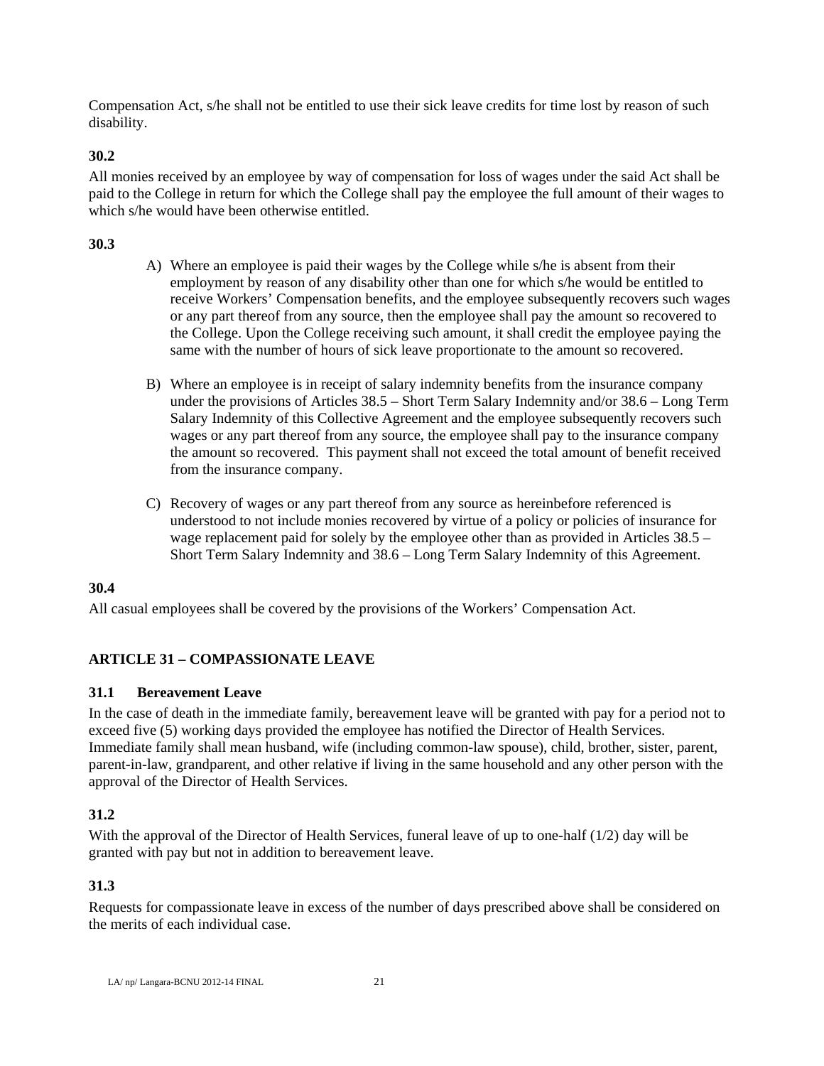Compensation Act, s/he shall not be entitled to use their sick leave credits for time lost by reason of such disability.

**30.2**

All monies received by an employee by way of compensation for loss of wages under the said Act shall be paid to the College in return for which the College shall pay the employee the full amount of their wages to which s/he would have been otherwise entitled.

**30.3**

A) Where an employee is paid their wages by the College while s/he is absent from their employment by reason of any disability other than one for which s/he would be entitled to receive Workers' Compensation benefits, and the employee subsequently recovers such wages or any part thereof from any source, then the employee shall pay the amount so recovered to the College. Upon the College receiving such amount, it shall credit the employee paying the same with the number of hours of sick leave proportionate to the amount so recovered.

B) Where an employee is in receipt of salary indemnity benefits from the insurance company under the provisions of Articles 38.5 – Short Term Salary Indemnity and/or 38.6 – Long Term Salary Indemnity of this Collective Agreement and the employee subsequently recovers such wages or any part thereof from any source, the employee shall pay to the insurance company the amount so recovered. This payment shall not exceed the total amount of benefit received from the insurance company.

C) Recovery of wages or any part thereof from any source as hereinbefore referenced is understood to not include monies recovered by virtue of a policy or policies of insurance for wage replacement paid for solely by the employee other than as provided in Articles 38.5 – Short Term Salary Indemnity and 38.6 – Long Term Salary Indemnity of this Agreement.

**30.4**

All casual employees shall be covered by the provisions of the Workers' Compensation Act.

## ARTICLE 31 – COMPASSIONATE LEAVE

### 31.1 Bereavement Leave

In the case of death in the immediate family, bereavement leave will be granted with pay for a period not to exceed five (5) working days provided the employee has notified the Director of Health Services. Immediate family shall mean husband, wife (including common-law spouse), child, brother, sister, parent, parent-in-law, grandparent, and other relative if living in the same household and any other person with the approval of the Director of Health Services.

**31.2**

With the approval of the Director of Health Services, funeral leave of up to one-half (1/2) day will be granted with pay but not in addition to bereavement leave.

**31.3**

Requests for compassionate leave in excess of the number of days prescribed above shall be considered on the merits of each individual case.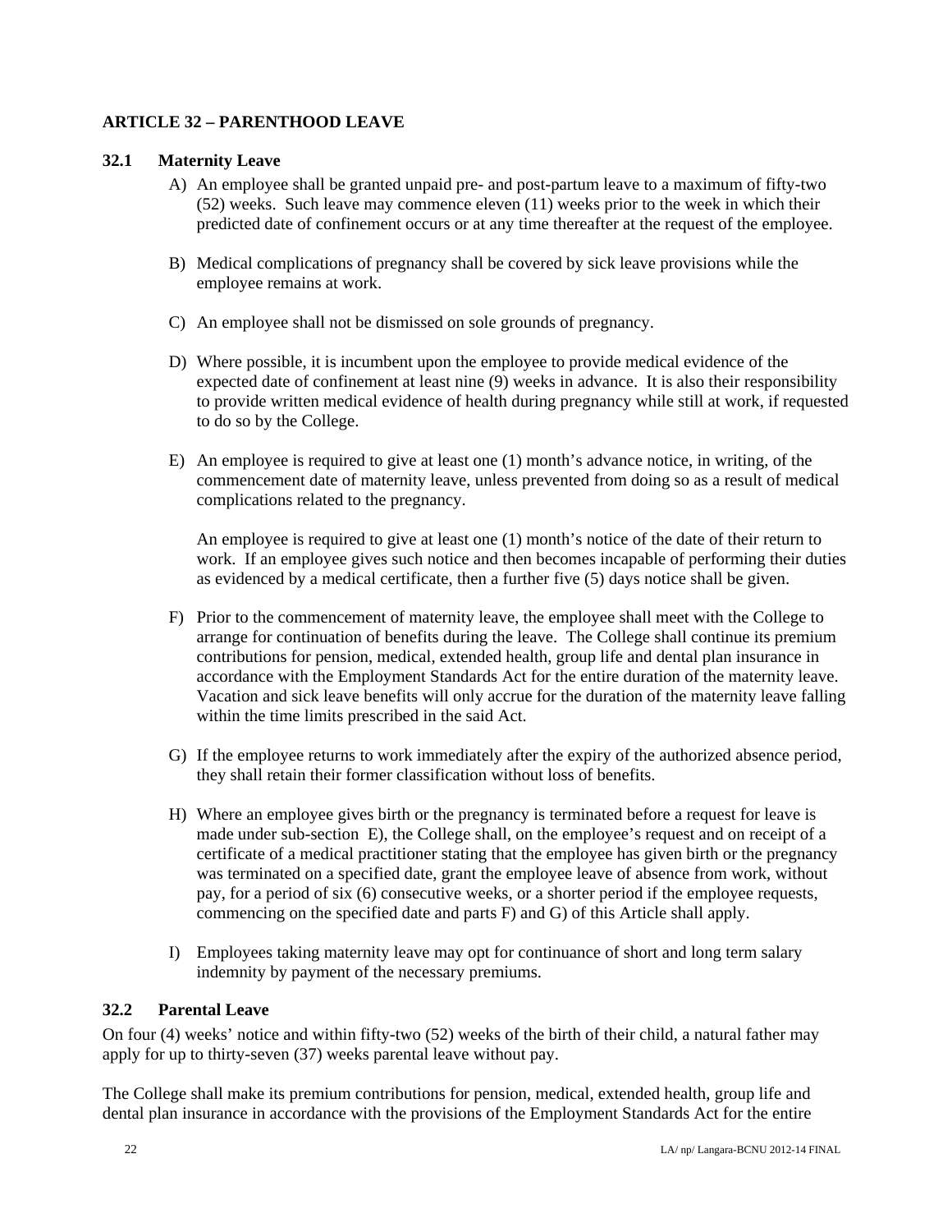## ARTICLE 32 – PARENTHOOD LEAVE

### 32.1 Maternity Leave

A) An employee shall be granted unpaid pre- and post-partum leave to a maximum of fifty-two (52) weeks. Such leave may commence eleven (11) weeks prior to the week in which their predicted date of confinement occurs or at any time thereafter at the request of the employee.

B) Medical complications of pregnancy shall be covered by sick leave provisions while the employee remains at work.

C) An employee shall not be dismissed on sole grounds of pregnancy.

D) Where possible, it is incumbent upon the employee to provide medical evidence of the expected date of confinement at least nine (9) weeks in advance. It is also their responsibility to provide written medical evidence of health during pregnancy while still at work, if requested to do so by the College.

E) An employee is required to give at least one (1) month's advance notice, in writing, of the commencement date of maternity leave, unless prevented from doing so as a result of medical complications related to the pregnancy.

An employee is required to give at least one (1) month's notice of the date of their return to work. If an employee gives such notice and then becomes incapable of performing their duties as evidenced by a medical certificate, then a further five (5) days notice shall be given.

F) Prior to the commencement of maternity leave, the employee shall meet with the College to arrange for continuation of benefits during the leave. The College shall continue its premium contributions for pension, medical, extended health, group life and dental plan insurance in accordance with the Employment Standards Act for the entire duration of the maternity leave. Vacation and sick leave benefits will only accrue for the duration of the maternity leave falling within the time limits prescribed in the said Act.

G) If the employee returns to work immediately after the expiry of the authorized absence period, they shall retain their former classification without loss of benefits.

H) Where an employee gives birth or the pregnancy is terminated before a request for leave is made under sub-section E), the College shall, on the employee's request and on receipt of a certificate of a medical practitioner stating that the employee has given birth or the pregnancy was terminated on a specified date, grant the employee leave of absence from work, without pay, for a period of six (6) consecutive weeks, or a shorter period if the employee requests, commencing on the specified date and parts F) and G) of this Article shall apply.

I) Employees taking maternity leave may opt for continuance of short and long term salary indemnity by payment of the necessary premiums.

### 32.2 Parental Leave

On four (4) weeks' notice and within fifty-two (52) weeks of the birth of their child, a natural father may apply for up to thirty-seven (37) weeks parental leave without pay.

The College shall make its premium contributions for pension, medical, extended health, group life and dental plan insurance in accordance with the provisions of the Employment Standards Act for the entire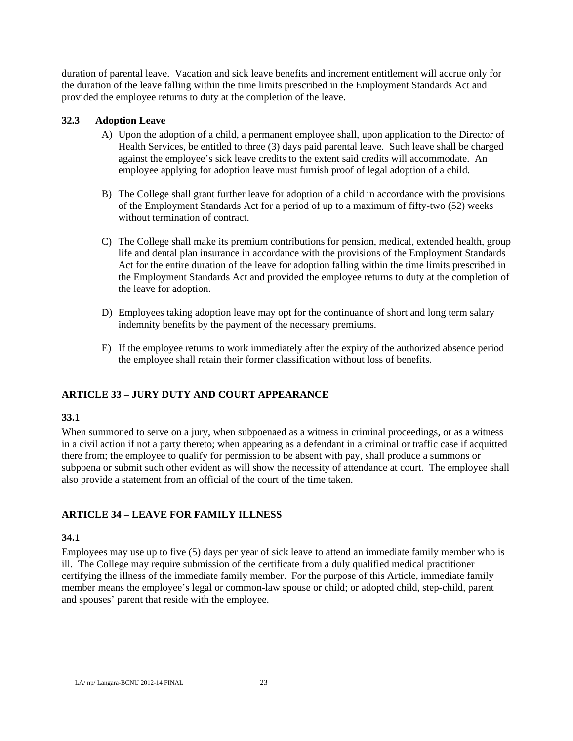duration of parental leave. Vacation and sick leave benefits and increment entitlement will accrue only for the duration of the leave falling within the time limits prescribed in the Employment Standards Act and provided the employee returns to duty at the completion of the leave.

### 32.3 Adoption Leave

A) Upon the adoption of a child, a permanent employee shall, upon application to the Director of Health Services, be entitled to three (3) days paid parental leave. Such leave shall be charged against the employee's sick leave credits to the extent said credits will accommodate. An employee applying for adoption leave must furnish proof of legal adoption of a child.

B) The College shall grant further leave for adoption of a child in accordance with the provisions of the Employment Standards Act for a period of up to a maximum of fifty-two (52) weeks without termination of contract.

C) The College shall make its premium contributions for pension, medical, extended health, group life and dental plan insurance in accordance with the provisions of the Employment Standards Act for the entire duration of the leave for adoption falling within the time limits prescribed in the Employment Standards Act and provided the employee returns to duty at the completion of the leave for adoption.

D) Employees taking adoption leave may opt for the continuance of short and long term salary indemnity benefits by the payment of the necessary premiums.

E) If the employee returns to work immediately after the expiry of the authorized absence period the employee shall retain their former classification without loss of benefits.

## ARTICLE 33 – JURY DUTY AND COURT APPEARANCE

### 33.1

When summoned to serve on a jury, when subpoenaed as a witness in criminal proceedings, or as a witness in a civil action if not a party thereto; when appearing as a defendant in a criminal or traffic case if acquitted there from; the employee to qualify for permission to be absent with pay, shall produce a summons or subpoena or submit such other evident as will show the necessity of attendance at court. The employee shall also provide a statement from an official of the court of the time taken.

## ARTICLE 34 – LEAVE FOR FAMILY ILLNESS

### 34.1

Employees may use up to five (5) days per year of sick leave to attend an immediate family member who is ill. The College may require submission of the certificate from a duly qualified medical practitioner certifying the illness of the immediate family member. For the purpose of this Article, immediate family member means the employee's legal or common-law spouse or child; or adopted child, step-child, parent and spouses' parent that reside with the employee.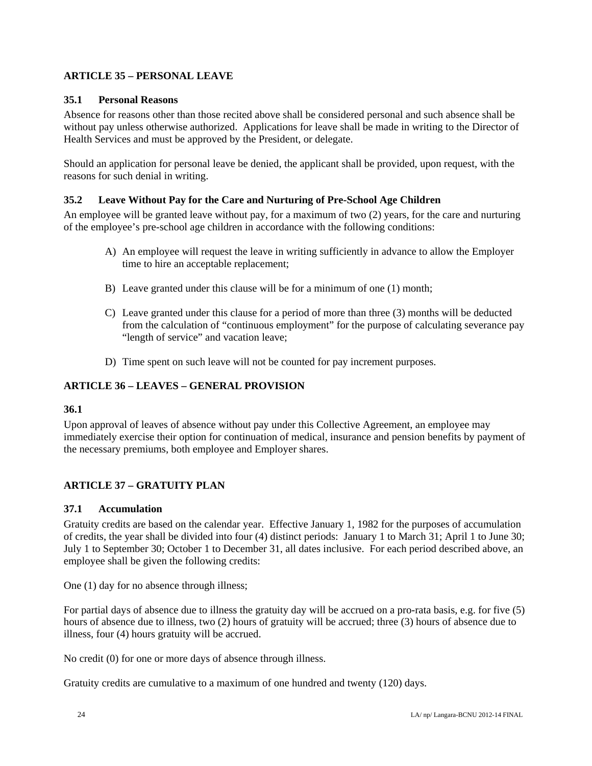## ARTICLE 35 – PERSONAL LEAVE

### 35.1 Personal Reasons

Absence for reasons other than those recited above shall be considered personal and such absence shall be without pay unless otherwise authorized. Applications for leave shall be made in writing to the Director of Health Services and must be approved by the President, or delegate.

Should an application for personal leave be denied, the applicant shall be provided, upon request, with the reasons for such denial in writing.

### 35.2 Leave Without Pay for the Care and Nurturing of Pre-School Age Children

An employee will be granted leave without pay, for a maximum of two (2) years, for the care and nurturing of the employee's pre-school age children in accordance with the following conditions:

A) An employee will request the leave in writing sufficiently in advance to allow the Employer time to hire an acceptable replacement;

B) Leave granted under this clause will be for a minimum of one (1) month;

C) Leave granted under this clause for a period of more than three (3) months will be deducted from the calculation of "continuous employment" for the purpose of calculating severance pay "length of service" and vacation leave;

D) Time spent on such leave will not be counted for pay increment purposes.

## ARTICLE 36 – LEAVES – GENERAL PROVISION

### 36.1

Upon approval of leaves of absence without pay under this Collective Agreement, an employee may immediately exercise their option for continuation of medical, insurance and pension benefits by payment of the necessary premiums, both employee and Employer shares.

## ARTICLE 37 – GRATUITY PLAN

### 37.1 Accumulation

Gratuity credits are based on the calendar year. Effective January 1, 1982 for the purposes of accumulation of credits, the year shall be divided into four (4) distinct periods: January 1 to March 31; April 1 to June 30; July 1 to September 30; October 1 to December 31, all dates inclusive. For each period described above, an employee shall be given the following credits:

One (1) day for no absence through illness;

For partial days of absence due to illness the gratuity day will be accrued on a pro-rata basis, e.g. for five (5) hours of absence due to illness, two (2) hours of gratuity will be accrued; three (3) hours of absence due to illness, four (4) hours gratuity will be accrued.

No credit (0) for one or more days of absence through illness.

Gratuity credits are cumulative to a maximum of one hundred and twenty (120) days.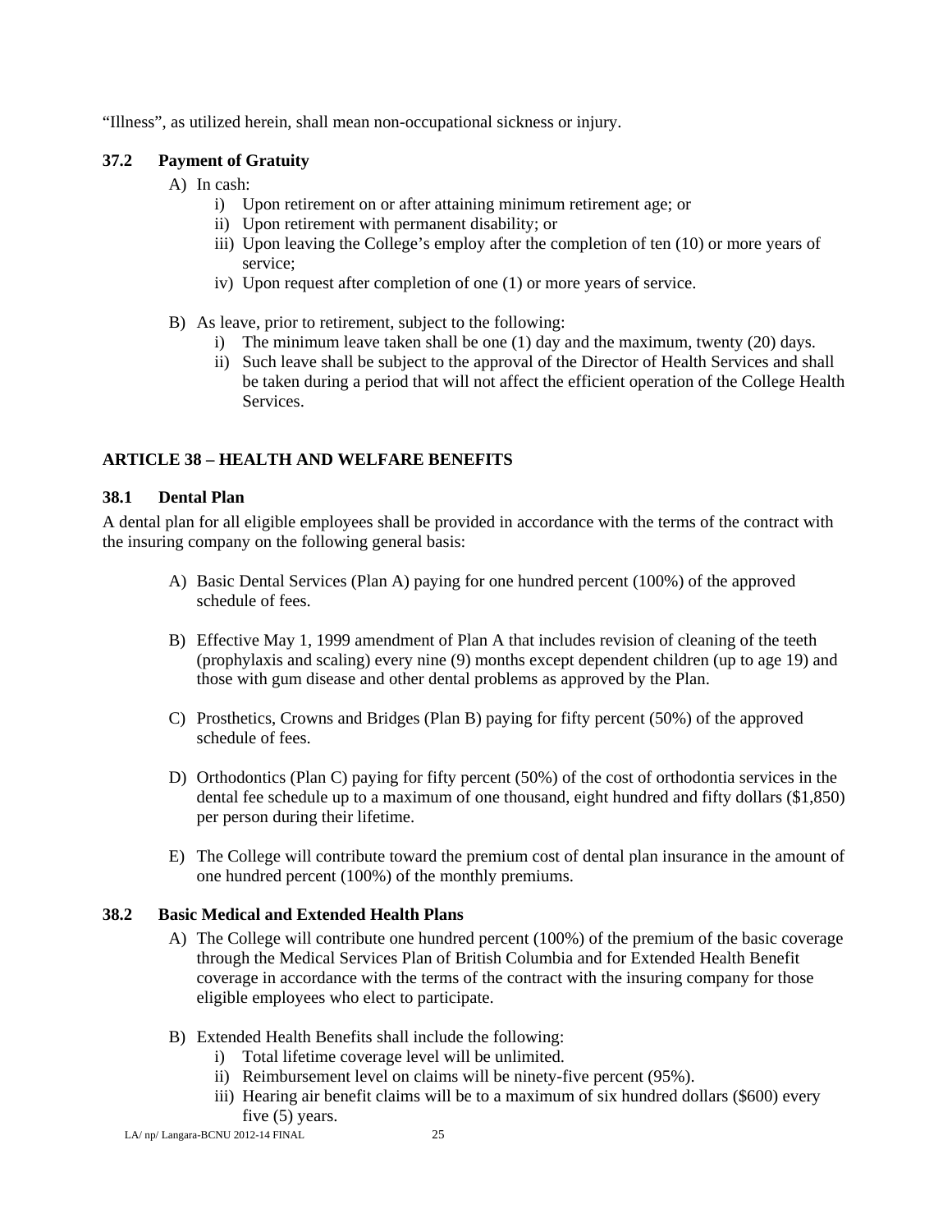“Illness”, as utilized herein, shall mean non-occupational sickness or injury.

### 37.2 Payment of Gratuity

A) In cash:
   i) Upon retirement on or after attaining minimum retirement age; or
   ii) Upon retirement with permanent disability; or
   iii) Upon leaving the College’s employ after the completion of ten (10) or more years of service;
   iv) Upon request after completion of one (1) or more years of service.

B) As leave, prior to retirement, subject to the following:
   i) The minimum leave taken shall be one (1) day and the maximum, twenty (20) days.
   ii) Such leave shall be subject to the approval of the Director of Health Services and shall be taken during a period that will not affect the efficient operation of the College Health Services.

## ARTICLE 38 – HEALTH AND WELFARE BENEFITS

### 38.1 Dental Plan

A dental plan for all eligible employees shall be provided in accordance with the terms of the contract with the insuring company on the following general basis:

A) Basic Dental Services (Plan A) paying for one hundred percent (100%) of the approved schedule of fees.

B) Effective May 1, 1999 amendment of Plan A that includes revision of cleaning of the teeth (prophylaxis and scaling) every nine (9) months except dependent children (up to age 19) and those with gum disease and other dental problems as approved by the Plan.

C) Prosthetics, Crowns and Bridges (Plan B) paying for fifty percent (50%) of the approved schedule of fees.

D) Orthodontics (Plan C) paying for fifty percent (50%) of the cost of orthodontia services in the dental fee schedule up to a maximum of one thousand, eight hundred and fifty dollars ($1,850) per person during their lifetime.

E) The College will contribute toward the premium cost of dental plan insurance in the amount of one hundred percent (100%) of the monthly premiums.

### 38.2 Basic Medical and Extended Health Plans

A) The College will contribute one hundred percent (100%) of the premium of the basic coverage through the Medical Services Plan of British Columbia and for Extended Health Benefit coverage in accordance with the terms of the contract with the insuring company for those eligible employees who elect to participate.

B) Extended Health Benefits shall include the following:
   i) Total lifetime coverage level will be unlimited.
   ii) Reimbursement level on claims will be ninety-five percent (95%).
   iii) Hearing air benefit claims will be to a maximum of six hundred dollars ($600) every five (5) years.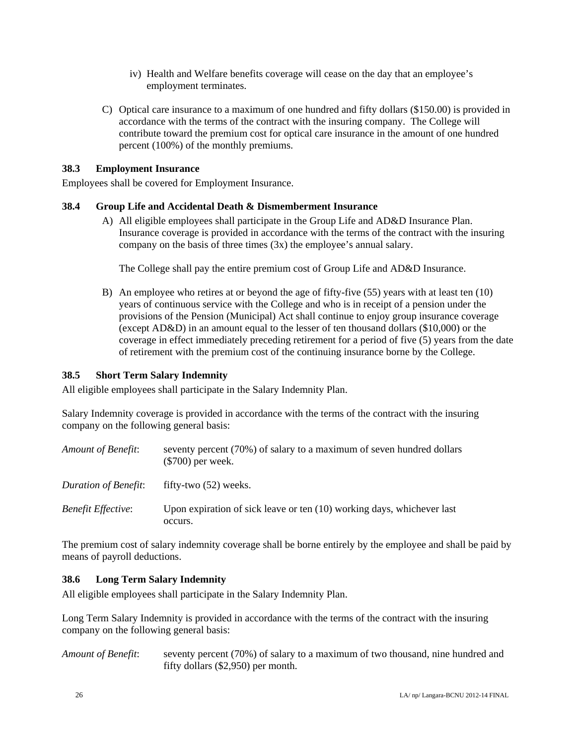iv) Health and Welfare benefits coverage will cease on the day that an employee's employment terminates.

C) Optical care insurance to a maximum of one hundred and fifty dollars ($150.00) is provided in accordance with the terms of the contract with the insuring company. The College will contribute toward the premium cost for optical care insurance in the amount of one hundred percent (100%) of the monthly premiums.

### 38.3 Employment Insurance

Employees shall be covered for Employment Insurance.

### 38.4 Group Life and Accidental Death & Dismemberment Insurance

A) All eligible employees shall participate in the Group Life and AD&D Insurance Plan. Insurance coverage is provided in accordance with the terms of the contract with the insuring company on the basis of three times (3x) the employee's annual salary.

The College shall pay the entire premium cost of Group Life and AD&D Insurance.

B) An employee who retires at or beyond the age of fifty-five (55) years with at least ten (10) years of continuous service with the College and who is in receipt of a pension under the provisions of the Pension (Municipal) Act shall continue to enjoy group insurance coverage (except AD&D) in an amount equal to the lesser of ten thousand dollars ($10,000) or the coverage in effect immediately preceding retirement for a period of five (5) years from the date of retirement with the premium cost of the continuing insurance borne by the College.

### 38.5 Short Term Salary Indemnity

All eligible employees shall participate in the Salary Indemnity Plan.

Salary Indemnity coverage is provided in accordance with the terms of the contract with the insuring company on the following general basis:

*Amount of Benefit*: seventy percent (70%) of salary to a maximum of seven hundred dollars ($700) per week.

*Duration of Benefit*: fifty-two (52) weeks.

*Benefit Effective*: Upon expiration of sick leave or ten (10) working days, whichever last occurs.

The premium cost of salary indemnity coverage shall be borne entirely by the employee and shall be paid by means of payroll deductions.

### 38.6 Long Term Salary Indemnity

All eligible employees shall participate in the Salary Indemnity Plan.

Long Term Salary Indemnity is provided in accordance with the terms of the contract with the insuring company on the following general basis:

*Amount of Benefit*: seventy percent (70%) of salary to a maximum of two thousand, nine hundred and fifty dollars ($2,950) per month.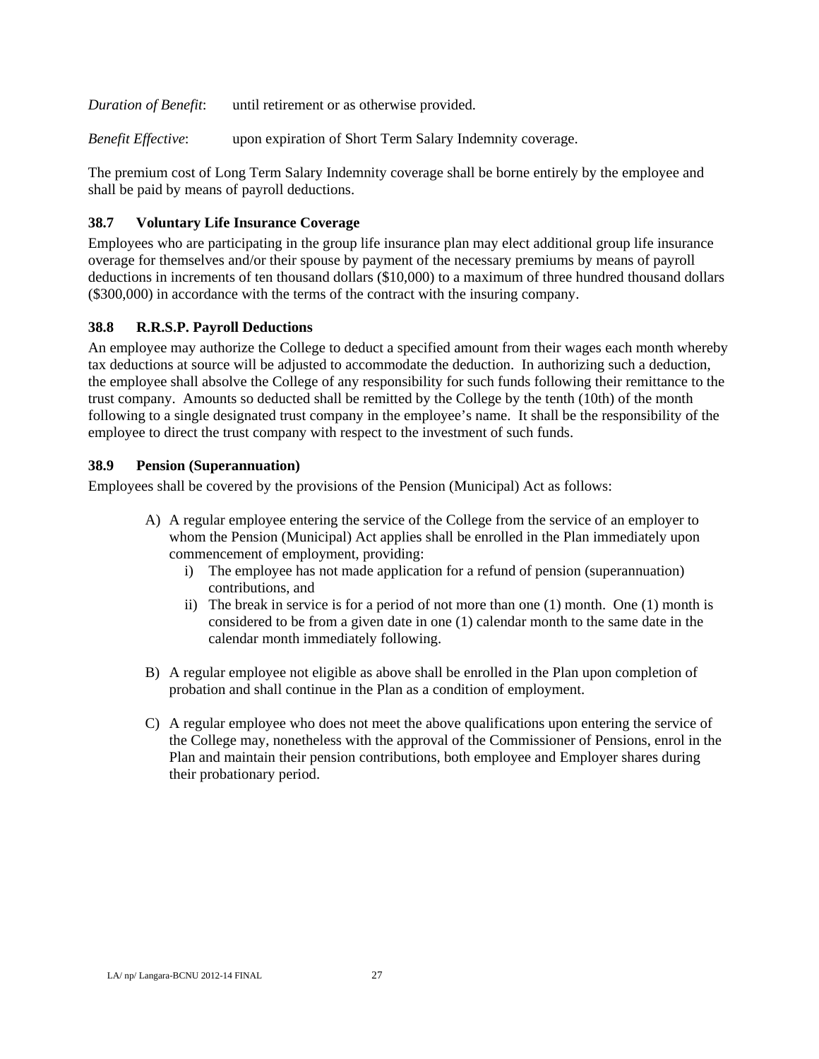*Duration of Benefit*: until retirement or as otherwise provided.

*Benefit Effective*: upon expiration of Short Term Salary Indemnity coverage.

The premium cost of Long Term Salary Indemnity coverage shall be borne entirely by the employee and shall be paid by means of payroll deductions.

### 38.7 Voluntary Life Insurance Coverage

Employees who are participating in the group life insurance plan may elect additional group life insurance overage for themselves and/or their spouse by payment of the necessary premiums by means of payroll deductions in increments of ten thousand dollars ($10,000) to a maximum of three hundred thousand dollars ($300,000) in accordance with the terms of the contract with the insuring company.

### 38.8 R.R.S.P. Payroll Deductions

An employee may authorize the College to deduct a specified amount from their wages each month whereby tax deductions at source will be adjusted to accommodate the deduction. In authorizing such a deduction, the employee shall absolve the College of any responsibility for such funds following their remittance to the trust company. Amounts so deducted shall be remitted by the College by the tenth (10th) of the month following to a single designated trust company in the employee's name. It shall be the responsibility of the employee to direct the trust company with respect to the investment of such funds.

### 38.9 Pension (Superannuation)

Employees shall be covered by the provisions of the Pension (Municipal) Act as follows:

A) A regular employee entering the service of the College from the service of an employer to whom the Pension (Municipal) Act applies shall be enrolled in the Plan immediately upon commencement of employment, providing:
   i) The employee has not made application for a refund of pension (superannuation) contributions, and
   ii) The break in service is for a period of not more than one (1) month. One (1) month is considered to be from a given date in one (1) calendar month to the same date in the calendar month immediately following.

B) A regular employee not eligible as above shall be enrolled in the Plan upon completion of probation and shall continue in the Plan as a condition of employment.

C) A regular employee who does not meet the above qualifications upon entering the service of the College may, nonetheless with the approval of the Commissioner of Pensions, enrol in the Plan and maintain their pension contributions, both employee and Employer shares during their probationary period.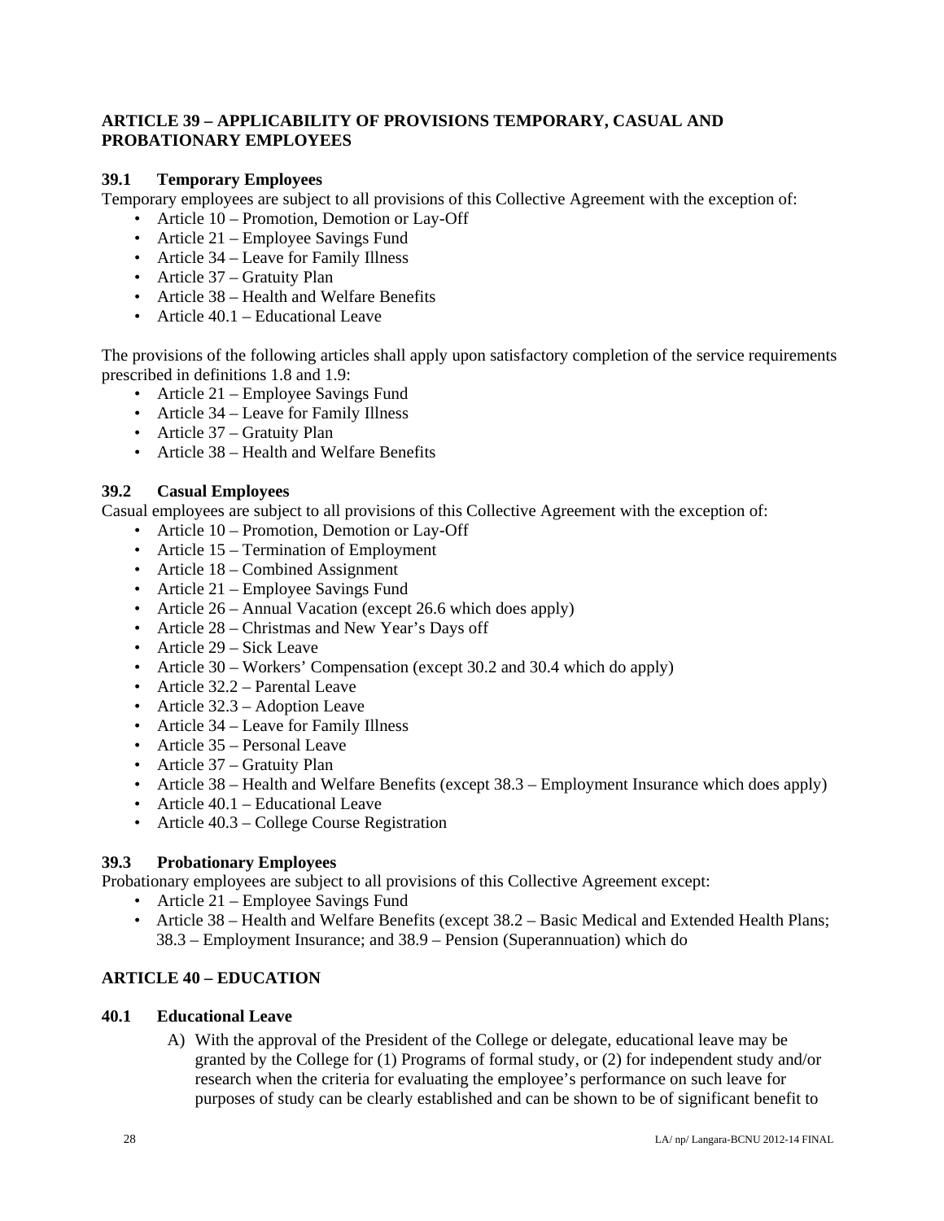## ARTICLE 39 – APPLICABILITY OF PROVISIONS TEMPORARY, CASUAL AND PROBATIONARY EMPLOYEES

### 39.1 Temporary Employees

Temporary employees are subject to all provisions of this Collective Agreement with the exception of:

- Article 10 – Promotion, Demotion or Lay-Off
- Article 21 – Employee Savings Fund
- Article 34 – Leave for Family Illness
- Article 37 – Gratuity Plan
- Article 38 – Health and Welfare Benefits
- Article 40.1 – Educational Leave

The provisions of the following articles shall apply upon satisfactory completion of the service requirements prescribed in definitions 1.8 and 1.9:

- Article 21 – Employee Savings Fund
- Article 34 – Leave for Family Illness
- Article 37 – Gratuity Plan
- Article 38 – Health and Welfare Benefits

### 39.2 Casual Employees

Casual employees are subject to all provisions of this Collective Agreement with the exception of:

- Article 10 – Promotion, Demotion or Lay-Off
- Article 15 – Termination of Employment
- Article 18 – Combined Assignment
- Article 21 – Employee Savings Fund
- Article 26 – Annual Vacation (except 26.6 which does apply)
- Article 28 – Christmas and New Year's Days off
- Article 29 – Sick Leave
- Article 30 – Workers' Compensation (except 30.2 and 30.4 which do apply)
- Article 32.2 – Parental Leave
- Article 32.3 – Adoption Leave
- Article 34 – Leave for Family Illness
- Article 35 – Personal Leave
- Article 37 – Gratuity Plan
- Article 38 – Health and Welfare Benefits (except 38.3 – Employment Insurance which does apply)
- Article 40.1 – Educational Leave
- Article 40.3 – College Course Registration

### 39.3 Probationary Employees

Probationary employees are subject to all provisions of this Collective Agreement except:

- Article 21 – Employee Savings Fund
- Article 38 – Health and Welfare Benefits (except 38.2 – Basic Medical and Extended Health Plans; 38.3 – Employment Insurance; and 38.9 – Pension (Superannuation) which do

## ARTICLE 40 – EDUCATION

### 40.1 Educational Leave

A) With the approval of the President of the College or delegate, educational leave may be granted by the College for (1) Programs of formal study, or (2) for independent study and/or research when the criteria for evaluating the employee's performance on such leave for purposes of study can be clearly established and can be shown to be of significant benefit to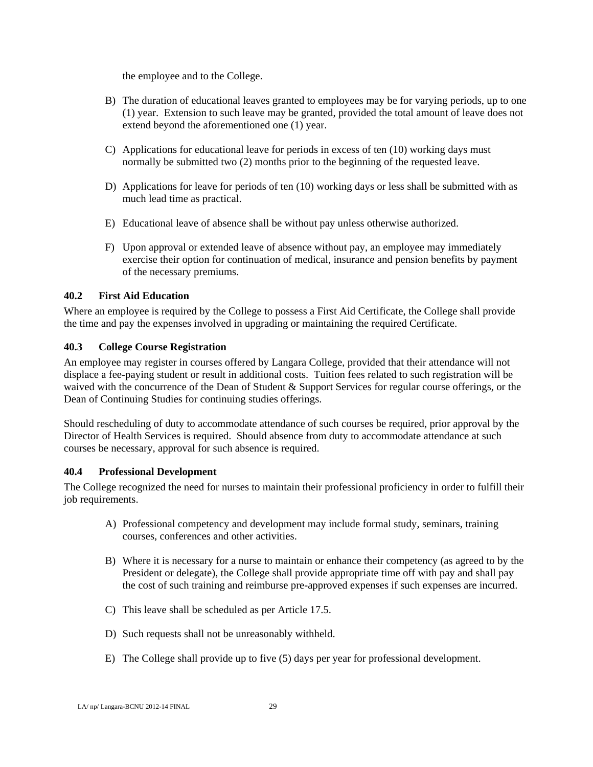the employee and to the College.

B) The duration of educational leaves granted to employees may be for varying periods, up to one (1) year. Extension to such leave may be granted, provided the total amount of leave does not extend beyond the aforementioned one (1) year.

C) Applications for educational leave for periods in excess of ten (10) working days must normally be submitted two (2) months prior to the beginning of the requested leave.

D) Applications for leave for periods of ten (10) working days or less shall be submitted with as much lead time as practical.

E) Educational leave of absence shall be without pay unless otherwise authorized.

F) Upon approval or extended leave of absence without pay, an employee may immediately exercise their option for continuation of medical, insurance and pension benefits by payment of the necessary premiums.

### 40.2 First Aid Education

Where an employee is required by the College to possess a First Aid Certificate, the College shall provide the time and pay the expenses involved in upgrading or maintaining the required Certificate.

### 40.3 College Course Registration

An employee may register in courses offered by Langara College, provided that their attendance will not displace a fee-paying student or result in additional costs. Tuition fees related to such registration will be waived with the concurrence of the Dean of Student & Support Services for regular course offerings, or the Dean of Continuing Studies for continuing studies offerings.

Should rescheduling of duty to accommodate attendance of such courses be required, prior approval by the Director of Health Services is required. Should absence from duty to accommodate attendance at such courses be necessary, approval for such absence is required.

### 40.4 Professional Development

The College recognized the need for nurses to maintain their professional proficiency in order to fulfill their job requirements.

A) Professional competency and development may include formal study, seminars, training courses, conferences and other activities.

B) Where it is necessary for a nurse to maintain or enhance their competency (as agreed to by the President or delegate), the College shall provide appropriate time off with pay and shall pay the cost of such training and reimburse pre-approved expenses if such expenses are incurred.

C) This leave shall be scheduled as per Article 17.5.

D) Such requests shall not be unreasonably withheld.

E) The College shall provide up to five (5) days per year for professional development.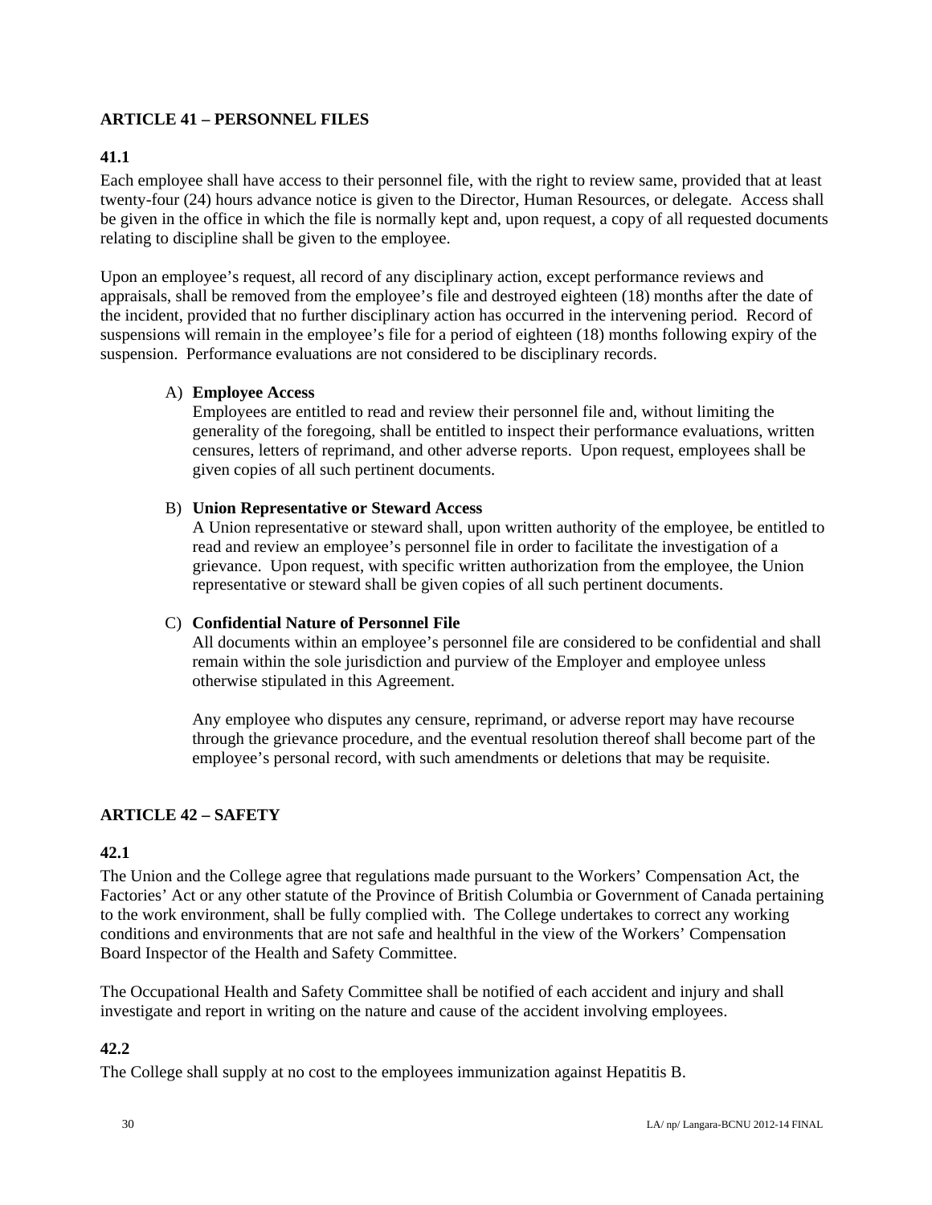## ARTICLE 41 – PERSONNEL FILES

### 41.1

Each employee shall have access to their personnel file, with the right to review same, provided that at least twenty-four (24) hours advance notice is given to the Director, Human Resources, or delegate. Access shall be given in the office in which the file is normally kept and, upon request, a copy of all requested documents relating to discipline shall be given to the employee.

Upon an employee's request, all record of any disciplinary action, except performance reviews and appraisals, shall be removed from the employee's file and destroyed eighteen (18) months after the date of the incident, provided that no further disciplinary action has occurred in the intervening period. Record of suspensions will remain in the employee's file for a period of eighteen (18) months following expiry of the suspension. Performance evaluations are not considered to be disciplinary records.

A) **Employee Access**
Employees are entitled to read and review their personnel file and, without limiting the generality of the foregoing, shall be entitled to inspect their performance evaluations, written censures, letters of reprimand, and other adverse reports. Upon request, employees shall be given copies of all such pertinent documents.

B) **Union Representative or Steward Access**
A Union representative or steward shall, upon written authority of the employee, be entitled to read and review an employee's personnel file in order to facilitate the investigation of a grievance. Upon request, with specific written authorization from the employee, the Union representative or steward shall be given copies of all such pertinent documents.

C) **Confidential Nature of Personnel File**
All documents within an employee's personnel file are considered to be confidential and shall remain within the sole jurisdiction and purview of the Employer and employee unless otherwise stipulated in this Agreement.

Any employee who disputes any censure, reprimand, or adverse report may have recourse through the grievance procedure, and the eventual resolution thereof shall become part of the employee's personal record, with such amendments or deletions that may be requisite.

## ARTICLE 42 – SAFETY

### 42.1

The Union and the College agree that regulations made pursuant to the Workers' Compensation Act, the Factories' Act or any other statute of the Province of British Columbia or Government of Canada pertaining to the work environment, shall be fully complied with. The College undertakes to correct any working conditions and environments that are not safe and healthful in the view of the Workers' Compensation Board Inspector of the Health and Safety Committee.

The Occupational Health and Safety Committee shall be notified of each accident and injury and shall investigate and report in writing on the nature and cause of the accident involving employees.

### 42.2

The College shall supply at no cost to the employees immunization against Hepatitis B.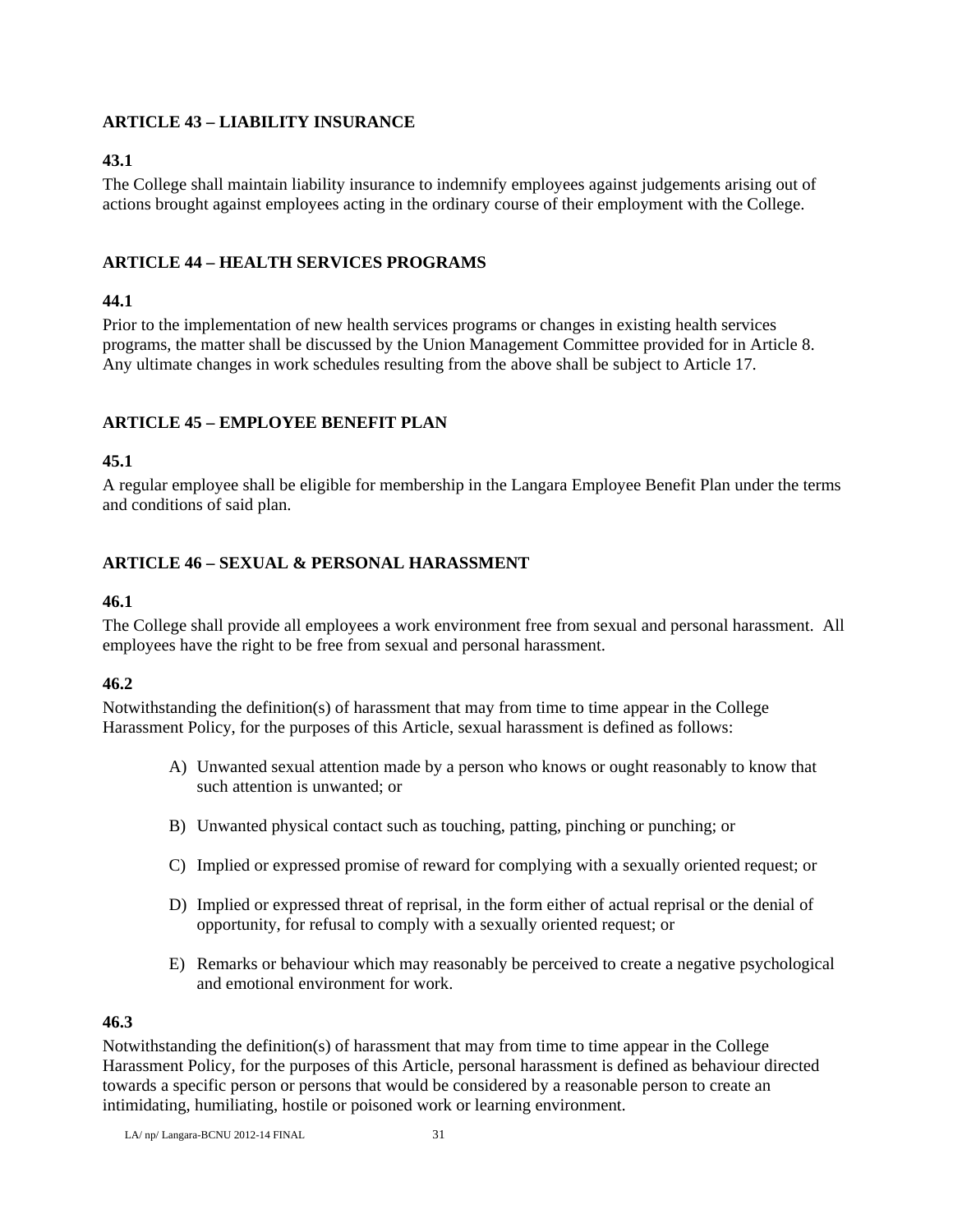## ARTICLE 43 – LIABILITY INSURANCE

### 43.1

The College shall maintain liability insurance to indemnify employees against judgements arising out of actions brought against employees acting in the ordinary course of their employment with the College.

## ARTICLE 44 – HEALTH SERVICES PROGRAMS

### 44.1

Prior to the implementation of new health services programs or changes in existing health services programs, the matter shall be discussed by the Union Management Committee provided for in Article 8. Any ultimate changes in work schedules resulting from the above shall be subject to Article 17.

## ARTICLE 45 – EMPLOYEE BENEFIT PLAN

### 45.1

A regular employee shall be eligible for membership in the Langara Employee Benefit Plan under the terms and conditions of said plan.

## ARTICLE 46 – SEXUAL & PERSONAL HARASSMENT

### 46.1

The College shall provide all employees a work environment free from sexual and personal harassment. All employees have the right to be free from sexual and personal harassment.

### 46.2

Notwithstanding the definition(s) of harassment that may from time to time appear in the College Harassment Policy, for the purposes of this Article, sexual harassment is defined as follows:

A) Unwanted sexual attention made by a person who knows or ought reasonably to know that such attention is unwanted; or

B) Unwanted physical contact such as touching, patting, pinching or punching; or

C) Implied or expressed promise of reward for complying with a sexually oriented request; or

D) Implied or expressed threat of reprisal, in the form either of actual reprisal or the denial of opportunity, for refusal to comply with a sexually oriented request; or

E) Remarks or behaviour which may reasonably be perceived to create a negative psychological and emotional environment for work.

### 46.3

Notwithstanding the definition(s) of harassment that may from time to time appear in the College Harassment Policy, for the purposes of this Article, personal harassment is defined as behaviour directed towards a specific person or persons that would be considered by a reasonable person to create an intimidating, humiliating, hostile or poisoned work or learning environment.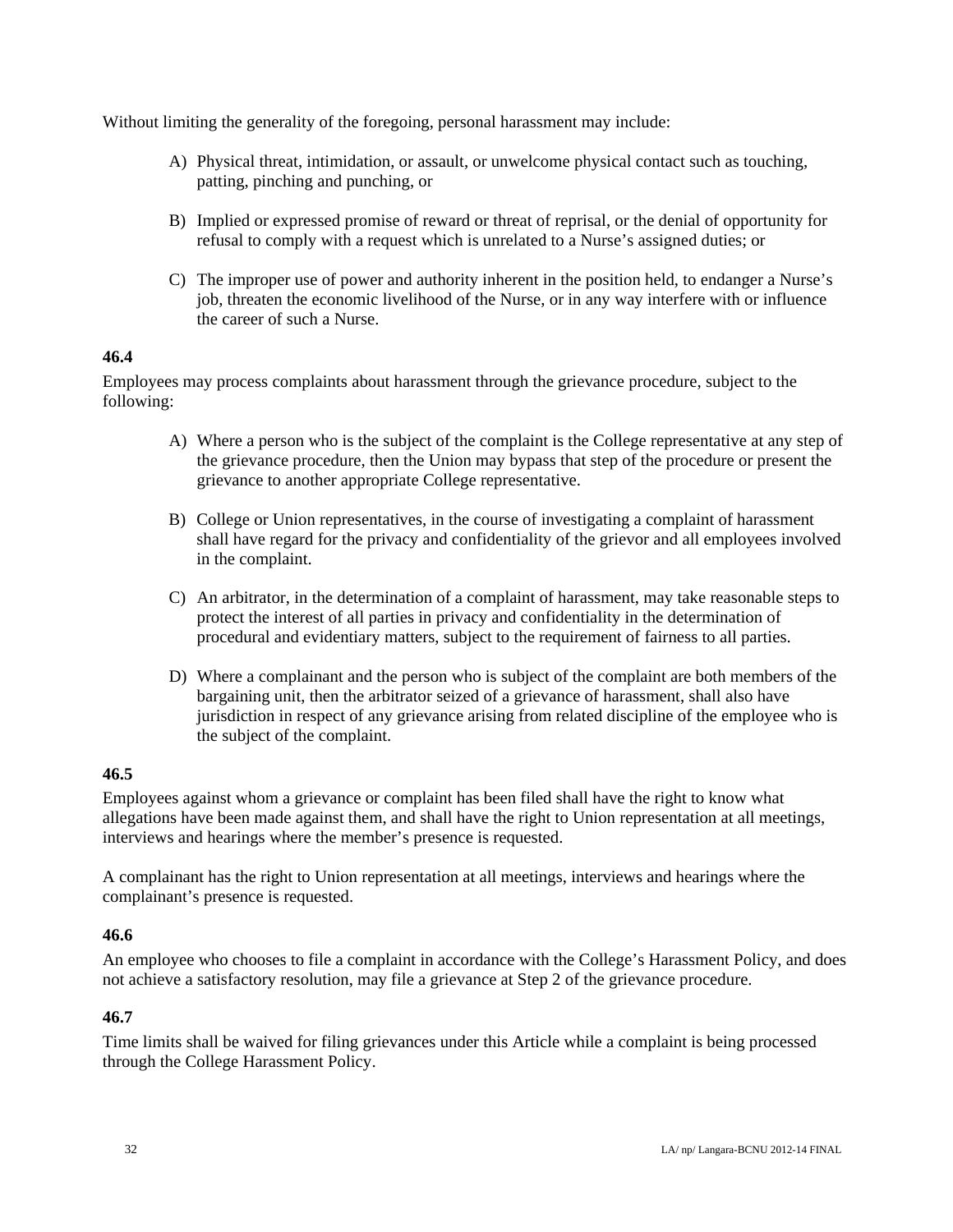Without limiting the generality of the foregoing, personal harassment may include:

A) Physical threat, intimidation, or assault, or unwelcome physical contact such as touching, patting, pinching and punching, or

B) Implied or expressed promise of reward or threat of reprisal, or the denial of opportunity for refusal to comply with a request which is unrelated to a Nurse's assigned duties; or

C) The improper use of power and authority inherent in the position held, to endanger a Nurse's job, threaten the economic livelihood of the Nurse, or in any way interfere with or influence the career of such a Nurse.

**46.4**

Employees may process complaints about harassment through the grievance procedure, subject to the following:

A) Where a person who is the subject of the complaint is the College representative at any step of the grievance procedure, then the Union may bypass that step of the procedure or present the grievance to another appropriate College representative.

B) College or Union representatives, in the course of investigating a complaint of harassment shall have regard for the privacy and confidentiality of the grievor and all employees involved in the complaint.

C) An arbitrator, in the determination of a complaint of harassment, may take reasonable steps to protect the interest of all parties in privacy and confidentiality in the determination of procedural and evidentiary matters, subject to the requirement of fairness to all parties.

D) Where a complainant and the person who is subject of the complaint are both members of the bargaining unit, then the arbitrator seized of a grievance of harassment, shall also have jurisdiction in respect of any grievance arising from related discipline of the employee who is the subject of the complaint.

**46.5**

Employees against whom a grievance or complaint has been filed shall have the right to know what allegations have been made against them, and shall have the right to Union representation at all meetings, interviews and hearings where the member's presence is requested.

A complainant has the right to Union representation at all meetings, interviews and hearings where the complainant's presence is requested.

**46.6**

An employee who chooses to file a complaint in accordance with the College's Harassment Policy, and does not achieve a satisfactory resolution, may file a grievance at Step 2 of the grievance procedure.

**46.7**

Time limits shall be waived for filing grievances under this Article while a complaint is being processed through the College Harassment Policy.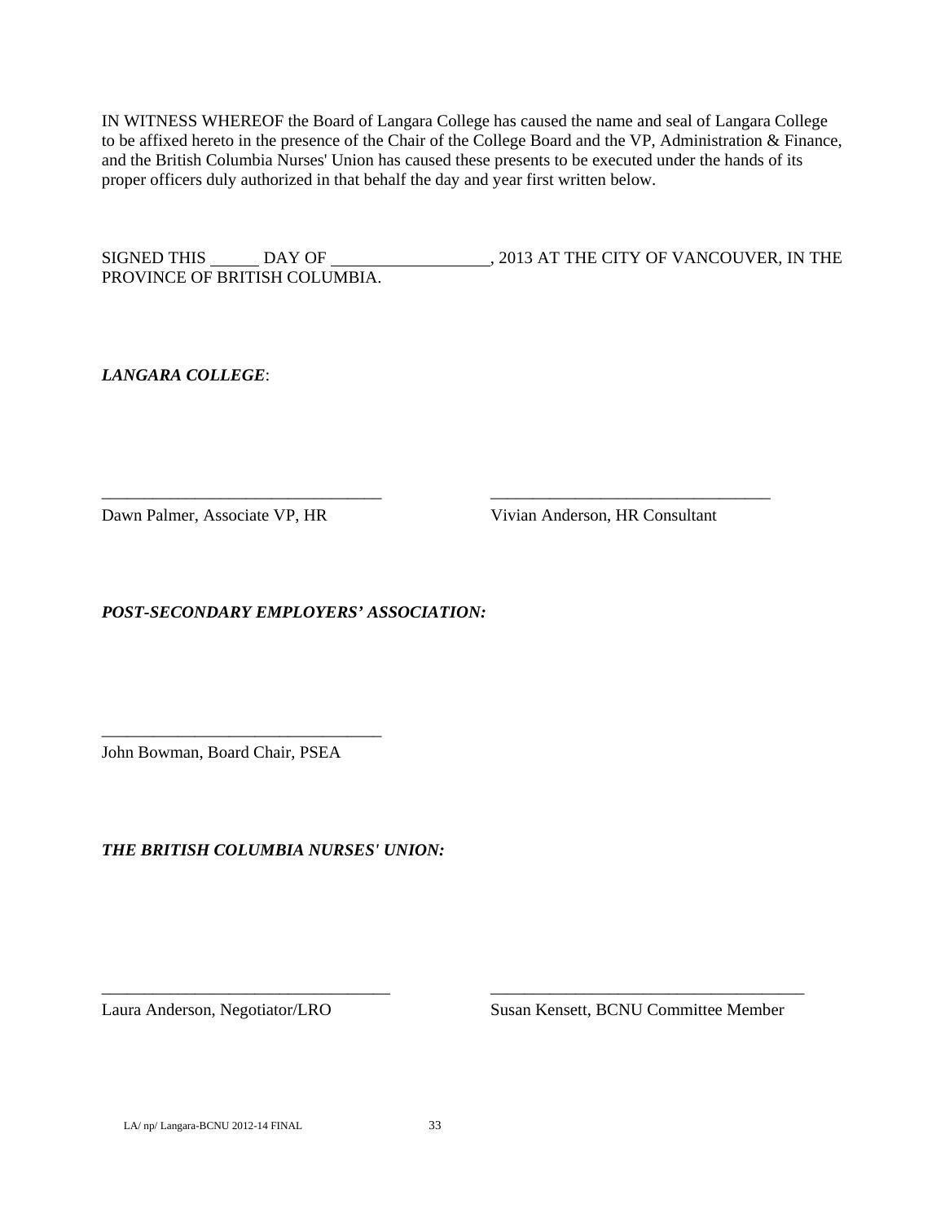IN WITNESS WHEREOF the Board of Langara College has caused the name and seal of Langara College to be affixed hereto in the presence of the Chair of the College Board and the VP, Administration & Finance, and the British Columbia Nurses' Union has caused these presents to be executed under the hands of its proper officers duly authorized in that behalf the day and year first written below.

SIGNED THIS ______ DAY OF ___________________, 2013 AT THE CITY OF VANCOUVER, IN THE PROVINCE OF BRITISH COLUMBIA.

***LANGARA COLLEGE***:

_________________________________ Dawn Palmer, Associate VP, HR

_________________________________ Vivian Anderson, HR Consultant

***POST-SECONDARY EMPLOYERS' ASSOCIATION:***

_________________________________ John Bowman, Board Chair, PSEA

***THE BRITISH COLUMBIA NURSES' UNION:***

__________________________________ Laura Anderson, Negotiator/LRO

_____________________________________ Susan Kensett, BCNU Committee Member

LA/ np/ Langara-BCNU 2012-14 FINAL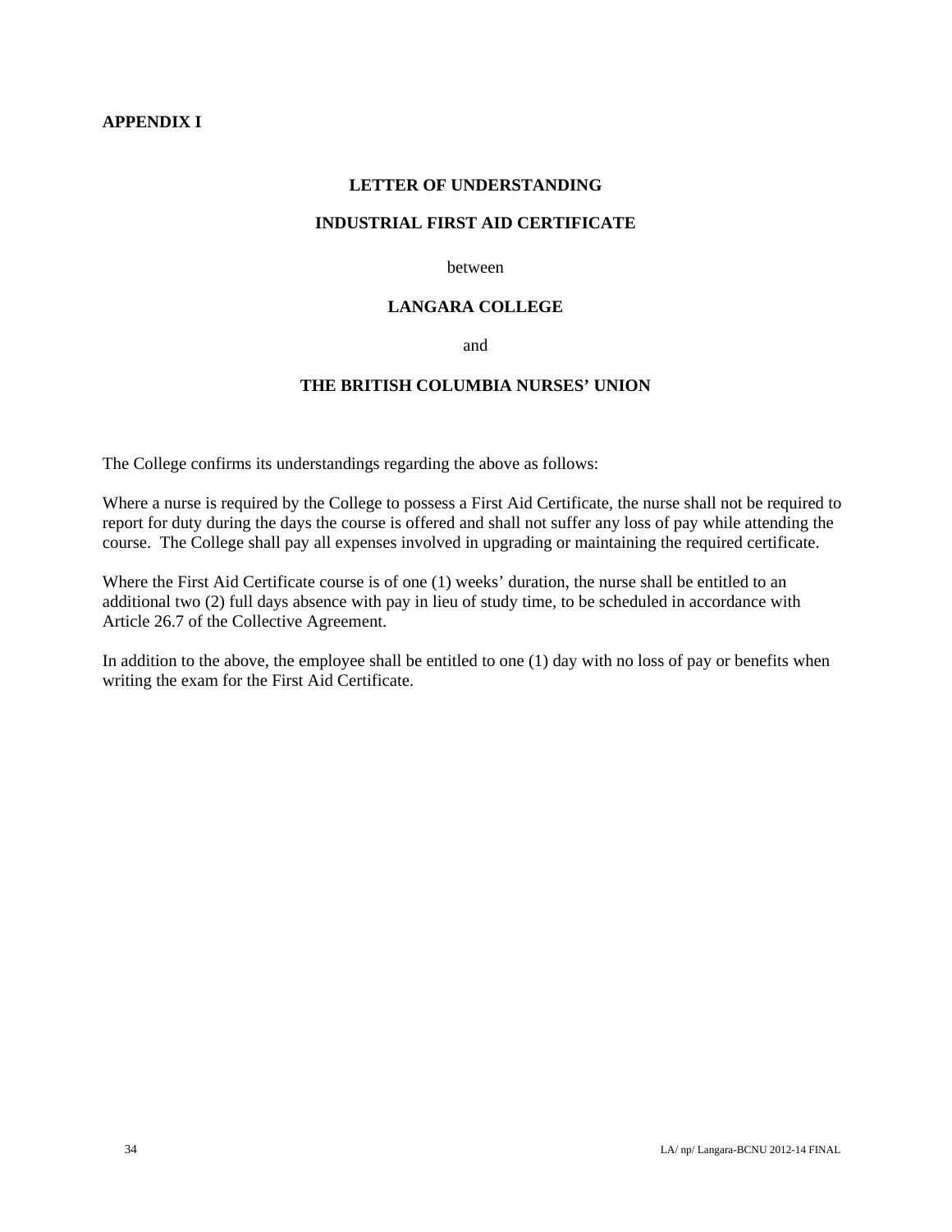**APPENDIX I**

## LETTER OF UNDERSTANDING

## INDUSTRIAL FIRST AID CERTIFICATE

between

**LANGARA COLLEGE**

and

**THE BRITISH COLUMBIA NURSES' UNION**

The College confirms its understandings regarding the above as follows:

Where a nurse is required by the College to possess a First Aid Certificate, the nurse shall not be required to report for duty during the days the course is offered and shall not suffer any loss of pay while attending the course. The College shall pay all expenses involved in upgrading or maintaining the required certificate.

Where the First Aid Certificate course is of one (1) weeks' duration, the nurse shall be entitled to an additional two (2) full days absence with pay in lieu of study time, to be scheduled in accordance with Article 26.7 of the Collective Agreement.

In addition to the above, the employee shall be entitled to one (1) day with no loss of pay or benefits when writing the exam for the First Aid Certificate.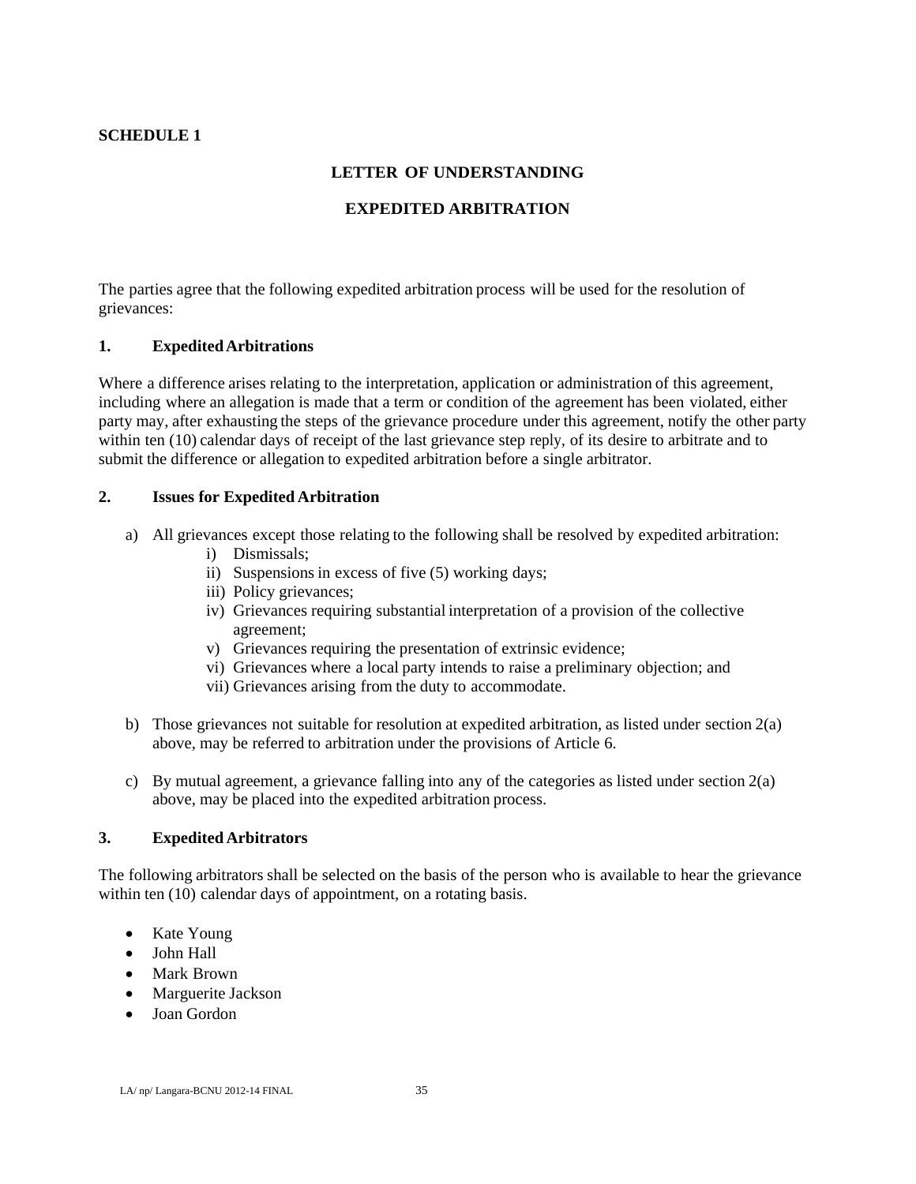**SCHEDULE 1**

## LETTER OF UNDERSTANDING

## EXPEDITED ARBITRATION

The parties agree that the following expedited arbitration process will be used for the resolution of grievances:

### 1. Expedited Arbitrations

Where a difference arises relating to the interpretation, application or administration of this agreement, including where an allegation is made that a term or condition of the agreement has been violated, either party may, after exhausting the steps of the grievance procedure under this agreement, notify the other party within ten (10) calendar days of receipt of the last grievance step reply, of its desire to arbitrate and to submit the difference or allegation to expedited arbitration before a single arbitrator.

### 2. Issues for Expedited Arbitration

a) All grievances except those relating to the following shall be resolved by expedited arbitration:
   - i) Dismissals;
   - ii) Suspensions in excess of five (5) working days;
   - iii) Policy grievances;
   - iv) Grievances requiring substantial interpretation of a provision of the collective agreement;
   - v) Grievances requiring the presentation of extrinsic evidence;
   - vi) Grievances where a local party intends to raise a preliminary objection; and
   - vii) Grievances arising from the duty to accommodate.

b) Those grievances not suitable for resolution at expedited arbitration, as listed under section 2(a) above, may be referred to arbitration under the provisions of Article 6.

c) By mutual agreement, a grievance falling into any of the categories as listed under section 2(a) above, may be placed into the expedited arbitration process.

### 3. Expedited Arbitrators

The following arbitrators shall be selected on the basis of the person who is available to hear the grievance within ten (10) calendar days of appointment, on a rotating basis.

- Kate Young
- John Hall
- Mark Brown
- Marguerite Jackson
- Joan Gordon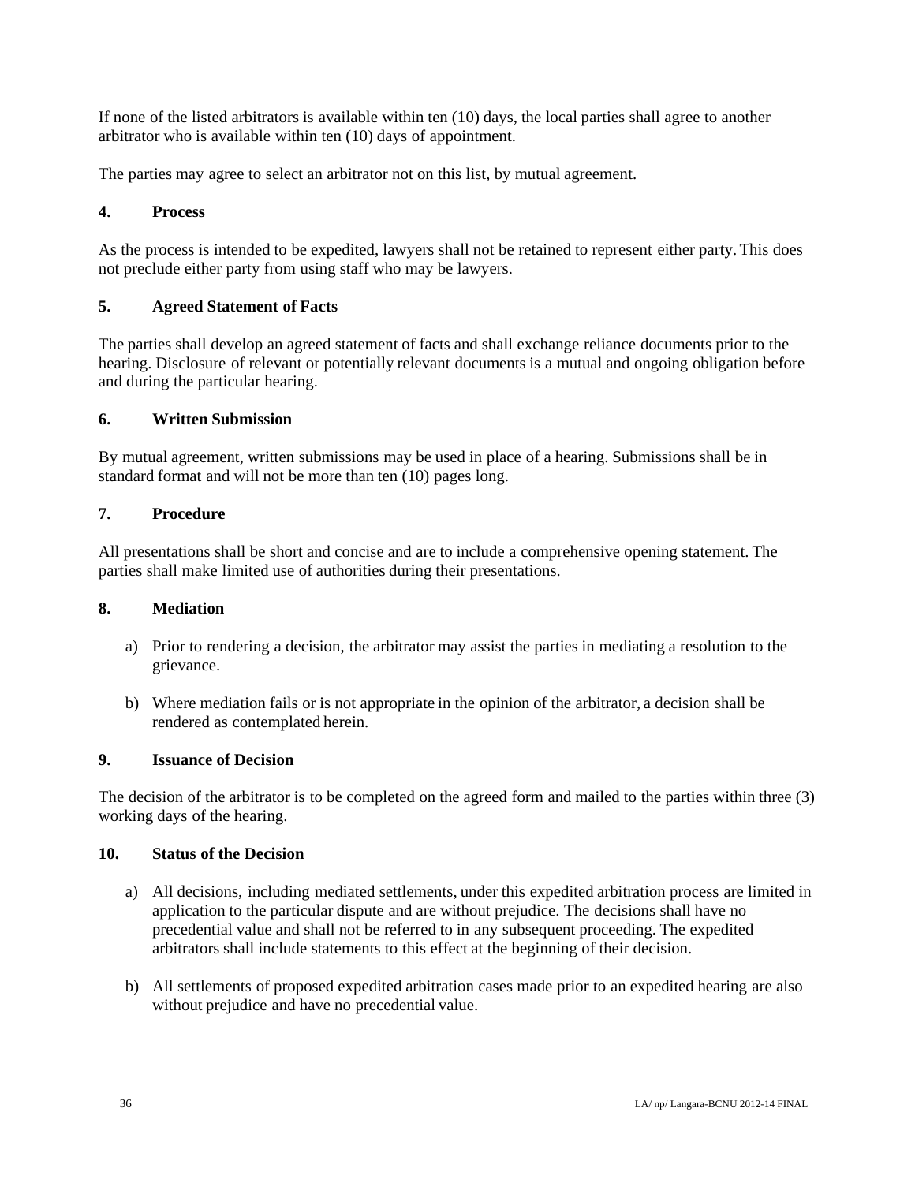If none of the listed arbitrators is available within ten (10) days, the local parties shall agree to another arbitrator who is available within ten (10) days of appointment.

The parties may agree to select an arbitrator not on this list, by mutual agreement.

### 4. Process

As the process is intended to be expedited, lawyers shall not be retained to represent either party. This does not preclude either party from using staff who may be lawyers.

### 5. Agreed Statement of Facts

The parties shall develop an agreed statement of facts and shall exchange reliance documents prior to the hearing. Disclosure of relevant or potentially relevant documents is a mutual and ongoing obligation before and during the particular hearing.

### 6. Written Submission

By mutual agreement, written submissions may be used in place of a hearing. Submissions shall be in standard format and will not be more than ten (10) pages long.

### 7. Procedure

All presentations shall be short and concise and are to include a comprehensive opening statement. The parties shall make limited use of authorities during their presentations.

### 8. Mediation

a) Prior to rendering a decision, the arbitrator may assist the parties in mediating a resolution to the grievance.

b) Where mediation fails or is not appropriate in the opinion of the arbitrator, a decision shall be rendered as contemplated herein.

### 9. Issuance of Decision

The decision of the arbitrator is to be completed on the agreed form and mailed to the parties within three (3) working days of the hearing.

### 10. Status of the Decision

a) All decisions, including mediated settlements, under this expedited arbitration process are limited in application to the particular dispute and are without prejudice. The decisions shall have no precedential value and shall not be referred to in any subsequent proceeding. The expedited arbitrators shall include statements to this effect at the beginning of their decision.

b) All settlements of proposed expedited arbitration cases made prior to an expedited hearing are also without prejudice and have no precedential value.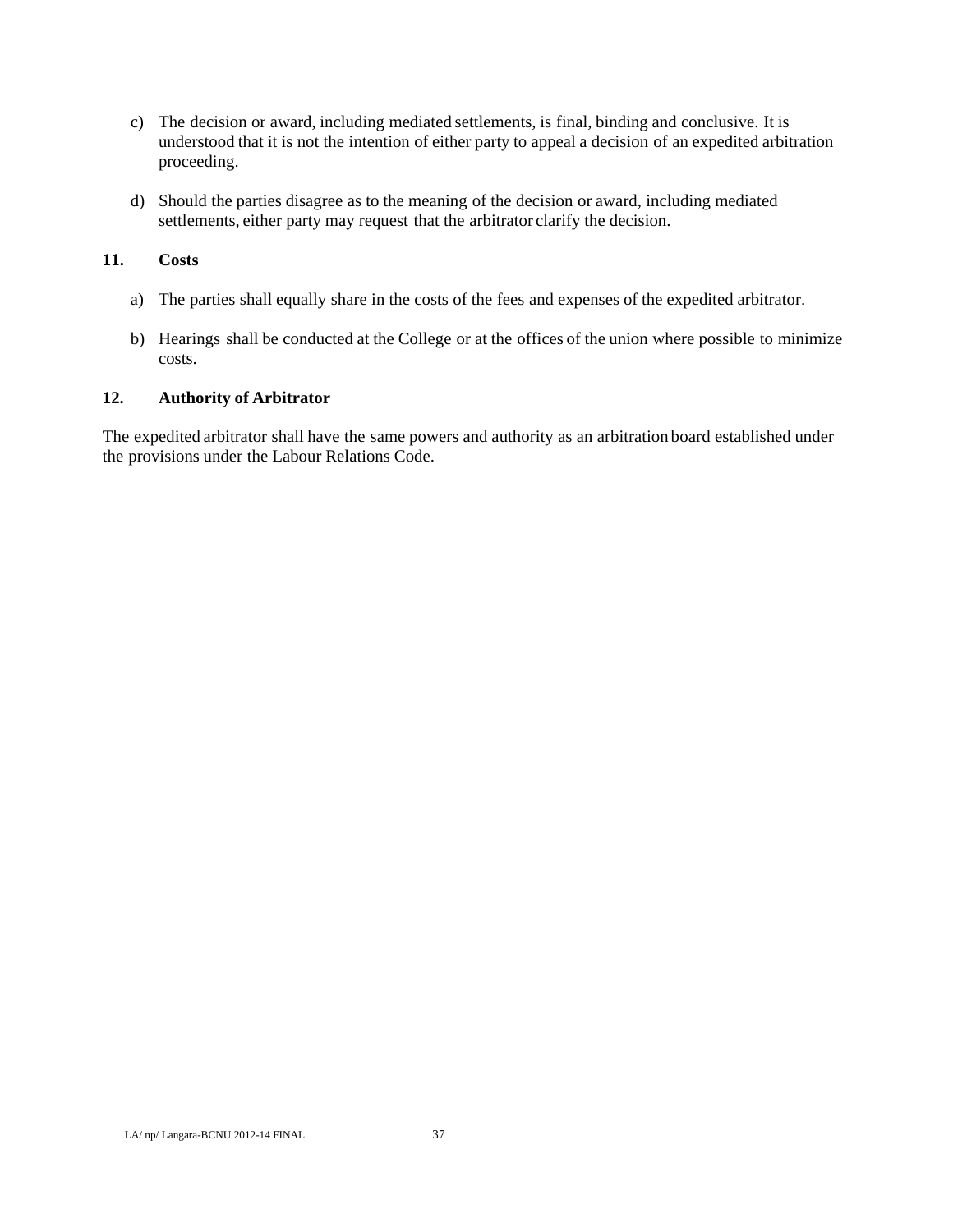c) The decision or award, including mediated settlements, is final, binding and conclusive. It is understood that it is not the intention of either party to appeal a decision of an expedited arbitration proceeding.

d) Should the parties disagree as to the meaning of the decision or award, including mediated settlements, either party may request that the arbitrator clarify the decision.

**11. Costs**

a) The parties shall equally share in the costs of the fees and expenses of the expedited arbitrator.

b) Hearings shall be conducted at the College or at the offices of the union where possible to minimize costs.

**12. Authority of Arbitrator**

The expedited arbitrator shall have the same powers and authority as an arbitration board established under the provisions under the Labour Relations Code.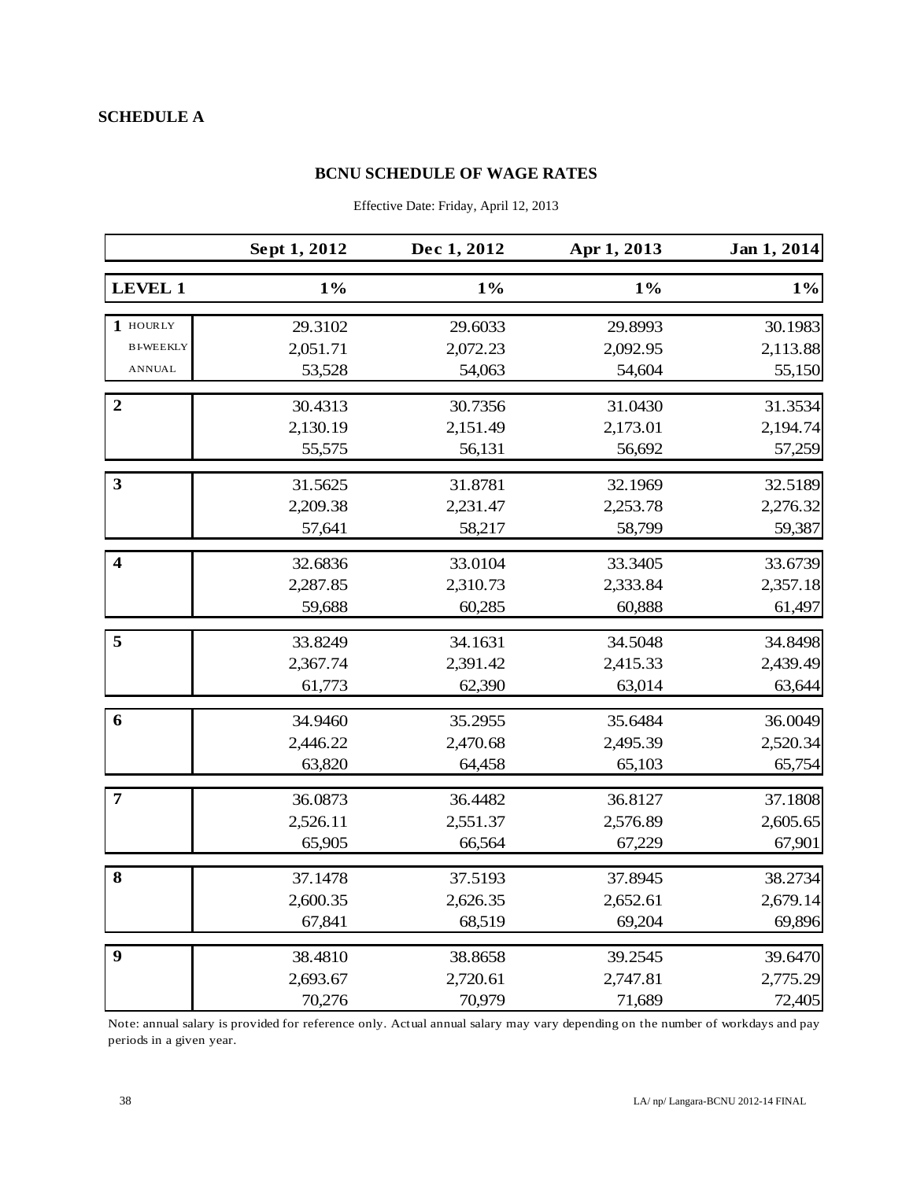**SCHEDULE A**

## BCNU SCHEDULE OF WAGE RATES

Effective Date: Friday, April 12, 2013

| | | Sept 1, 2012 | Dec 1, 2012 | Apr 1, 2013 | Jan 1, 2014 |
|---|---|---|---|---|---|
| **LEVEL 1** | | **1%** | **1%** | **1%** | **1%** |
| **1** | HOURLY | 29.3102 | 29.6033 | 29.8993 | 30.1983 |
| | BI-WEEKLY | 2,051.71 | 2,072.23 | 2,092.95 | 2,113.88 |
| | ANNUAL | 53,528 | 54,063 | 54,604 | 55,150 |
| **2** | | 30.4313 | 30.7356 | 31.0430 | 31.3534 |
| | | 2,130.19 | 2,151.49 | 2,173.01 | 2,194.74 |
| | | 55,575 | 56,131 | 56,692 | 57,259 |
| **3** | | 31.5625 | 31.8781 | 32.1969 | 32.5189 |
| | | 2,209.38 | 2,231.47 | 2,253.78 | 2,276.32 |
| | | 57,641 | 58,217 | 58,799 | 59,387 |
| **4** | | 32.6836 | 33.0104 | 33.3405 | 33.6739 |
| | | 2,287.85 | 2,310.73 | 2,333.84 | 2,357.18 |
| | | 59,688 | 60,285 | 60,888 | 61,497 |
| **5** | | 33.8249 | 34.1631 | 34.5048 | 34.8498 |
| | | 2,367.74 | 2,391.42 | 2,415.33 | 2,439.49 |
| | | 61,773 | 62,390 | 63,014 | 63,644 |
| **6** | | 34.9460 | 35.2955 | 35.6484 | 36.0049 |
| | | 2,446.22 | 2,470.68 | 2,495.39 | 2,520.34 |
| | | 63,820 | 64,458 | 65,103 | 65,754 |
| **7** | | 36.0873 | 36.4482 | 36.8127 | 37.1808 |
| | | 2,526.11 | 2,551.37 | 2,576.89 | 2,605.65 |
| | | 65,905 | 66,564 | 67,229 | 67,901 |
| **8** | | 37.1478 | 37.5193 | 37.8945 | 38.2734 |
| | | 2,600.35 | 2,626.35 | 2,652.61 | 2,679.14 |
| | | 67,841 | 68,519 | 69,204 | 69,896 |
| **9** | | 38.4810 | 38.8658 | 39.2545 | 39.6470 |
| | | 2,693.67 | 2,720.61 | 2,747.81 | 2,775.29 |
| | | 70,276 | 70,979 | 71,689 | 72,405 |

Note: annual salary is provided for reference only. Actual annual salary may vary depending on the number of workdays and pay periods in a given year.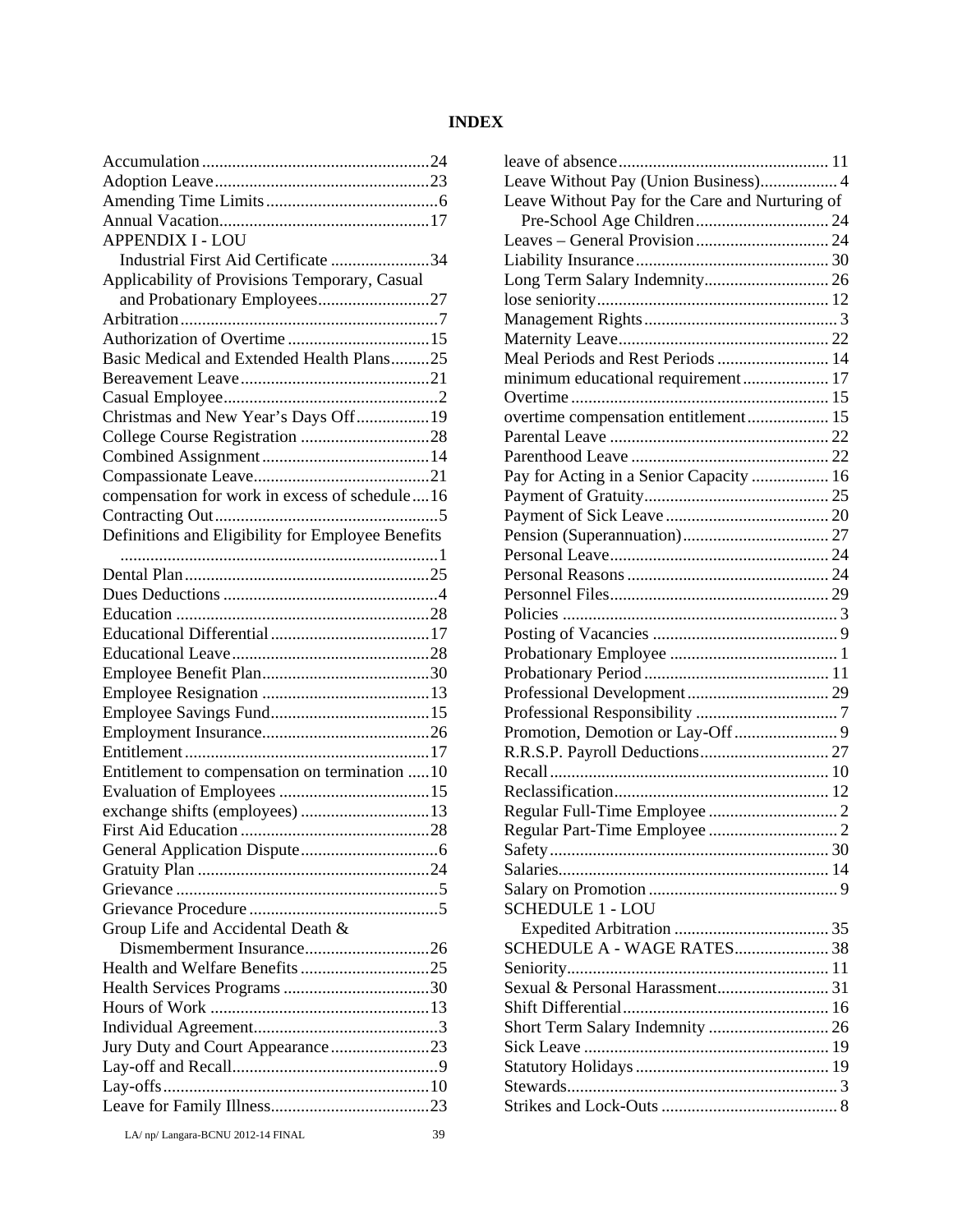# INDEX

Accumulation .....24
Adoption Leave .....23
Amending Time Limits .....6
Annual Vacation .....17
APPENDIX I - LOU
  Industrial First Aid Certificate .....34
Applicability of Provisions Temporary, Casual and Probationary Employees .....27
Arbitration .....7
Authorization of Overtime .....15
Basic Medical and Extended Health Plans .....25
Bereavement Leave .....21
Casual Employee .....2
Christmas and New Year's Days Off .....19
College Course Registration .....28
Combined Assignment .....14
Compassionate Leave .....21
compensation for work in excess of schedule .....16
Contracting Out .....5
Definitions and Eligibility for Employee Benefits .....1
Dental Plan .....25
Dues Deductions .....4
Education .....28
Educational Differential .....17
Educational Leave .....28
Employee Benefit Plan .....30
Employee Resignation .....13
Employee Savings Fund .....15
Employment Insurance .....26
Entitlement .....17
Entitlement to compensation on termination .....10
Evaluation of Employees .....15
exchange shifts (employees) .....13
First Aid Education .....28
General Application Dispute .....6
Gratuity Plan .....24
Grievance .....5
Grievance Procedure .....5
Group Life and Accidental Death & Dismemberment Insurance .....26
Health and Welfare Benefits .....25
Health Services Programs .....30
Hours of Work .....13
Individual Agreement .....3
Jury Duty and Court Appearance .....23
Lay-off and Recall .....9
Lay-offs .....10
Leave for Family Illness .....23
leave of absence .....11
Leave Without Pay (Union Business) .....4
Leave Without Pay for the Care and Nurturing of Pre-School Age Children .....24
Leaves – General Provision .....24
Liability Insurance .....30
Long Term Salary Indemnity .....26
lose seniority .....12
Management Rights .....3
Maternity Leave .....22
Meal Periods and Rest Periods .....14
minimum educational requirement .....17
Overtime .....15
overtime compensation entitlement .....15
Parental Leave .....22
Parenthood Leave .....22
Pay for Acting in a Senior Capacity .....16
Payment of Gratuity .....25
Payment of Sick Leave .....20
Pension (Superannuation) .....27
Personal Leave .....24
Personal Reasons .....24
Personnel Files .....29
Policies .....3
Posting of Vacancies .....9
Probationary Employee .....1
Probationary Period .....11
Professional Development .....29
Professional Responsibility .....7
Promotion, Demotion or Lay-Off .....9
R.R.S.P. Payroll Deductions .....27
Recall .....10
Reclassification .....12
Regular Full-Time Employee .....2
Regular Part-Time Employee .....2
Safety .....30
Salaries .....14
Salary on Promotion .....9
SCHEDULE 1 - LOU
  Expedited Arbitration .....35
SCHEDULE A - WAGE RATES .....38
Seniority .....11
Sexual & Personal Harassment .....31
Shift Differential .....16
Short Term Salary Indemnity .....26
Sick Leave .....19
Statutory Holidays .....19
Stewards .....3
Strikes and Lock-Outs .....8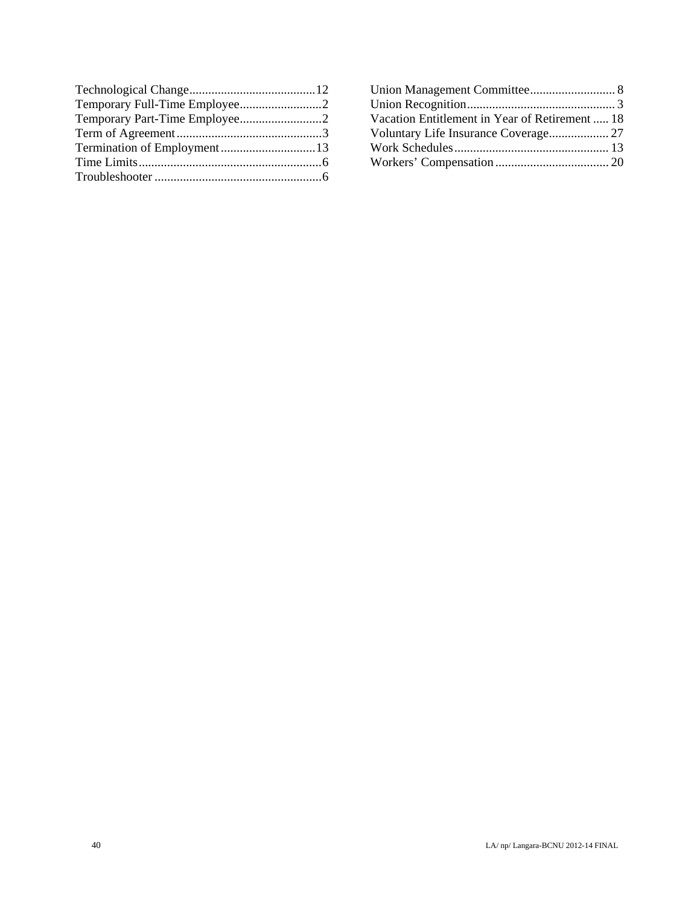Technological Change........................................12
Temporary Full-Time Employee..........................2
Temporary Part-Time Employee..........................2
Term of Agreement..............................................3
Termination of Employment..............................13
Time Limits..........................................................6
Troubleshooter .....................................................6
Union Management Committee........................... 8
Union Recognition............................................... 3
Vacation Entitlement in Year of Retirement ..... 18
Voluntary Life Insurance Coverage................... 27
Work Schedules................................................. 13
Workers' Compensation.................................... 20